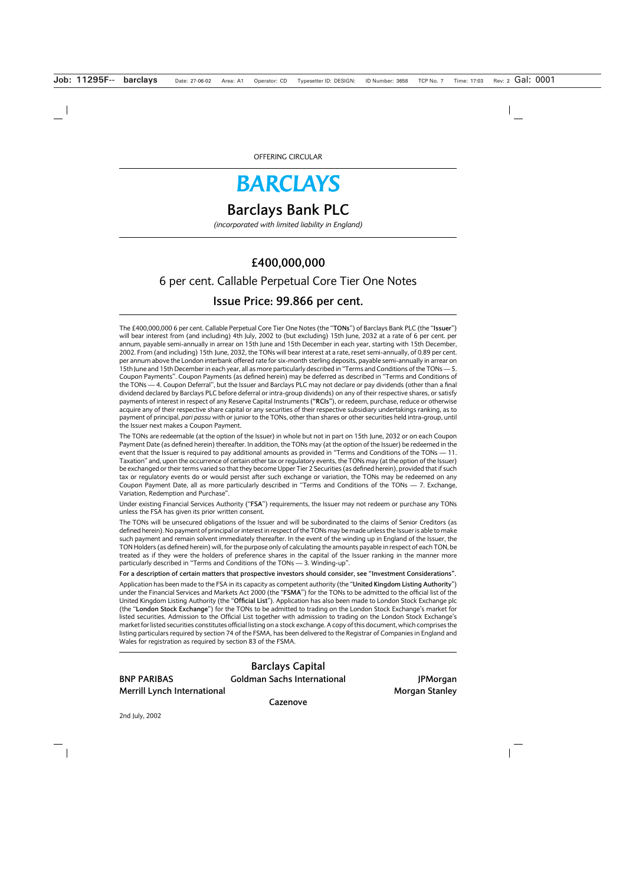OFFERING CIRCULAR

# BARCLAYS

# Barclays Bank PLC

*(incorporated with limited liability in England)*

## £400,000,000

## 6 per cent. Callable Perpetual Core Tier One Notes

## Issue Price: 99.866 per cent.

The £400,000,000 6 per cent. Callable Perpetual Core Tier One Notes (the "**TONs**") of Barclays Bank PLC (the "**Issuer**") will bear interest from (and including) 4th July, 2002 to (but excluding) 15th June, 2032 at a rate of 6 per cent. per annum, payable semi-annually in arrear on 15th June and 15th December in each year, starting with 15th December, 2002. From (and including) 15th June, 2032, the TONs will bear interest at a rate, reset semi-annually, of 0.89 per cent. per annum above the London interbank offered rate for six-month sterling deposits, payable semi-annually in arrear on 15th June and 15th December in each year, all as more particularly described in "Terms and Conditions of the TONs — 5. Coupon Payments". Coupon Payments (as defined herein) may be deferred as described in "Terms and Conditions of the TONs — 4. Coupon Deferral", but the Issuer and Barclays PLC may not declare or pay dividends (other than a final dividend declared by Barclays PLC before deferral or intra-group dividends) on any of their respective shares, or satisfy payments of interest in respect of any Reserve Capital Instruments ("**RCIs**"), or redeem, purchase, reduce or otherwise acquire any of their respective share capital or any securities of their respective subsidiary undertakings ranking, as to payment of principal, *pari passu* with or junior to the TONs, other than shares or other securities held intra-group, until the Issuer next makes a Coupon Payment.

The TONs are redeemable (at the option of the Issuer) in whole but not in part on 15th June, 2032 or on each Coupon Payment Date (as defined herein) thereafter. In addition, the TONs may (at the option of the Issuer) be redeemed in the event that the Issuer is required to pay additional amounts as provided in "Terms and Conditions of the TONs — 11. Taxation" and, upon the occurrence of certain other tax or regulatory events, the TONs may (at the option of the Issuer) be exchanged or their terms varied so that they become Upper Tier 2 Securities (as defined herein), provided that if such tax or regulatory events do or would persist after such exchange or variation, the TONs may be redeemed on any Coupon Payment Date, all as more particularly described in "Terms and Conditions of the TONs — 7. Exchange, Variation, Redemption and Purchase".

Under existing Financial Services Authority ("**FSA**") requirements, the Issuer may not redeem or purchase any TONs unless the FSA has given its prior written consent.

The TONs will be unsecured obligations of the Issuer and will be subordinated to the claims of Senior Creditors (as defined herein). No payment of principal or interest in respect of the TONs may be made unless the Issuer is able to make such payment and remain solvent immediately thereafter. In the event of the winding up in England of the Issuer, the TON Holders (as defined herein) will, for the purpose only of calculating the amounts payable in respect of each TON, be treated as if they were the holders of preference shares in the capital of the Issuer ranking in the manner more particularly described in "Terms and Conditions of the TONs — 3. Winding-up".

**For a description of certain matters that prospective investors should consider, see "Investment Considerations".**

Application has been made to the FSA in its capacity as competent authority (the "**United Kingdom Listing Authority**") under the Financial Services and Markets Act 2000 (the "**FSMA**") for the TONs to be admitted to the official list of the United Kingdom Listing Authority (the "**Official List**"). Application has also been made to London Stock Exchange plc (the "**London Stock Exchange**") for the TONs to be admitted to trading on the London Stock Exchange's market for listed securities. Admission to the Official List together with admission to trading on the London Stock Exchange's market for listed securities constitutes official listing on a stock exchange. A copy of this document, which comprises the listing particulars required by section 74 of the FSMA, has been delivered to the Registrar of Companies in England and Wales for registration as required by section 83 of the FSMA.

**Barclays Capital**

**BNP PARIBAS** | **Goldman Sachs International** | **JPMorgan**

**Merrill Lynch International** | **Morgan Stanley**

**Cazenove**

2nd July, 2002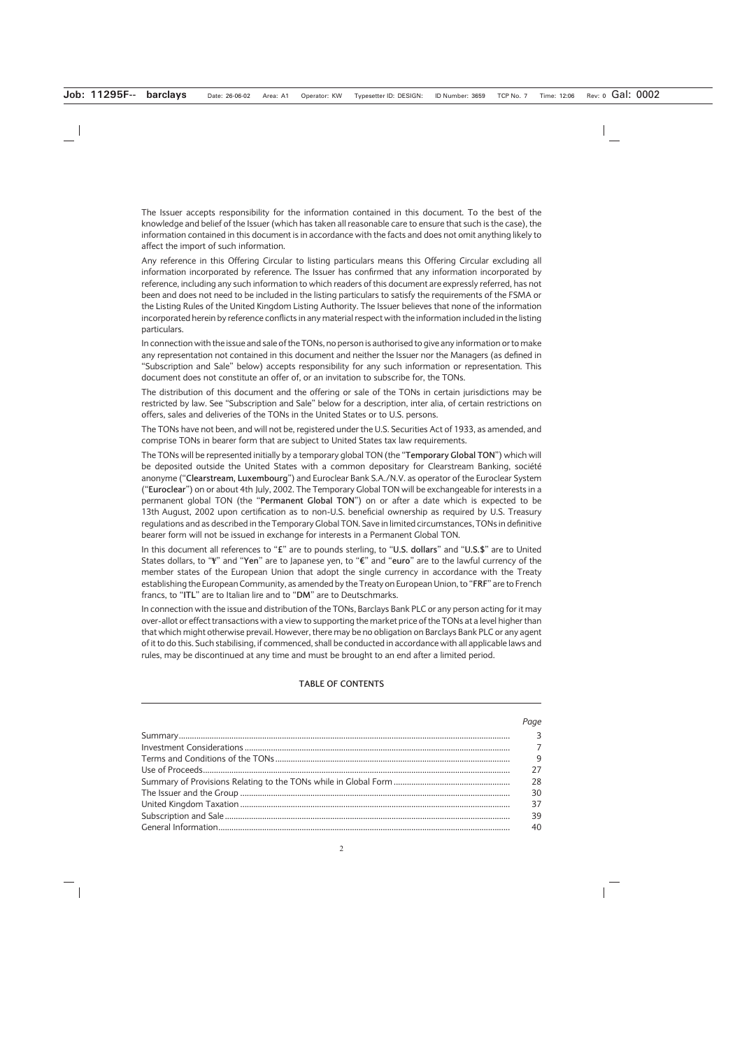The Issuer accepts responsibility for the information contained in this document. To the best of the knowledge and belief of the Issuer (which has taken all reasonable care to ensure that such is the case), the information contained in this document is in accordance with the facts and does not omit anything likely to affect the import of such information.

Any reference in this Offering Circular to listing particulars means this Offering Circular excluding all information incorporated by reference. The Issuer has confirmed that any information incorporated by reference, including any such information to which readers of this document are expressly referred, has not been and does not need to be included in the listing particulars to satisfy the requirements of the FSMA or the Listing Rules of the United Kingdom Listing Authority. The Issuer believes that none of the information incorporated herein by reference conflicts in any material respect with the information included in the listing particulars.

In connection with the issue and sale of the TONs, no person is authorised to give any information or to make any representation not contained in this document and neither the Issuer nor the Managers (as defined in "Subscription and Sale" below) accepts responsibility for any such information or representation. This document does not constitute an offer of, or an invitation to subscribe for, the TONs.

The distribution of this document and the offering or sale of the TONs in certain jurisdictions may be restricted by law. See "Subscription and Sale" below for a description, inter alia, of certain restrictions on offers, sales and deliveries of the TONs in the United States or to U.S. persons.

The TONs have not been, and will not be, registered under the U.S. Securities Act of 1933, as amended, and comprise TONs in bearer form that are subject to United States tax law requirements.

The TONs will be represented initially by a temporary global TON (the "**Temporary Global TON**") which will be deposited outside the United States with a common depositary for Clearstream Banking, société anonyme ("**Clearstream, Luxembourg**") and Euroclear Bank S.A./N.V. as operator of the Euroclear System ("**Euroclear**") on or about 4th July, 2002. The Temporary Global TON will be exchangeable for interests in a permanent global TON (the "**Permanent Global TON**") on or after a date which is expected to be 13th August, 2002 upon certification as to non-U.S. beneficial ownership as required by U.S. Treasury regulations and as described in the Temporary Global TON. Save in limited circumstances, TONs in definitive bearer form will not be issued in exchange for interests in a Permanent Global TON.

In this document all references to "**£**" are to pounds sterling, to "**U.S. dollars**" and "**U.S.$**" are to United States dollars, to "**¥**" and "**Yen**" are to Japanese yen, to "**€**" and "**euro**" are to the lawful currency of the member states of the European Union that adopt the single currency in accordance with the Treaty establishing the European Community, as amended by the Treaty on European Union, to "**FRF**" are to French francs, to "**ITL**" are to Italian lire and to "**DM**" are to Deutschmarks.

In connection with the issue and distribution of the TONs, Barclays Bank PLC or any person acting for it may over-allot or effect transactions with a view to supporting the market price of the TONs at a level higher than that which might otherwise prevail. However, there may be no obligation on Barclays Bank PLC or any agent of it to do this. Such stabilising, if commenced, shall be conducted in accordance with all applicable laws and rules, may be discontinued at any time and must be brought to an end after a limited period.

## TABLE OF CONTENTS

| | *Page* |
|---|---|
| Summary | 3 |
| Investment Considerations | 7 |
| Terms and Conditions of the TONs | 9 |
| Use of Proceeds | 27 |
| Summary of Provisions Relating to the TONs while in Global Form | 28 |
| The Issuer and the Group | 30 |
| United Kingdom Taxation | 37 |
| Subscription and Sale | 39 |
| General Information | 40 |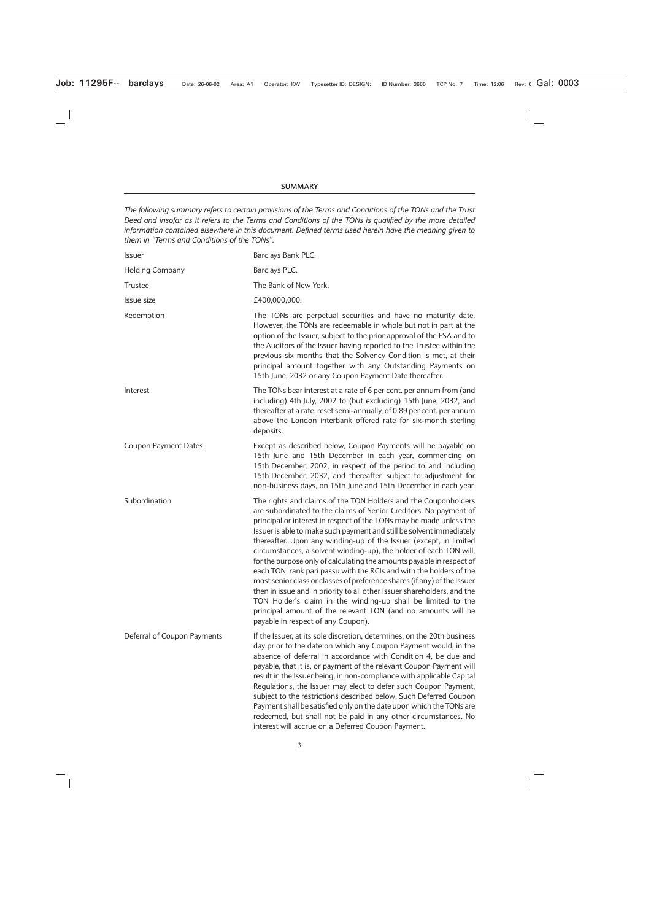## SUMMARY

*The following summary refers to certain provisions of the Terms and Conditions of the TONs and the Trust Deed and insofar as it refers to the Terms and Conditions of the TONs is qualified by the more detailed information contained elsewhere in this document. Defined terms used herein have the meaning given to them in "Terms and Conditions of the TONs".*

| | |
|---|---|
| Issuer | Barclays Bank PLC. |
| Holding Company | Barclays PLC. |
| Trustee | The Bank of New York. |
| Issue size | £400,000,000. |
| Redemption | The TONs are perpetual securities and have no maturity date. However, the TONs are redeemable in whole but not in part at the option of the Issuer, subject to the prior approval of the FSA and to the Auditors of the Issuer having reported to the Trustee within the previous six months that the Solvency Condition is met, at their principal amount together with any Outstanding Payments on 15th June, 2032 or any Coupon Payment Date thereafter. |
| Interest | The TONs bear interest at a rate of 6 per cent. per annum from (and including) 4th July, 2002 to (but excluding) 15th June, 2032, and thereafter at a rate, reset semi-annually, of 0.89 per cent. per annum above the London interbank offered rate for six-month sterling deposits. |
| Coupon Payment Dates | Except as described below, Coupon Payments will be payable on 15th June and 15th December in each year, commencing on 15th December, 2002, in respect of the period to and including 15th December, 2032, and thereafter, subject to adjustment for non-business days, on 15th June and 15th December in each year. |
| Subordination | The rights and claims of the TON Holders and the Couponholders are subordinated to the claims of Senior Creditors. No payment of principal or interest in respect of the TONs may be made unless the Issuer is able to make such payment and still be solvent immediately thereafter. Upon any winding-up of the Issuer (except, in limited circumstances, a solvent winding-up), the holder of each TON will, for the purpose only of calculating the amounts payable in respect of each TON, rank pari passu with the RCIs and with the holders of the most senior class or classes of preference shares (if any) of the Issuer then in issue and in priority to all other Issuer shareholders, and the TON Holder's claim in the winding-up shall be limited to the principal amount of the relevant TON (and no amounts will be payable in respect of any Coupon). |
| Deferral of Coupon Payments | If the Issuer, at its sole discretion, determines, on the 20th business day prior to the date on which any Coupon Payment would, in the absence of deferral in accordance with Condition 4, be due and payable, that it is, or payment of the relevant Coupon Payment will result in the Issuer being, in non-compliance with applicable Capital Regulations, the Issuer may elect to defer such Coupon Payment, subject to the restrictions described below. Such Deferred Coupon Payment shall be satisfied only on the date upon which the TONs are redeemed, but shall not be paid in any other circumstances. No interest will accrue on a Deferred Coupon Payment. |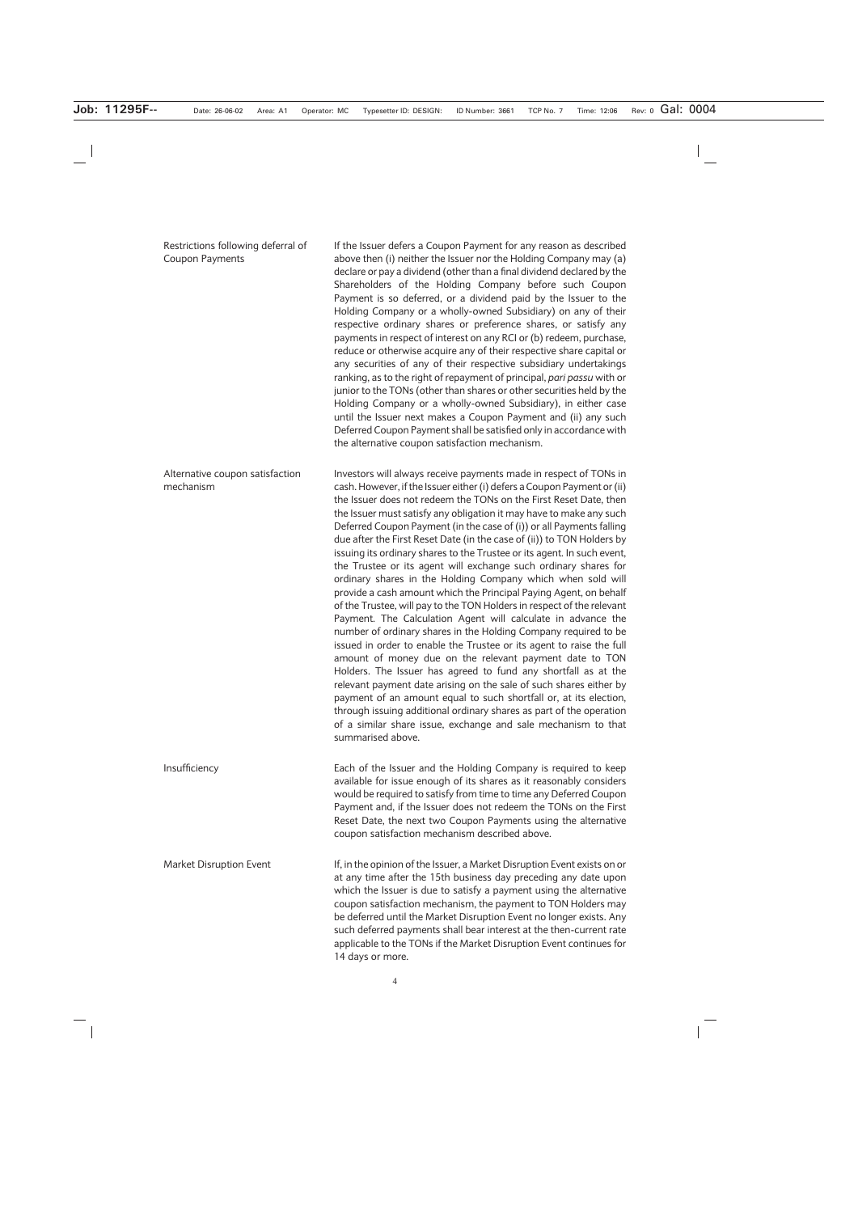| | |
|---|---|
| Restrictions following deferral of Coupon Payments | If the Issuer defers a Coupon Payment for any reason as described above then (i) neither the Issuer nor the Holding Company may (a) declare or pay a dividend (other than a final dividend declared by the Shareholders of the Holding Company before such Coupon Payment is so deferred, or a dividend paid by the Issuer to the Holding Company or a wholly-owned Subsidiary) on any of their respective ordinary shares or preference shares, or satisfy any payments in respect of interest on any RCI or (b) redeem, purchase, reduce or otherwise acquire any of their respective share capital or any securities of any of their respective subsidiary undertakings ranking, as to the right of repayment of principal, *pari passu* with or junior to the TONs (other than shares or other securities held by the Holding Company or a wholly-owned Subsidiary), in either case until the Issuer next makes a Coupon Payment and (ii) any such Deferred Coupon Payment shall be satisfied only in accordance with the alternative coupon satisfaction mechanism. |
| Alternative coupon satisfaction mechanism | Investors will always receive payments made in respect of TONs in cash. However, if the Issuer either (i) defers a Coupon Payment or (ii) the Issuer does not redeem the TONs on the First Reset Date, then the Issuer must satisfy any obligation it may have to make any such Deferred Coupon Payment (in the case of (i)) or all Payments falling due after the First Reset Date (in the case of (ii)) to TON Holders by issuing its ordinary shares to the Trustee or its agent. In such event, the Trustee or its agent will exchange such ordinary shares for ordinary shares in the Holding Company which when sold will provide a cash amount which the Principal Paying Agent, on behalf of the Trustee, will pay to the TON Holders in respect of the relevant Payment. The Calculation Agent will calculate in advance the number of ordinary shares in the Holding Company required to be issued in order to enable the Trustee or its agent to raise the full amount of money due on the relevant payment date to TON Holders. The Issuer has agreed to fund any shortfall as at the relevant payment date arising on the sale of such shares either by payment of an amount equal to such shortfall or, at its election, through issuing additional ordinary shares as part of the operation of a similar share issue, exchange and sale mechanism to that summarised above. |
| Insufficiency | Each of the Issuer and the Holding Company is required to keep available for issue enough of its shares as it reasonably considers would be required to satisfy from time to time any Deferred Coupon Payment and, if the Issuer does not redeem the TONs on the First Reset Date, the next two Coupon Payments using the alternative coupon satisfaction mechanism described above. |
| Market Disruption Event | If, in the opinion of the Issuer, a Market Disruption Event exists on or at any time after the 15th business day preceding any date upon which the Issuer is due to satisfy a payment using the alternative coupon satisfaction mechanism, the payment to TON Holders may be deferred until the Market Disruption Event no longer exists. Any such deferred payments shall bear interest at the then-current rate applicable to the TONs if the Market Disruption Event continues for 14 days or more. |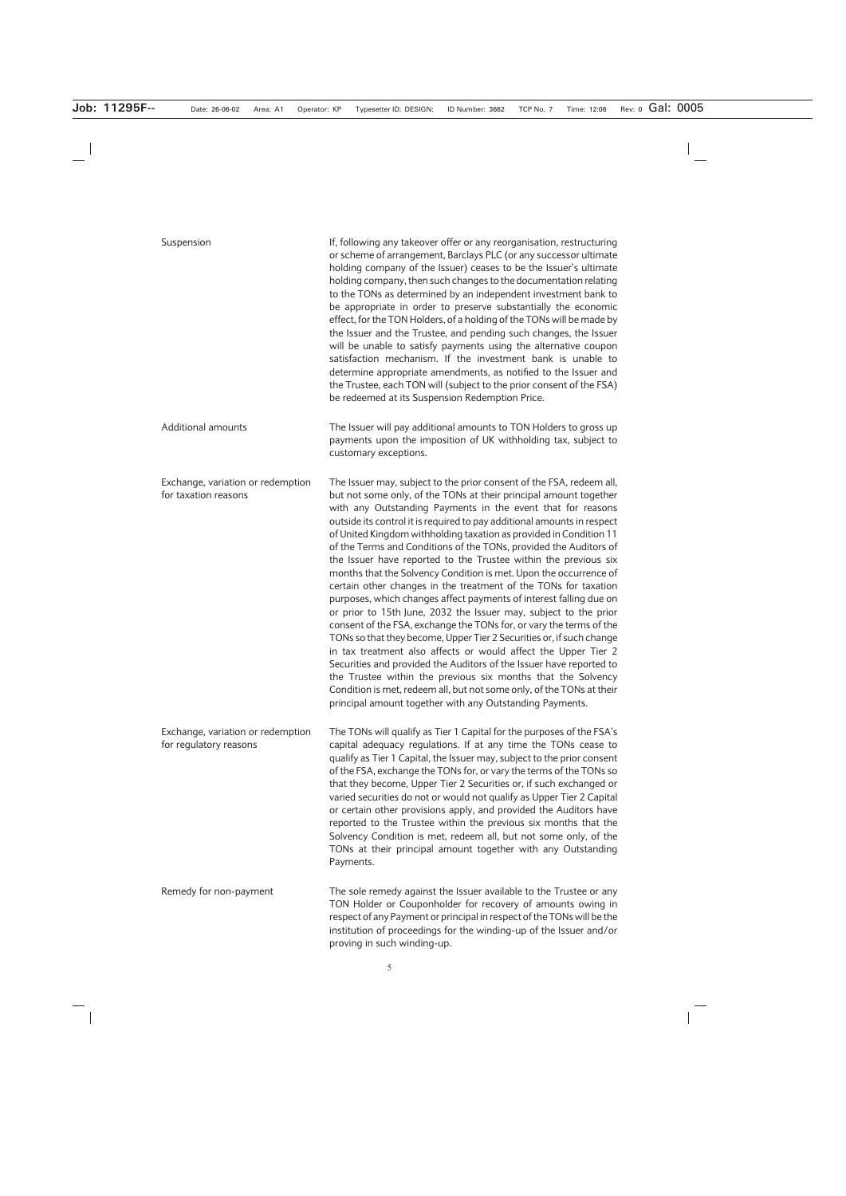| | |
|---|---|
| Suspension | If, following any takeover offer or any reorganisation, restructuring or scheme of arrangement, Barclays PLC (or any successor ultimate holding company of the Issuer) ceases to be the Issuer's ultimate holding company, then such changes to the documentation relating to the TONs as determined by an independent investment bank to be appropriate in order to preserve substantially the economic effect, for the TON Holders, of a holding of the TONs will be made by the Issuer and the Trustee, and pending such changes, the Issuer will be unable to satisfy payments using the alternative coupon satisfaction mechanism. If the investment bank is unable to determine appropriate amendments, as notified to the Issuer and the Trustee, each TON will (subject to the prior consent of the FSA) be redeemed at its Suspension Redemption Price. |
| Additional amounts | The Issuer will pay additional amounts to TON Holders to gross up payments upon the imposition of UK withholding tax, subject to customary exceptions. |
| Exchange, variation or redemption for taxation reasons | The Issuer may, subject to the prior consent of the FSA, redeem all, but not some only, of the TONs at their principal amount together with any Outstanding Payments in the event that for reasons outside its control it is required to pay additional amounts in respect of United Kingdom withholding taxation as provided in Condition 11 of the Terms and Conditions of the TONs, provided the Auditors of the Issuer have reported to the Trustee within the previous six months that the Solvency Condition is met. Upon the occurrence of certain other changes in the treatment of the TONs for taxation purposes, which changes affect payments of interest falling due on or prior to 15th June, 2032 the Issuer may, subject to the prior consent of the FSA, exchange the TONs for, or vary the terms of the TONs so that they become, Upper Tier 2 Securities or, if such change in tax treatment also affects or would affect the Upper Tier 2 Securities and provided the Auditors of the Issuer have reported to the Trustee within the previous six months that the Solvency Condition is met, redeem all, but not some only, of the TONs at their principal amount together with any Outstanding Payments. |
| Exchange, variation or redemption for regulatory reasons | The TONs will qualify as Tier 1 Capital for the purposes of the FSA's capital adequacy regulations. If at any time the TONs cease to qualify as Tier 1 Capital, the Issuer may, subject to the prior consent of the FSA, exchange the TONs for, or vary the terms of the TONs so that they become, Upper Tier 2 Securities or, if such exchanged or varied securities do not or would not qualify as Upper Tier 2 Capital or certain other provisions apply, and provided the Auditors have reported to the Trustee within the previous six months that the Solvency Condition is met, redeem all, but not some only, of the TONs at their principal amount together with any Outstanding Payments. |
| Remedy for non-payment | The sole remedy against the Issuer available to the Trustee or any TON Holder or Couponholder for recovery of amounts owing in respect of any Payment or principal in respect of the TONs will be the institution of proceedings for the winding-up of the Issuer and/or proving in such winding-up. |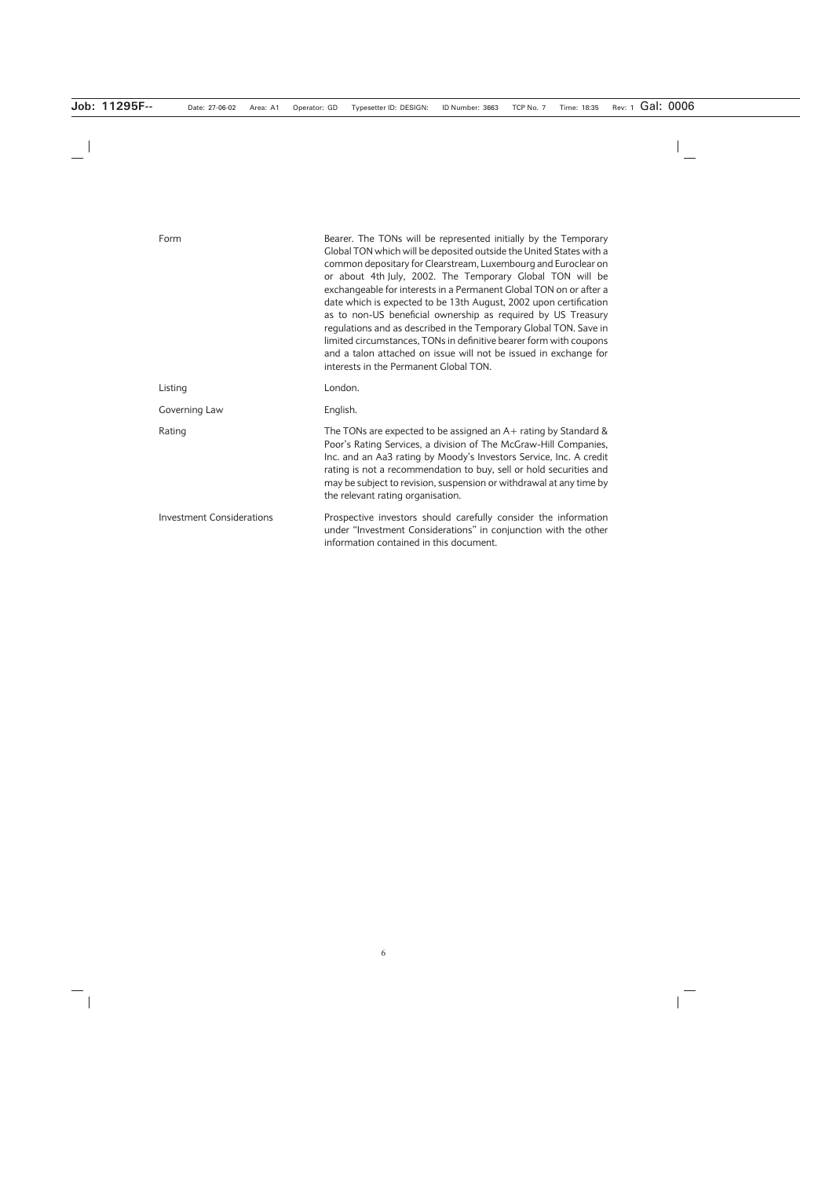| | |
|---|---|
| Form | Bearer. The TONs will be represented initially by the Temporary Global TON which will be deposited outside the United States with a common depositary for Clearstream, Luxembourg and Euroclear on or about 4th July, 2002. The Temporary Global TON will be exchangeable for interests in a Permanent Global TON on or after a date which is expected to be 13th August, 2002 upon certification as to non-US beneficial ownership as required by US Treasury regulations and as described in the Temporary Global TON. Save in limited circumstances, TONs in definitive bearer form with coupons and a talon attached on issue will not be issued in exchange for interests in the Permanent Global TON. |
| Listing | London. |
| Governing Law | English. |
| Rating | The TONs are expected to be assigned an A+ rating by Standard & Poor's Rating Services, a division of The McGraw-Hill Companies, Inc. and an Aa3 rating by Moody's Investors Service, Inc. A credit rating is not a recommendation to buy, sell or hold securities and may be subject to revision, suspension or withdrawal at any time by the relevant rating organisation. |
| Investment Considerations | Prospective investors should carefully consider the information under "Investment Considerations" in conjunction with the other information contained in this document. |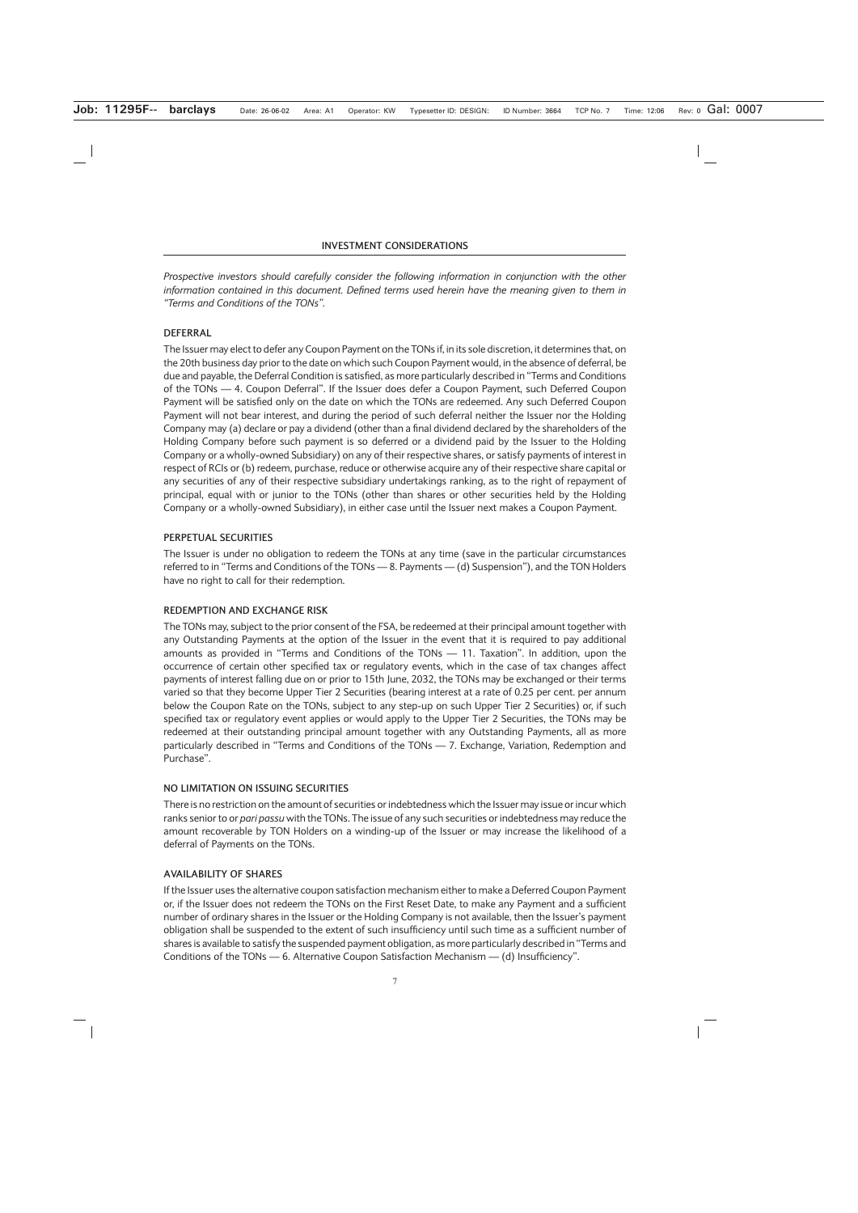## INVESTMENT CONSIDERATIONS

*Prospective investors should carefully consider the following information in conjunction with the other information contained in this document. Defined terms used herein have the meaning given to them in "Terms and Conditions of the TONs".*

### DEFERRAL

The Issuer may elect to defer any Coupon Payment on the TONs if, in its sole discretion, it determines that, on the 20th business day prior to the date on which such Coupon Payment would, in the absence of deferral, be due and payable, the Deferral Condition is satisfied, as more particularly described in "Terms and Conditions of the TONs — 4. Coupon Deferral". If the Issuer does defer a Coupon Payment, such Deferred Coupon Payment will be satisfied only on the date on which the TONs are redeemed. Any such Deferred Coupon Payment will not bear interest, and during the period of such deferral neither the Issuer nor the Holding Company may (a) declare or pay a dividend (other than a final dividend declared by the shareholders of the Holding Company before such payment is so deferred or a dividend paid by the Issuer to the Holding Company or a wholly-owned Subsidiary) on any of their respective shares, or satisfy payments of interest in respect of RCIs or (b) redeem, purchase, reduce or otherwise acquire any of their respective share capital or any securities of any of their respective subsidiary undertakings ranking, as to the right of repayment of principal, equal with or junior to the TONs (other than shares or other securities held by the Holding Company or a wholly-owned Subsidiary), in either case until the Issuer next makes a Coupon Payment.

### PERPETUAL SECURITIES

The Issuer is under no obligation to redeem the TONs at any time (save in the particular circumstances referred to in "Terms and Conditions of the TONs — 8. Payments — (d) Suspension"), and the TON Holders have no right to call for their redemption.

### REDEMPTION AND EXCHANGE RISK

The TONs may, subject to the prior consent of the FSA, be redeemed at their principal amount together with any Outstanding Payments at the option of the Issuer in the event that it is required to pay additional amounts as provided in "Terms and Conditions of the TONs — 11. Taxation". In addition, upon the occurrence of certain other specified tax or regulatory events, which in the case of tax changes affect payments of interest falling due on or prior to 15th June, 2032, the TONs may be exchanged or their terms varied so that they become Upper Tier 2 Securities (bearing interest at a rate of 0.25 per cent. per annum below the Coupon Rate on the TONs, subject to any step-up on such Upper Tier 2 Securities) or, if such specified tax or regulatory event applies or would apply to the Upper Tier 2 Securities, the TONs may be redeemed at their outstanding principal amount together with any Outstanding Payments, all as more particularly described in "Terms and Conditions of the TONs — 7. Exchange, Variation, Redemption and Purchase".

### NO LIMITATION ON ISSUING SECURITIES

There is no restriction on the amount of securities or indebtedness which the Issuer may issue or incur which ranks senior to or *pari passu* with the TONs. The issue of any such securities or indebtedness may reduce the amount recoverable by TON Holders on a winding-up of the Issuer or may increase the likelihood of a deferral of Payments on the TONs.

### AVAILABILITY OF SHARES

If the Issuer uses the alternative coupon satisfaction mechanism either to make a Deferred Coupon Payment or, if the Issuer does not redeem the TONs on the First Reset Date, to make any Payment and a sufficient number of ordinary shares in the Issuer or the Holding Company is not available, then the Issuer's payment obligation shall be suspended to the extent of such insufficiency until such time as a sufficient number of shares is available to satisfy the suspended payment obligation, as more particularly described in "Terms and Conditions of the TONs — 6. Alternative Coupon Satisfaction Mechanism — (d) Insufficiency".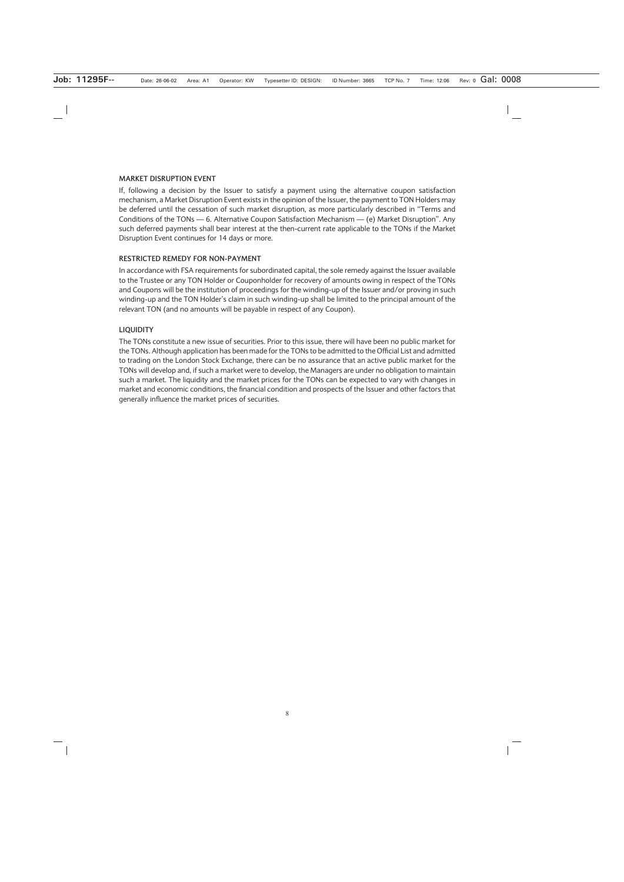### MARKET DISRUPTION EVENT

If, following a decision by the Issuer to satisfy a payment using the alternative coupon satisfaction mechanism, a Market Disruption Event exists in the opinion of the Issuer, the payment to TON Holders may be deferred until the cessation of such market disruption, as more particularly described in "Terms and Conditions of the TONs — 6. Alternative Coupon Satisfaction Mechanism — (e) Market Disruption". Any such deferred payments shall bear interest at the then-current rate applicable to the TONs if the Market Disruption Event continues for 14 days or more.

### RESTRICTED REMEDY FOR NON-PAYMENT

In accordance with FSA requirements for subordinated capital, the sole remedy against the Issuer available to the Trustee or any TON Holder or Couponholder for recovery of amounts owing in respect of the TONs and Coupons will be the institution of proceedings for the winding-up of the Issuer and/or proving in such winding-up and the TON Holder's claim in such winding-up shall be limited to the principal amount of the relevant TON (and no amounts will be payable in respect of any Coupon).

### LIQUIDITY

The TONs constitute a new issue of securities. Prior to this issue, there will have been no public market for the TONs. Although application has been made for the TONs to be admitted to the Official List and admitted to trading on the London Stock Exchange, there can be no assurance that an active public market for the TONs will develop and, if such a market were to develop, the Managers are under no obligation to maintain such a market. The liquidity and the market prices for the TONs can be expected to vary with changes in market and economic conditions, the financial condition and prospects of the Issuer and other factors that generally influence the market prices of securities.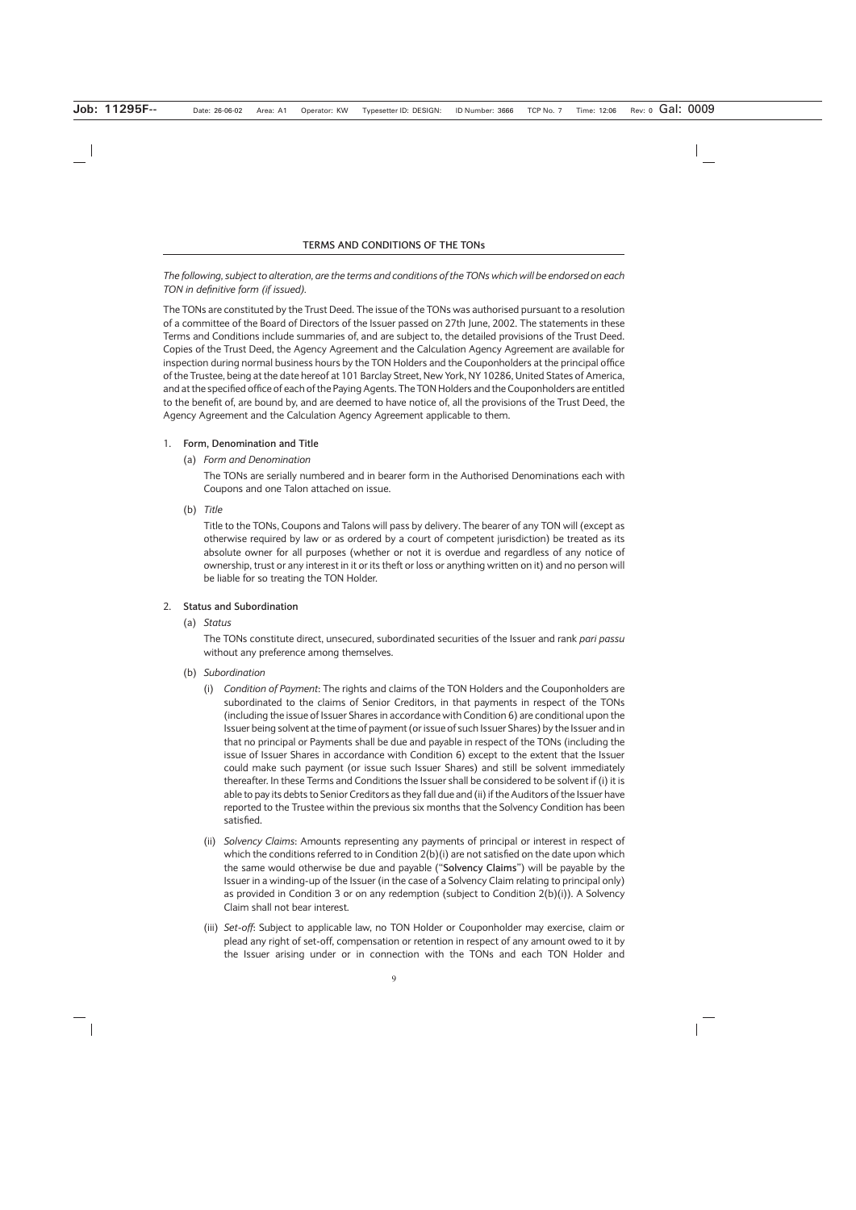## TERMS AND CONDITIONS OF THE TONs

*The following, subject to alteration, are the terms and conditions of the TONs which will be endorsed on each TON in definitive form (if issued).*

The TONs are constituted by the Trust Deed. The issue of the TONs was authorised pursuant to a resolution of a committee of the Board of Directors of the Issuer passed on 27th June, 2002. The statements in these Terms and Conditions include summaries of, and are subject to, the detailed provisions of the Trust Deed. Copies of the Trust Deed, the Agency Agreement and the Calculation Agency Agreement are available for inspection during normal business hours by the TON Holders and the Couponholders at the principal office of the Trustee, being at the date hereof at 101 Barclay Street, New York, NY 10286, United States of America, and at the specified office of each of the Paying Agents. The TON Holders and the Couponholders are entitled to the benefit of, are bound by, and are deemed to have notice of, all the provisions of the Trust Deed, the Agency Agreement and the Calculation Agency Agreement applicable to them.

1. **Form, Denomination and Title**

   (a) *Form and Denomination*

   The TONs are serially numbered and in bearer form in the Authorised Denominations each with Coupons and one Talon attached on issue.

   (b) *Title*

   Title to the TONs, Coupons and Talons will pass by delivery. The bearer of any TON will (except as otherwise required by law or as ordered by a court of competent jurisdiction) be treated as its absolute owner for all purposes (whether or not it is overdue and regardless of any notice of ownership, trust or any interest in it or its theft or loss or anything written on it) and no person will be liable for so treating the TON Holder.

2. **Status and Subordination**

   (a) *Status*

   The TONs constitute direct, unsecured, subordinated securities of the Issuer and rank *pari passu* without any preference among themselves.

   (b) *Subordination*

   (i) *Condition of Payment*: The rights and claims of the TON Holders and the Couponholders are subordinated to the claims of Senior Creditors, in that payments in respect of the TONs (including the issue of Issuer Shares in accordance with Condition 6) are conditional upon the Issuer being solvent at the time of payment (or issue of such Issuer Shares) by the Issuer and in that no principal or Payments shall be due and payable in respect of the TONs (including the issue of Issuer Shares in accordance with Condition 6) except to the extent that the Issuer could make such payment (or issue such Issuer Shares) and still be solvent immediately thereafter. In these Terms and Conditions the Issuer shall be considered to be solvent if (i) it is able to pay its debts to Senior Creditors as they fall due and (ii) if the Auditors of the Issuer have reported to the Trustee within the previous six months that the Solvency Condition has been satisfied.

   (ii) *Solvency Claims*: Amounts representing any payments of principal or interest in respect of which the conditions referred to in Condition 2(b)(i) are not satisfied on the date upon which the same would otherwise be due and payable ("**Solvency Claims**") will be payable by the Issuer in a winding-up of the Issuer (in the case of a Solvency Claim relating to principal only) as provided in Condition 3 or on any redemption (subject to Condition 2(b)(i)). A Solvency Claim shall not bear interest.

   (iii) *Set-off*: Subject to applicable law, no TON Holder or Couponholder may exercise, claim or plead any right of set-off, compensation or retention in respect of any amount owed to it by the Issuer arising under or in connection with the TONs and each TON Holder and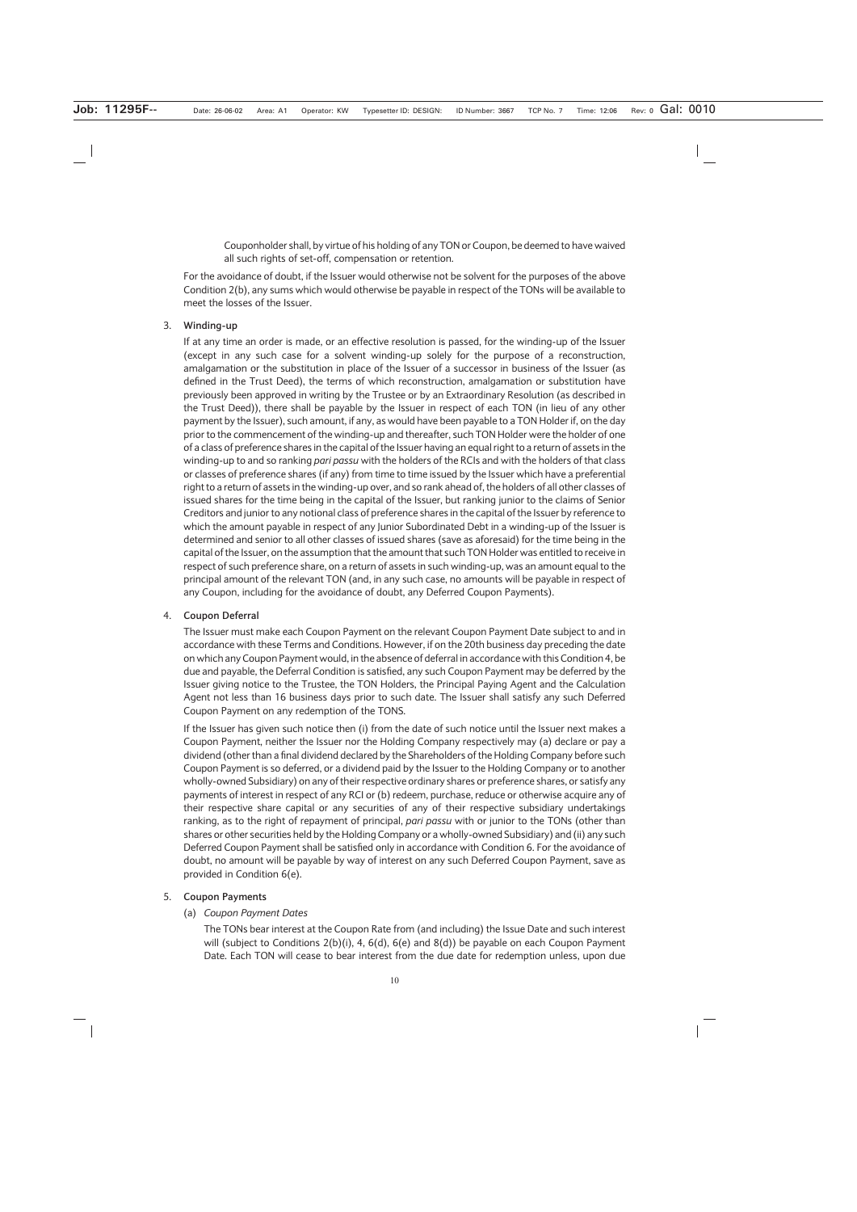Couponholder shall, by virtue of his holding of any TON or Coupon, be deemed to have waived all such rights of set-off, compensation or retention.

For the avoidance of doubt, if the Issuer would otherwise not be solvent for the purposes of the above Condition 2(b), any sums which would otherwise be payable in respect of the TONs will be available to meet the losses of the Issuer.

3. **Winding-up**

If at any time an order is made, or an effective resolution is passed, for the winding-up of the Issuer (except in any such case for a solvent winding-up solely for the purpose of a reconstruction, amalgamation or the substitution in place of the Issuer of a successor in business of the Issuer (as defined in the Trust Deed), the terms of which reconstruction, amalgamation or substitution have previously been approved in writing by the Trustee or by an Extraordinary Resolution (as described in the Trust Deed)), there shall be payable by the Issuer in respect of each TON (in lieu of any other payment by the Issuer), such amount, if any, as would have been payable to a TON Holder if, on the day prior to the commencement of the winding-up and thereafter, such TON Holder were the holder of one of a class of preference shares in the capital of the Issuer having an equal right to a return of assets in the winding-up to and so ranking *pari passu* with the holders of the RCIs and with the holders of that class or classes of preference shares (if any) from time to time issued by the Issuer which have a preferential right to a return of assets in the winding-up over, and so rank ahead of, the holders of all other classes of issued shares for the time being in the capital of the Issuer, but ranking junior to the claims of Senior Creditors and junior to any notional class of preference shares in the capital of the Issuer by reference to which the amount payable in respect of any Junior Subordinated Debt in a winding-up of the Issuer is determined and senior to all other classes of issued shares (save as aforesaid) for the time being in the capital of the Issuer, on the assumption that the amount that such TON Holder was entitled to receive in respect of such preference share, on a return of assets in such winding-up, was an amount equal to the principal amount of the relevant TON (and, in any such case, no amounts will be payable in respect of any Coupon, including for the avoidance of doubt, any Deferred Coupon Payments).

4. **Coupon Deferral**

The Issuer must make each Coupon Payment on the relevant Coupon Payment Date subject to and in accordance with these Terms and Conditions. However, if on the 20th business day preceding the date on which any Coupon Payment would, in the absence of deferral in accordance with this Condition 4, be due and payable, the Deferral Condition is satisfied, any such Coupon Payment may be deferred by the Issuer giving notice to the Trustee, the TON Holders, the Principal Paying Agent and the Calculation Agent not less than 16 business days prior to such date. The Issuer shall satisfy any such Deferred Coupon Payment on any redemption of the TONS.

If the Issuer has given such notice then (i) from the date of such notice until the Issuer next makes a Coupon Payment, neither the Issuer nor the Holding Company respectively may (a) declare or pay a dividend (other than a final dividend declared by the Shareholders of the Holding Company before such Coupon Payment is so deferred, or a dividend paid by the Issuer to the Holding Company or to another wholly-owned Subsidiary) on any of their respective ordinary shares or preference shares, or satisfy any payments of interest in respect of any RCI or (b) redeem, purchase, reduce or otherwise acquire any of their respective share capital or any securities of any of their respective subsidiary undertakings ranking, as to the right of repayment of principal, *pari passu* with or junior to the TONs (other than shares or other securities held by the Holding Company or a wholly-owned Subsidiary) and (ii) any such Deferred Coupon Payment shall be satisfied only in accordance with Condition 6. For the avoidance of doubt, no amount will be payable by way of interest on any such Deferred Coupon Payment, save as provided in Condition 6(e).

5. **Coupon Payments**

(a) *Coupon Payment Dates*

The TONs bear interest at the Coupon Rate from (and including) the Issue Date and such interest will (subject to Conditions 2(b)(i), 4, 6(d), 6(e) and 8(d)) be payable on each Coupon Payment Date. Each TON will cease to bear interest from the due date for redemption unless, upon due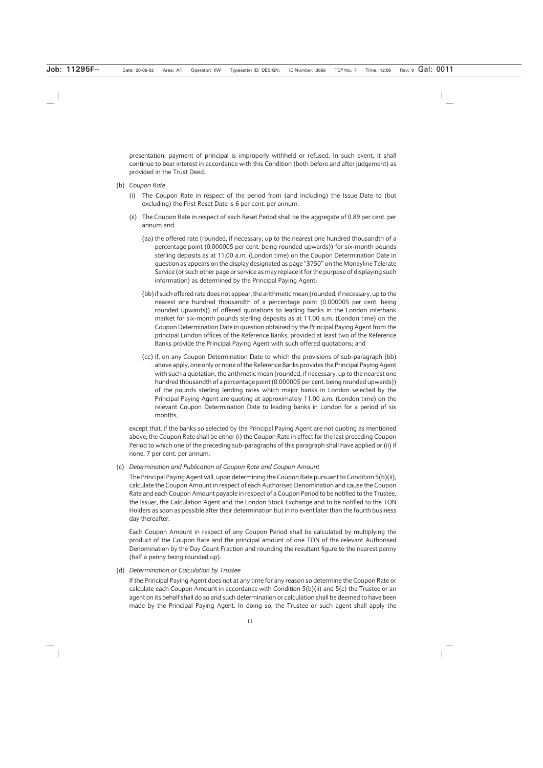presentation, payment of principal is improperly withheld or refused. In such event, it shall continue to bear interest in accordance with this Condition (both before and after judgement) as provided in the Trust Deed.

(b) *Coupon Rate*

(i) The Coupon Rate in respect of the period from (and including) the Issue Date to (but excluding) the First Reset Date is 6 per cent. per annum.

(ii) The Coupon Rate in respect of each Reset Period shall be the aggregate of 0.89 per cent. per annum and:

(aa) the offered rate (rounded, if necessary, up to the nearest one hundred thousandth of a percentage point (0.000005 per cent. being rounded upwards)) for six-month pounds sterling deposits as at 11.00 a.m. (London time) on the Coupon Determination Date in question as appears on the display designated as page "3750" on the Moneyline Telerate Service (or such other page or service as may replace it for the purpose of displaying such information) as determined by the Principal Paying Agent;

(bb) if such offered rate does not appear, the arithmetic mean (rounded, if necessary, up to the nearest one hundred thousandth of a percentage point (0.000005 per cent. being rounded upwards)) of offered quotations to leading banks in the London interbank market for six-month pounds sterling deposits as at 11.00 a.m. (London time) on the Coupon Determination Date in question obtained by the Principal Paying Agent from the principal London offices of the Reference Banks, provided at least two of the Reference Banks provide the Principal Paying Agent with such offered quotations; and

(cc) if, on any Coupon Determination Date to which the provisions of sub-paragraph (bb) above apply, one only or none of the Reference Banks provides the Principal Paying Agent with such a quotation, the arithmetic mean (rounded, if necessary, up to the nearest one hundred thousandth of a percentage point (0.000005 per cent. being rounded upwards)) of the pounds sterling lending rates which major banks in London selected by the Principal Paying Agent are quoting at approximately 11.00 a.m. (London time) on the relevant Coupon Determination Date to leading banks in London for a period of six months,

except that, if the banks so selected by the Principal Paying Agent are not quoting as mentioned above, the Coupon Rate shall be either (i) the Coupon Rate in effect for the last preceding Coupon Period to which one of the preceding sub-paragraphs of this paragraph shall have applied or (ii) if none, 7 per cent. per annum.

(c) *Determination and Publication of Coupon Rate and Coupon Amount*

The Principal Paying Agent will, upon determining the Coupon Rate pursuant to Condition 5(b)(ii), calculate the Coupon Amount in respect of each Authorised Denomination and cause the Coupon Rate and each Coupon Amount payable in respect of a Coupon Period to be notified to the Trustee, the Issuer, the Calculation Agent and the London Stock Exchange and to be notified to the TON Holders as soon as possible after their determination but in no event later than the fourth business day thereafter.

Each Coupon Amount in respect of any Coupon Period shall be calculated by multiplying the product of the Coupon Rate and the principal amount of one TON of the relevant Authorised Denomination by the Day Count Fraction and rounding the resultant figure to the nearest penny (half a penny being rounded up).

(d) *Determination or Calculation by Trustee*

If the Principal Paying Agent does not at any time for any reason so determine the Coupon Rate or calculate each Coupon Amount in accordance with Condition 5(b)(ii) and 5(c) the Trustee or an agent on its behalf shall do so and such determination or calculation shall be deemed to have been made by the Principal Paying Agent. In doing so, the Trustee or such agent shall apply the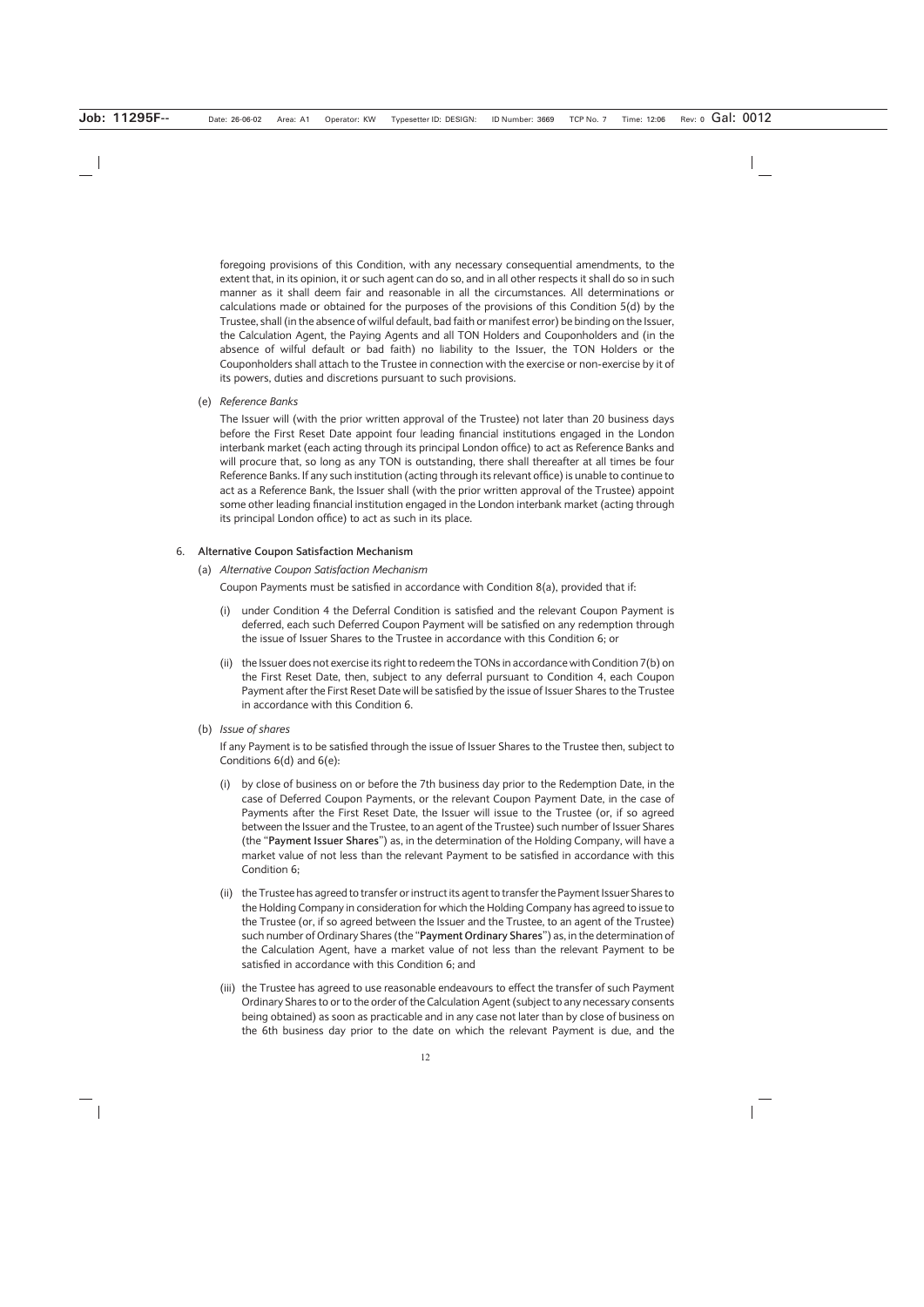foregoing provisions of this Condition, with any necessary consequential amendments, to the extent that, in its opinion, it or such agent can do so, and in all other respects it shall do so in such manner as it shall deem fair and reasonable in all the circumstances. All determinations or calculations made or obtained for the purposes of the provisions of this Condition 5(d) by the Trustee, shall (in the absence of wilful default, bad faith or manifest error) be binding on the Issuer, the Calculation Agent, the Paying Agents and all TON Holders and Couponholders and (in the absence of wilful default or bad faith) no liability to the Issuer, the TON Holders or the Couponholders shall attach to the Trustee in connection with the exercise or non-exercise by it of its powers, duties and discretions pursuant to such provisions.

(e) *Reference Banks*

The Issuer will (with the prior written approval of the Trustee) not later than 20 business days before the First Reset Date appoint four leading financial institutions engaged in the London interbank market (each acting through its principal London office) to act as Reference Banks and will procure that, so long as any TON is outstanding, there shall thereafter at all times be four Reference Banks. If any such institution (acting through its relevant office) is unable to continue to act as a Reference Bank, the Issuer shall (with the prior written approval of the Trustee) appoint some other leading financial institution engaged in the London interbank market (acting through its principal London office) to act as such in its place.

## 6. Alternative Coupon Satisfaction Mechanism

(a) *Alternative Coupon Satisfaction Mechanism*

Coupon Payments must be satisfied in accordance with Condition 8(a), provided that if:

(i) under Condition 4 the Deferral Condition is satisfied and the relevant Coupon Payment is deferred, each such Deferred Coupon Payment will be satisfied on any redemption through the issue of Issuer Shares to the Trustee in accordance with this Condition 6; or

(ii) the Issuer does not exercise its right to redeem the TONs in accordance with Condition 7(b) on the First Reset Date, then, subject to any deferral pursuant to Condition 4, each Coupon Payment after the First Reset Date will be satisfied by the issue of Issuer Shares to the Trustee in accordance with this Condition 6.

(b) *Issue of shares*

If any Payment is to be satisfied through the issue of Issuer Shares to the Trustee then, subject to Conditions 6(d) and 6(e):

(i) by close of business on or before the 7th business day prior to the Redemption Date, in the case of Deferred Coupon Payments, or the relevant Coupon Payment Date, in the case of Payments after the First Reset Date, the Issuer will issue to the Trustee (or, if so agreed between the Issuer and the Trustee, to an agent of the Trustee) such number of Issuer Shares (the "**Payment Issuer Shares**") as, in the determination of the Holding Company, will have a market value of not less than the relevant Payment to be satisfied in accordance with this Condition 6;

(ii) the Trustee has agreed to transfer or instruct its agent to transfer the Payment Issuer Shares to the Holding Company in consideration for which the Holding Company has agreed to issue to the Trustee (or, if so agreed between the Issuer and the Trustee, to an agent of the Trustee) such number of Ordinary Shares (the "**Payment Ordinary Shares**") as, in the determination of the Calculation Agent, have a market value of not less than the relevant Payment to be satisfied in accordance with this Condition 6; and

(iii) the Trustee has agreed to use reasonable endeavours to effect the transfer of such Payment Ordinary Shares to or to the order of the Calculation Agent (subject to any necessary consents being obtained) as soon as practicable and in any case not later than by close of business on the 6th business day prior to the date on which the relevant Payment is due, and the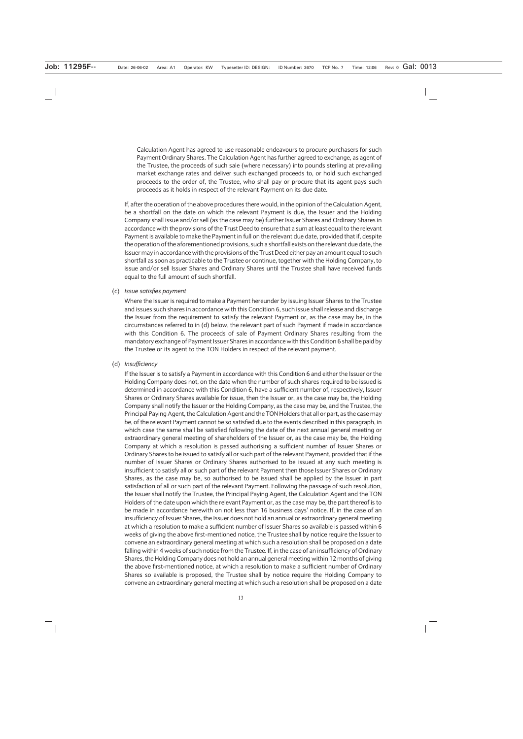Calculation Agent has agreed to use reasonable endeavours to procure purchasers for such Payment Ordinary Shares. The Calculation Agent has further agreed to exchange, as agent of the Trustee, the proceeds of such sale (where necessary) into pounds sterling at prevailing market exchange rates and deliver such exchanged proceeds to, or hold such exchanged proceeds to the order of, the Trustee, who shall pay or procure that its agent pays such proceeds as it holds in respect of the relevant Payment on its due date.

If, after the operation of the above procedures there would, in the opinion of the Calculation Agent, be a shortfall on the date on which the relevant Payment is due, the Issuer and the Holding Company shall issue and/or sell (as the case may be) further Issuer Shares and Ordinary Shares in accordance with the provisions of the Trust Deed to ensure that a sum at least equal to the relevant Payment is available to make the Payment in full on the relevant due date, provided that if, despite the operation of the aforementioned provisions, such a shortfall exists on the relevant due date, the Issuer may in accordance with the provisions of the Trust Deed either pay an amount equal to such shortfall as soon as practicable to the Trustee or continue, together with the Holding Company, to issue and/or sell Issuer Shares and Ordinary Shares until the Trustee shall have received funds equal to the full amount of such shortfall.

(c) *Issue satisfies payment*

Where the Issuer is required to make a Payment hereunder by issuing Issuer Shares to the Trustee and issues such shares in accordance with this Condition 6, such issue shall release and discharge the Issuer from the requirement to satisfy the relevant Payment or, as the case may be, in the circumstances referred to in (d) below, the relevant part of such Payment if made in accordance with this Condition 6. The proceeds of sale of Payment Ordinary Shares resulting from the mandatory exchange of Payment Issuer Shares in accordance with this Condition 6 shall be paid by the Trustee or its agent to the TON Holders in respect of the relevant payment.

(d) *Insufficiency*

If the Issuer is to satisfy a Payment in accordance with this Condition 6 and either the Issuer or the Holding Company does not, on the date when the number of such shares required to be issued is determined in accordance with this Condition 6, have a sufficient number of, respectively, Issuer Shares or Ordinary Shares available for issue, then the Issuer or, as the case may be, the Holding Company shall notify the Issuer or the Holding Company, as the case may be, and the Trustee, the Principal Paying Agent, the Calculation Agent and the TON Holders that all or part, as the case may be, of the relevant Payment cannot be so satisfied due to the events described in this paragraph, in which case the same shall be satisfied following the date of the next annual general meeting or extraordinary general meeting of shareholders of the Issuer or, as the case may be, the Holding Company at which a resolution is passed authorising a sufficient number of Issuer Shares or Ordinary Shares to be issued to satisfy all or such part of the relevant Payment, provided that if the number of Issuer Shares or Ordinary Shares authorised to be issued at any such meeting is insufficient to satisfy all or such part of the relevant Payment then those Issuer Shares or Ordinary Shares, as the case may be, so authorised to be issued shall be applied by the Issuer in part satisfaction of all or such part of the relevant Payment. Following the passage of such resolution, the Issuer shall notify the Trustee, the Principal Paying Agent, the Calculation Agent and the TON Holders of the date upon which the relevant Payment or, as the case may be, the part thereof is to be made in accordance herewith on not less than 16 business days' notice. If, in the case of an insufficiency of Issuer Shares, the Issuer does not hold an annual or extraordinary general meeting at which a resolution to make a sufficient number of Issuer Shares so available is passed within 6 weeks of giving the above first-mentioned notice, the Trustee shall by notice require the Issuer to convene an extraordinary general meeting at which such a resolution shall be proposed on a date falling within 4 weeks of such notice from the Trustee. If, in the case of an insufficiency of Ordinary Shares, the Holding Company does not hold an annual general meeting within 12 months of giving the above first-mentioned notice, at which a resolution to make a sufficient number of Ordinary Shares so available is proposed, the Trustee shall by notice require the Holding Company to convene an extraordinary general meeting at which such a resolution shall be proposed on a date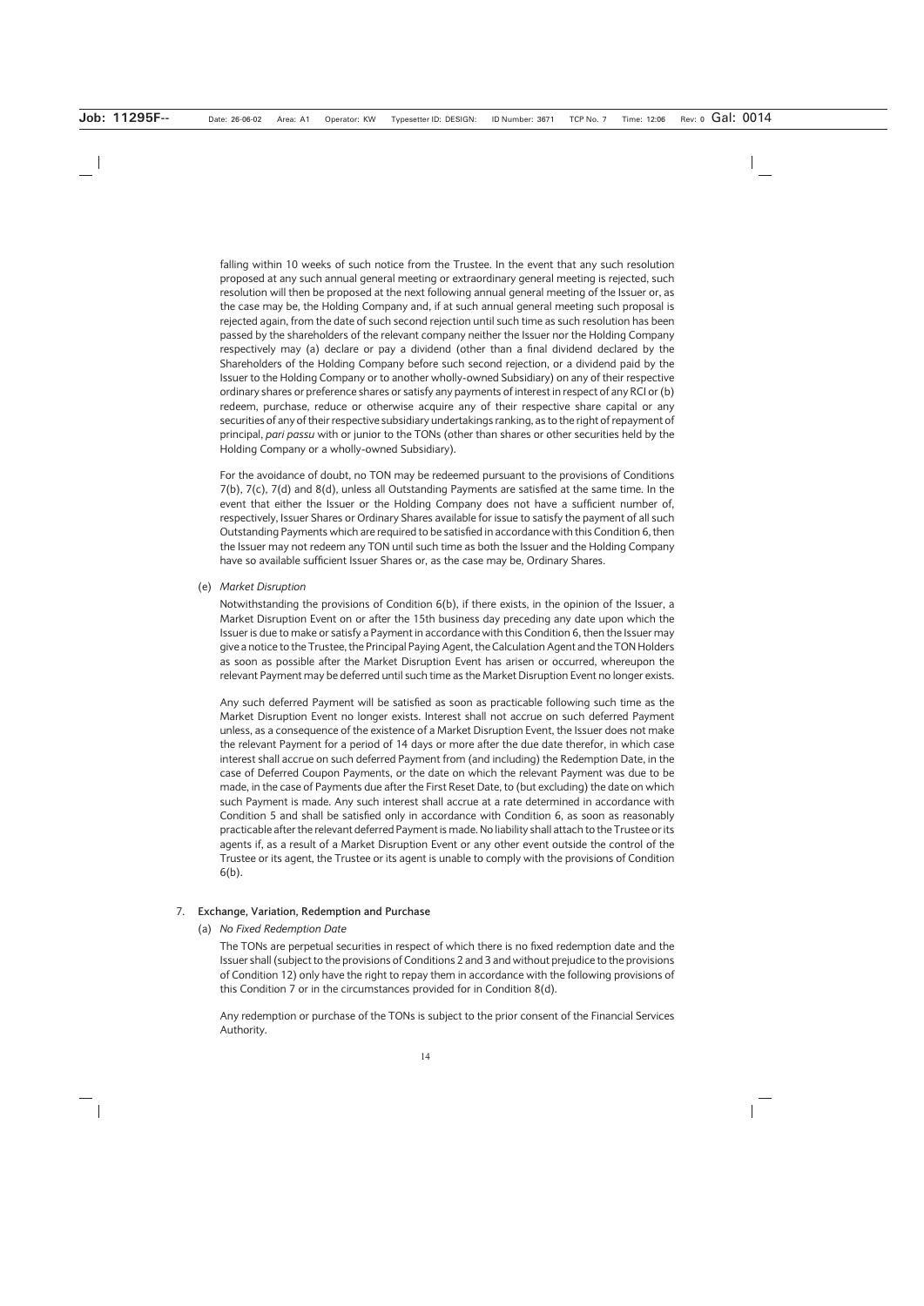falling within 10 weeks of such notice from the Trustee. In the event that any such resolution proposed at any such annual general meeting or extraordinary general meeting is rejected, such resolution will then be proposed at the next following annual general meeting of the Issuer or, as the case may be, the Holding Company and, if at such annual general meeting such proposal is rejected again, from the date of such second rejection until such time as such resolution has been passed by the shareholders of the relevant company neither the Issuer nor the Holding Company respectively may (a) declare or pay a dividend (other than a final dividend declared by the Shareholders of the Holding Company before such second rejection, or a dividend paid by the Issuer to the Holding Company or to another wholly-owned Subsidiary) on any of their respective ordinary shares or preference shares or satisfy any payments of interest in respect of any RCI or (b) redeem, purchase, reduce or otherwise acquire any of their respective share capital or any securities of any of their respective subsidiary undertakings ranking, as to the right of repayment of principal, *pari passu* with or junior to the TONs (other than shares or other securities held by the Holding Company or a wholly-owned Subsidiary).

For the avoidance of doubt, no TON may be redeemed pursuant to the provisions of Conditions 7(b), 7(c), 7(d) and 8(d), unless all Outstanding Payments are satisfied at the same time. In the event that either the Issuer or the Holding Company does not have a sufficient number of, respectively, Issuer Shares or Ordinary Shares available for issue to satisfy the payment of all such Outstanding Payments which are required to be satisfied in accordance with this Condition 6, then the Issuer may not redeem any TON until such time as both the Issuer and the Holding Company have so available sufficient Issuer Shares or, as the case may be, Ordinary Shares.

(e) *Market Disruption*

Notwithstanding the provisions of Condition 6(b), if there exists, in the opinion of the Issuer, a Market Disruption Event on or after the 15th business day preceding any date upon which the Issuer is due to make or satisfy a Payment in accordance with this Condition 6, then the Issuer may give a notice to the Trustee, the Principal Paying Agent, the Calculation Agent and the TON Holders as soon as possible after the Market Disruption Event has arisen or occurred, whereupon the relevant Payment may be deferred until such time as the Market Disruption Event no longer exists.

Any such deferred Payment will be satisfied as soon as practicable following such time as the Market Disruption Event no longer exists. Interest shall not accrue on such deferred Payment unless, as a consequence of the existence of a Market Disruption Event, the Issuer does not make the relevant Payment for a period of 14 days or more after the due date therefor, in which case interest shall accrue on such deferred Payment from (and including) the Redemption Date, in the case of Deferred Coupon Payments, or the date on which the relevant Payment was due to be made, in the case of Payments due after the First Reset Date, to (but excluding) the date on which such Payment is made. Any such interest shall accrue at a rate determined in accordance with Condition 5 and shall be satisfied only in accordance with Condition 6, as soon as reasonably practicable after the relevant deferred Payment is made. No liability shall attach to the Trustee or its agents if, as a result of a Market Disruption Event or any other event outside the control of the Trustee or its agent, the Trustee or its agent is unable to comply with the provisions of Condition 6(b).

## 7. Exchange, Variation, Redemption and Purchase

(a) *No Fixed Redemption Date*

The TONs are perpetual securities in respect of which there is no fixed redemption date and the Issuer shall (subject to the provisions of Conditions 2 and 3 and without prejudice to the provisions of Condition 12) only have the right to repay them in accordance with the following provisions of this Condition 7 or in the circumstances provided for in Condition 8(d).

Any redemption or purchase of the TONs is subject to the prior consent of the Financial Services Authority.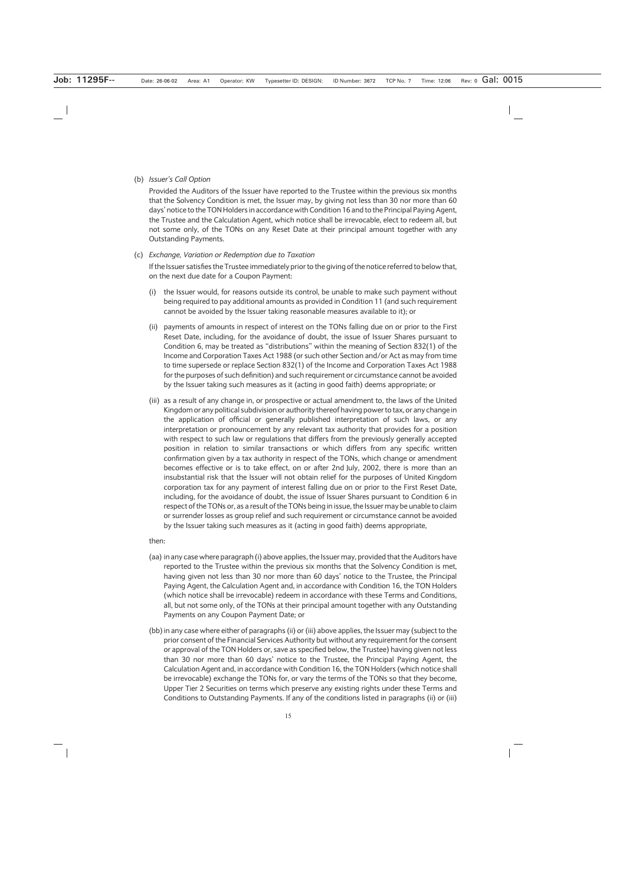(b) *Issuer's Call Option*

Provided the Auditors of the Issuer have reported to the Trustee within the previous six months that the Solvency Condition is met, the Issuer may, by giving not less than 30 nor more than 60 days' notice to the TON Holders in accordance with Condition 16 and to the Principal Paying Agent, the Trustee and the Calculation Agent, which notice shall be irrevocable, elect to redeem all, but not some only, of the TONs on any Reset Date at their principal amount together with any Outstanding Payments.

(c) *Exchange, Variation or Redemption due to Taxation*

If the Issuer satisfies the Trustee immediately prior to the giving of the notice referred to below that, on the next due date for a Coupon Payment:

(i) the Issuer would, for reasons outside its control, be unable to make such payment without being required to pay additional amounts as provided in Condition 11 (and such requirement cannot be avoided by the Issuer taking reasonable measures available to it); or

(ii) payments of amounts in respect of interest on the TONs falling due on or prior to the First Reset Date, including, for the avoidance of doubt, the issue of Issuer Shares pursuant to Condition 6, may be treated as "distributions" within the meaning of Section 832(1) of the Income and Corporation Taxes Act 1988 (or such other Section and/or Act as may from time to time supersede or replace Section 832(1) of the Income and Corporation Taxes Act 1988 for the purposes of such definition) and such requirement or circumstance cannot be avoided by the Issuer taking such measures as it (acting in good faith) deems appropriate; or

(iii) as a result of any change in, or prospective or actual amendment to, the laws of the United Kingdom or any political subdivision or authority thereof having power to tax, or any change in the application of official or generally published interpretation of such laws, or any interpretation or pronouncement by any relevant tax authority that provides for a position with respect to such law or regulations that differs from the previously generally accepted position in relation to similar transactions or which differs from any specific written confirmation given by a tax authority in respect of the TONs, which change or amendment becomes effective or is to take effect, on or after 2nd July, 2002, there is more than an insubstantial risk that the Issuer will not obtain relief for the purposes of United Kingdom corporation tax for any payment of interest falling due on or prior to the First Reset Date, including, for the avoidance of doubt, the issue of Issuer Shares pursuant to Condition 6 in respect of the TONs or, as a result of the TONs being in issue, the Issuer may be unable to claim or surrender losses as group relief and such requirement or circumstance cannot be avoided by the Issuer taking such measures as it (acting in good faith) deems appropriate,

then:

(aa) in any case where paragraph (i) above applies, the Issuer may, provided that the Auditors have reported to the Trustee within the previous six months that the Solvency Condition is met, having given not less than 30 nor more than 60 days' notice to the Trustee, the Principal Paying Agent, the Calculation Agent and, in accordance with Condition 16, the TON Holders (which notice shall be irrevocable) redeem in accordance with these Terms and Conditions, all, but not some only, of the TONs at their principal amount together with any Outstanding Payments on any Coupon Payment Date; or

(bb) in any case where either of paragraphs (ii) or (iii) above applies, the Issuer may (subject to the prior consent of the Financial Services Authority but without any requirement for the consent or approval of the TON Holders or, save as specified below, the Trustee) having given not less than 30 nor more than 60 days' notice to the Trustee, the Principal Paying Agent, the Calculation Agent and, in accordance with Condition 16, the TON Holders (which notice shall be irrevocable) exchange the TONs for, or vary the terms of the TONs so that they become, Upper Tier 2 Securities on terms which preserve any existing rights under these Terms and Conditions to Outstanding Payments. If any of the conditions listed in paragraphs (ii) or (iii)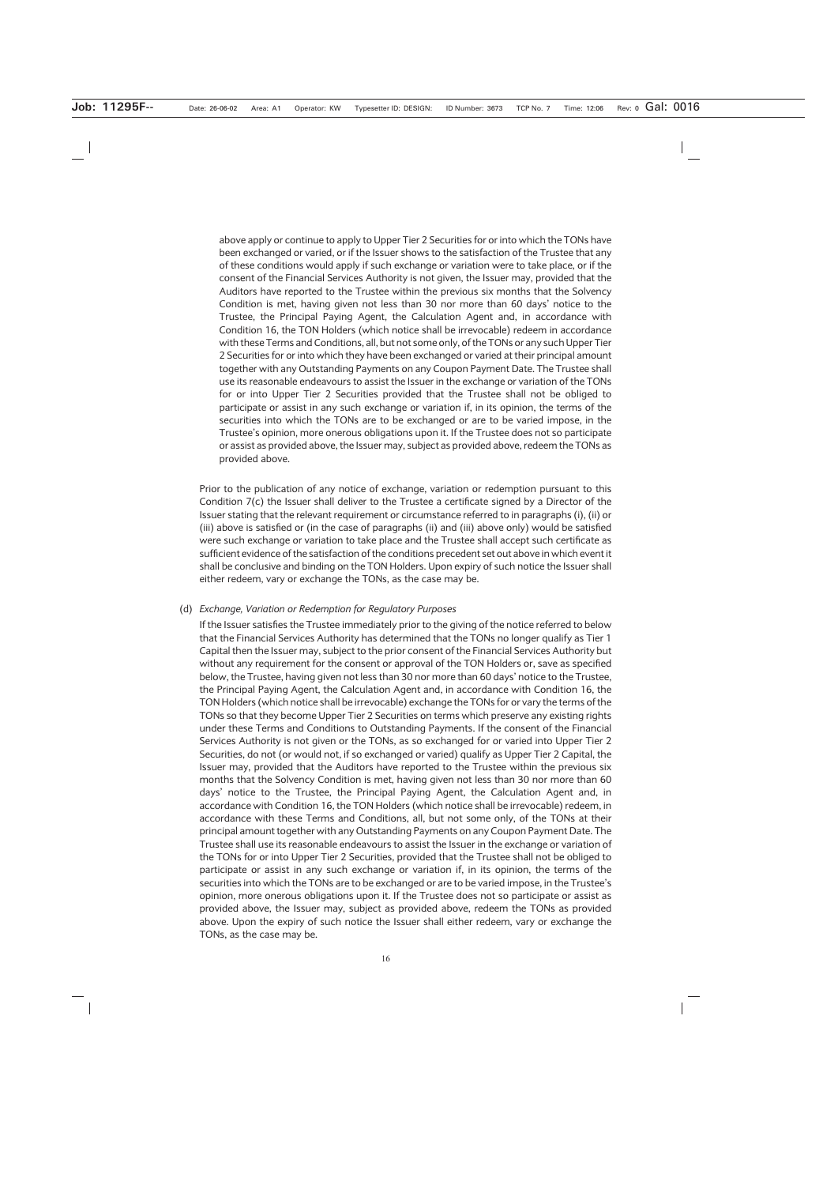above apply or continue to apply to Upper Tier 2 Securities for or into which the TONs have been exchanged or varied, or if the Issuer shows to the satisfaction of the Trustee that any of these conditions would apply if such exchange or variation were to take place, or if the consent of the Financial Services Authority is not given, the Issuer may, provided that the Auditors have reported to the Trustee within the previous six months that the Solvency Condition is met, having given not less than 30 nor more than 60 days' notice to the Trustee, the Principal Paying Agent, the Calculation Agent and, in accordance with Condition 16, the TON Holders (which notice shall be irrevocable) redeem in accordance with these Terms and Conditions, all, but not some only, of the TONs or any such Upper Tier 2 Securities for or into which they have been exchanged or varied at their principal amount together with any Outstanding Payments on any Coupon Payment Date. The Trustee shall use its reasonable endeavours to assist the Issuer in the exchange or variation of the TONs for or into Upper Tier 2 Securities provided that the Trustee shall not be obliged to participate or assist in any such exchange or variation if, in its opinion, the terms of the securities into which the TONs are to be exchanged or are to be varied impose, in the Trustee's opinion, more onerous obligations upon it. If the Trustee does not so participate or assist as provided above, the Issuer may, subject as provided above, redeem the TONs as provided above.

Prior to the publication of any notice of exchange, variation or redemption pursuant to this Condition 7(c) the Issuer shall deliver to the Trustee a certificate signed by a Director of the Issuer stating that the relevant requirement or circumstance referred to in paragraphs (i), (ii) or (iii) above is satisfied or (in the case of paragraphs (ii) and (iii) above only) would be satisfied were such exchange or variation to take place and the Trustee shall accept such certificate as sufficient evidence of the satisfaction of the conditions precedent set out above in which event it shall be conclusive and binding on the TON Holders. Upon expiry of such notice the Issuer shall either redeem, vary or exchange the TONs, as the case may be.

(d) *Exchange, Variation or Redemption for Regulatory Purposes*

If the Issuer satisfies the Trustee immediately prior to the giving of the notice referred to below that the Financial Services Authority has determined that the TONs no longer qualify as Tier 1 Capital then the Issuer may, subject to the prior consent of the Financial Services Authority but without any requirement for the consent or approval of the TON Holders or, save as specified below, the Trustee, having given not less than 30 nor more than 60 days' notice to the Trustee, the Principal Paying Agent, the Calculation Agent and, in accordance with Condition 16, the TON Holders (which notice shall be irrevocable) exchange the TONs for or vary the terms of the TONs so that they become Upper Tier 2 Securities on terms which preserve any existing rights under these Terms and Conditions to Outstanding Payments. If the consent of the Financial Services Authority is not given or the TONs, as so exchanged for or varied into Upper Tier 2 Securities, do not (or would not, if so exchanged or varied) qualify as Upper Tier 2 Capital, the Issuer may, provided that the Auditors have reported to the Trustee within the previous six months that the Solvency Condition is met, having given not less than 30 nor more than 60 days' notice to the Trustee, the Principal Paying Agent, the Calculation Agent and, in accordance with Condition 16, the TON Holders (which notice shall be irrevocable) redeem, in accordance with these Terms and Conditions, all, but not some only, of the TONs at their principal amount together with any Outstanding Payments on any Coupon Payment Date. The Trustee shall use its reasonable endeavours to assist the Issuer in the exchange or variation of the TONs for or into Upper Tier 2 Securities, provided that the Trustee shall not be obliged to participate or assist in any such exchange or variation if, in its opinion, the terms of the securities into which the TONs are to be exchanged or are to be varied impose, in the Trustee's opinion, more onerous obligations upon it. If the Trustee does not so participate or assist as provided above, the Issuer may, subject as provided above, redeem the TONs as provided above. Upon the expiry of such notice the Issuer shall either redeem, vary or exchange the TONs, as the case may be.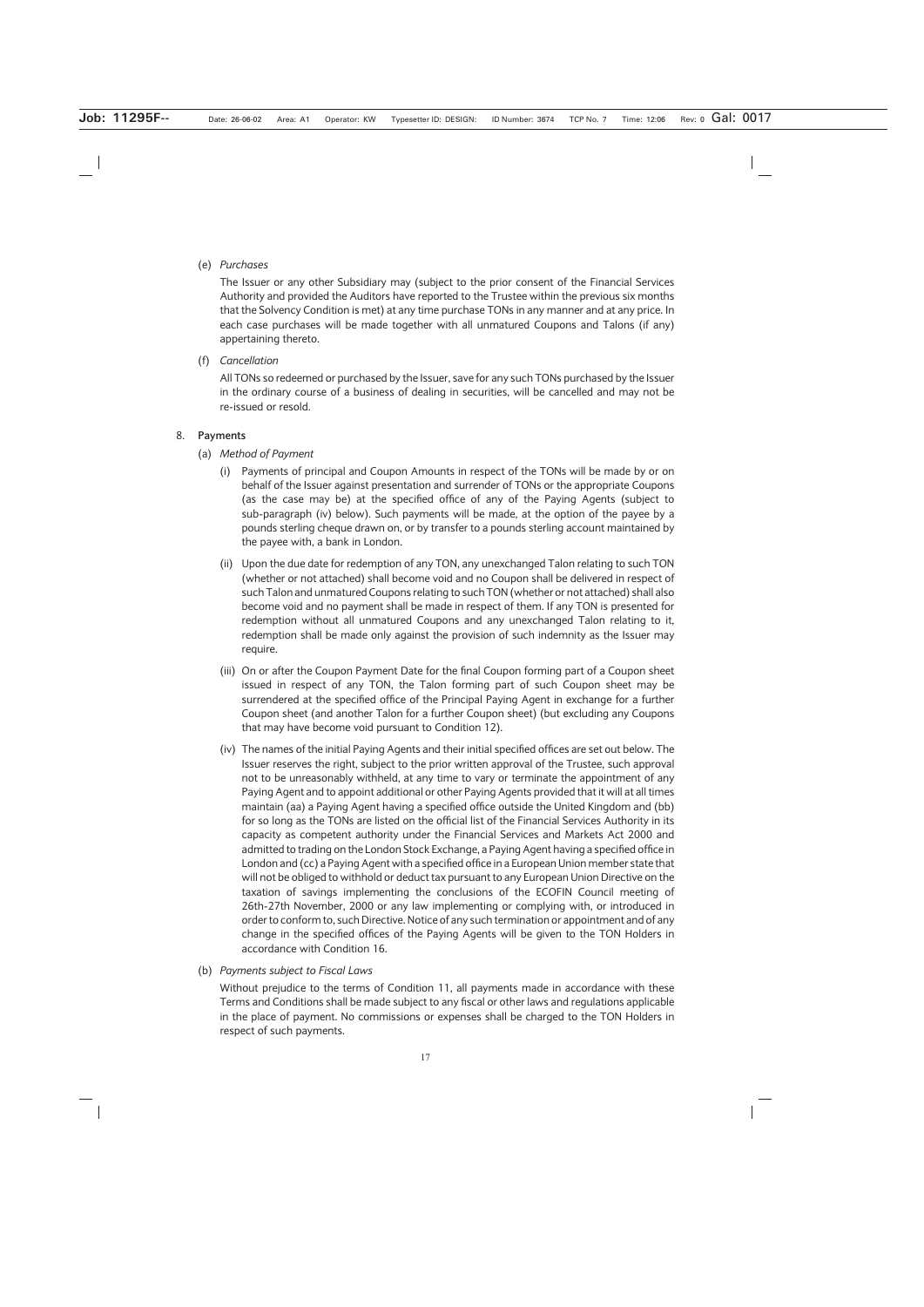(e) *Purchases*

The Issuer or any other Subsidiary may (subject to the prior consent of the Financial Services Authority and provided the Auditors have reported to the Trustee within the previous six months that the Solvency Condition is met) at any time purchase TONs in any manner and at any price. In each case purchases will be made together with all unmatured Coupons and Talons (if any) appertaining thereto.

(f) *Cancellation*

All TONs so redeemed or purchased by the Issuer, save for any such TONs purchased by the Issuer in the ordinary course of a business of dealing in securities, will be cancelled and may not be re-issued or resold.

## 8. Payments

(a) *Method of Payment*

(i) Payments of principal and Coupon Amounts in respect of the TONs will be made by or on behalf of the Issuer against presentation and surrender of TONs or the appropriate Coupons (as the case may be) at the specified office of any of the Paying Agents (subject to sub-paragraph (iv) below). Such payments will be made, at the option of the payee by a pounds sterling cheque drawn on, or by transfer to a pounds sterling account maintained by the payee with, a bank in London.

(ii) Upon the due date for redemption of any TON, any unexchanged Talon relating to such TON (whether or not attached) shall become void and no Coupon shall be delivered in respect of such Talon and unmatured Coupons relating to such TON (whether or not attached) shall also become void and no payment shall be made in respect of them. If any TON is presented for redemption without all unmatured Coupons and any unexchanged Talon relating to it, redemption shall be made only against the provision of such indemnity as the Issuer may require.

(iii) On or after the Coupon Payment Date for the final Coupon forming part of a Coupon sheet issued in respect of any TON, the Talon forming part of such Coupon sheet may be surrendered at the specified office of the Principal Paying Agent in exchange for a further Coupon sheet (and another Talon for a further Coupon sheet) (but excluding any Coupons that may have become void pursuant to Condition 12).

(iv) The names of the initial Paying Agents and their initial specified offices are set out below. The Issuer reserves the right, subject to the prior written approval of the Trustee, such approval not to be unreasonably withheld, at any time to vary or terminate the appointment of any Paying Agent and to appoint additional or other Paying Agents provided that it will at all times maintain (aa) a Paying Agent having a specified office outside the United Kingdom and (bb) for so long as the TONs are listed on the official list of the Financial Services Authority in its capacity as competent authority under the Financial Services and Markets Act 2000 and admitted to trading on the London Stock Exchange, a Paying Agent having a specified office in London and (cc) a Paying Agent with a specified office in a European Union member state that will not be obliged to withhold or deduct tax pursuant to any European Union Directive on the taxation of savings implementing the conclusions of the ECOFIN Council meeting of 26th-27th November, 2000 or any law implementing or complying with, or introduced in order to conform to, such Directive. Notice of any such termination or appointment and of any change in the specified offices of the Paying Agents will be given to the TON Holders in accordance with Condition 16.

(b) *Payments subject to Fiscal Laws*

Without prejudice to the terms of Condition 11, all payments made in accordance with these Terms and Conditions shall be made subject to any fiscal or other laws and regulations applicable in the place of payment. No commissions or expenses shall be charged to the TON Holders in respect of such payments.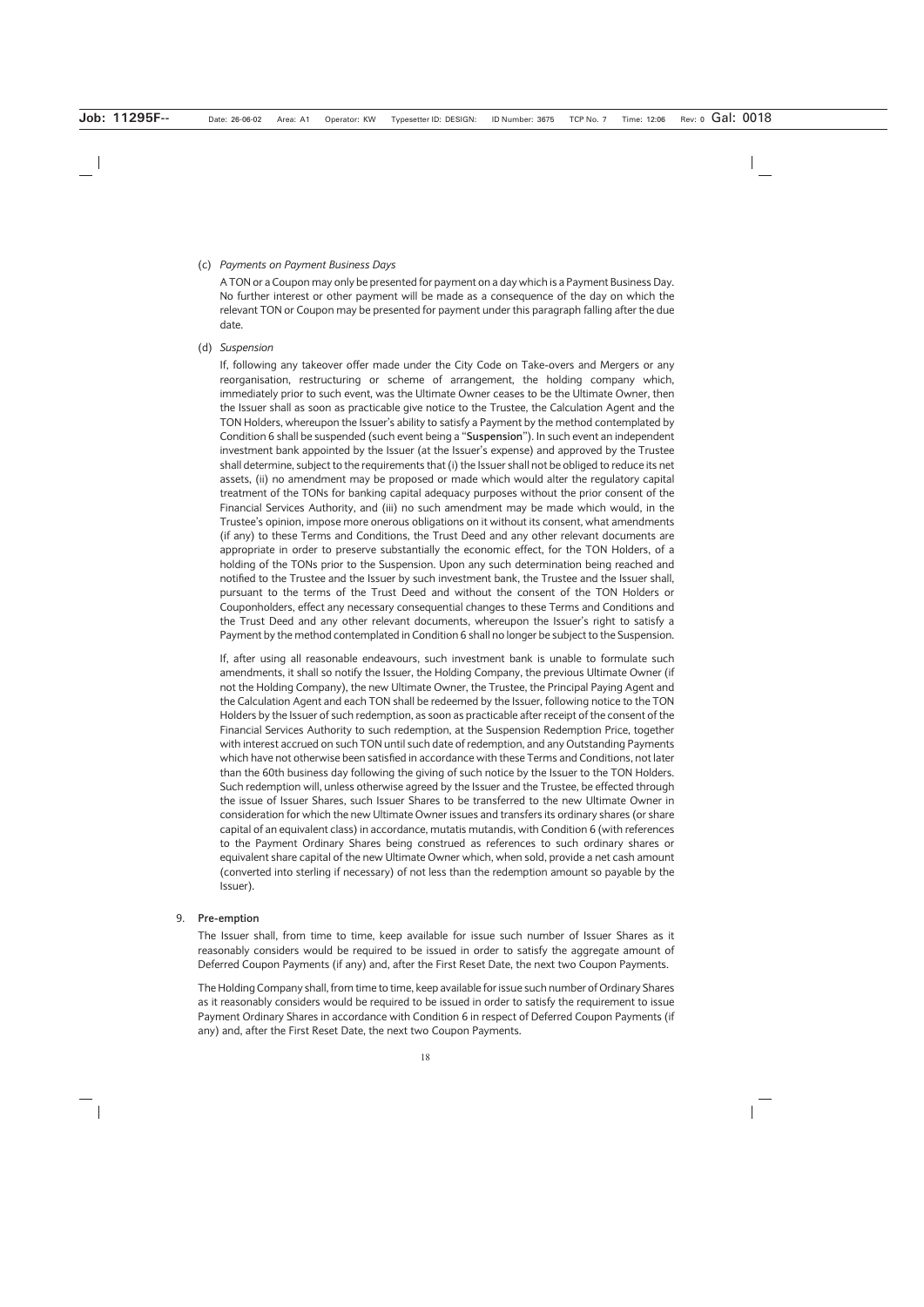(c) *Payments on Payment Business Days*

A TON or a Coupon may only be presented for payment on a day which is a Payment Business Day. No further interest or other payment will be made as a consequence of the day on which the relevant TON or Coupon may be presented for payment under this paragraph falling after the due date.

(d) *Suspension*

If, following any takeover offer made under the City Code on Take-overs and Mergers or any reorganisation, restructuring or scheme of arrangement, the holding company which, immediately prior to such event, was the Ultimate Owner ceases to be the Ultimate Owner, then the Issuer shall as soon as practicable give notice to the Trustee, the Calculation Agent and the TON Holders, whereupon the Issuer's ability to satisfy a Payment by the method contemplated by Condition 6 shall be suspended (such event being a "**Suspension**"). In such event an independent investment bank appointed by the Issuer (at the Issuer's expense) and approved by the Trustee shall determine, subject to the requirements that (i) the Issuer shall not be obliged to reduce its net assets, (ii) no amendment may be proposed or made which would alter the regulatory capital treatment of the TONs for banking capital adequacy purposes without the prior consent of the Financial Services Authority, and (iii) no such amendment may be made which would, in the Trustee's opinion, impose more onerous obligations on it without its consent, what amendments (if any) to these Terms and Conditions, the Trust Deed and any other relevant documents are appropriate in order to preserve substantially the economic effect, for the TON Holders, of a holding of the TONs prior to the Suspension. Upon any such determination being reached and notified to the Trustee and the Issuer by such investment bank, the Trustee and the Issuer shall, pursuant to the terms of the Trust Deed and without the consent of the TON Holders or Couponholders, effect any necessary consequential changes to these Terms and Conditions and the Trust Deed and any other relevant documents, whereupon the Issuer's right to satisfy a Payment by the method contemplated in Condition 6 shall no longer be subject to the Suspension.

If, after using all reasonable endeavours, such investment bank is unable to formulate such amendments, it shall so notify the Issuer, the Holding Company, the previous Ultimate Owner (if not the Holding Company), the new Ultimate Owner, the Trustee, the Principal Paying Agent and the Calculation Agent and each TON shall be redeemed by the Issuer, following notice to the TON Holders by the Issuer of such redemption, as soon as practicable after receipt of the consent of the Financial Services Authority to such redemption, at the Suspension Redemption Price, together with interest accrued on such TON until such date of redemption, and any Outstanding Payments which have not otherwise been satisfied in accordance with these Terms and Conditions, not later than the 60th business day following the giving of such notice by the Issuer to the TON Holders. Such redemption will, unless otherwise agreed by the Issuer and the Trustee, be effected through the issue of Issuer Shares, such Issuer Shares to be transferred to the new Ultimate Owner in consideration for which the new Ultimate Owner issues and transfers its ordinary shares (or share capital of an equivalent class) in accordance, mutatis mutandis, with Condition 6 (with references to the Payment Ordinary Shares being construed as references to such ordinary shares or equivalent share capital of the new Ultimate Owner which, when sold, provide a net cash amount (converted into sterling if necessary) of not less than the redemption amount so payable by the Issuer).

## 9. Pre-emption

The Issuer shall, from time to time, keep available for issue such number of Issuer Shares as it reasonably considers would be required to be issued in order to satisfy the aggregate amount of Deferred Coupon Payments (if any) and, after the First Reset Date, the next two Coupon Payments.

The Holding Company shall, from time to time, keep available for issue such number of Ordinary Shares as it reasonably considers would be required to be issued in order to satisfy the requirement to issue Payment Ordinary Shares in accordance with Condition 6 in respect of Deferred Coupon Payments (if any) and, after the First Reset Date, the next two Coupon Payments.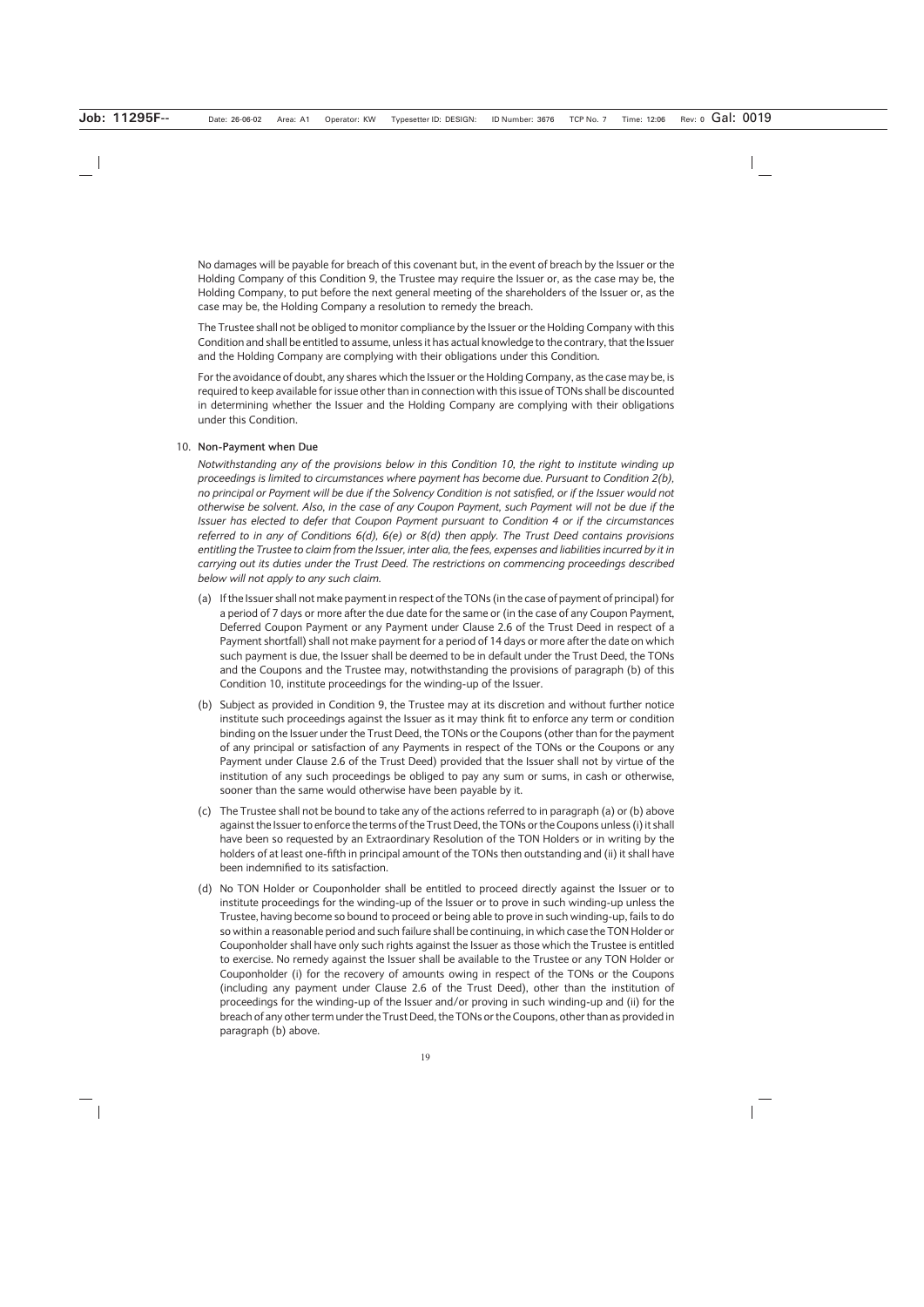No damages will be payable for breach of this covenant but, in the event of breach by the Issuer or the Holding Company of this Condition 9, the Trustee may require the Issuer or, as the case may be, the Holding Company, to put before the next general meeting of the shareholders of the Issuer or, as the case may be, the Holding Company a resolution to remedy the breach.

The Trustee shall not be obliged to monitor compliance by the Issuer or the Holding Company with this Condition and shall be entitled to assume, unless it has actual knowledge to the contrary, that the Issuer and the Holding Company are complying with their obligations under this Condition.

For the avoidance of doubt, any shares which the Issuer or the Holding Company, as the case may be, is required to keep available for issue other than in connection with this issue of TONs shall be discounted in determining whether the Issuer and the Holding Company are complying with their obligations under this Condition.

10. **Non-Payment when Due**

*Notwithstanding any of the provisions below in this Condition 10, the right to institute winding up proceedings is limited to circumstances where payment has become due. Pursuant to Condition 2(b), no principal or Payment will be due if the Solvency Condition is not satisfied, or if the Issuer would not otherwise be solvent. Also, in the case of any Coupon Payment, such Payment will not be due if the Issuer has elected to defer that Coupon Payment pursuant to Condition 4 or if the circumstances referred to in any of Conditions 6(d), 6(e) or 8(d) then apply. The Trust Deed contains provisions entitling the Trustee to claim from the Issuer, inter alia, the fees, expenses and liabilities incurred by it in carrying out its duties under the Trust Deed. The restrictions on commencing proceedings described below will not apply to any such claim.*

(a) If the Issuer shall not make payment in respect of the TONs (in the case of payment of principal) for a period of 7 days or more after the due date for the same or (in the case of any Coupon Payment, Deferred Coupon Payment or any Payment under Clause 2.6 of the Trust Deed in respect of a Payment shortfall) shall not make payment for a period of 14 days or more after the date on which such payment is due, the Issuer shall be deemed to be in default under the Trust Deed, the TONs and the Coupons and the Trustee may, notwithstanding the provisions of paragraph (b) of this Condition 10, institute proceedings for the winding-up of the Issuer.

(b) Subject as provided in Condition 9, the Trustee may at its discretion and without further notice institute such proceedings against the Issuer as it may think fit to enforce any term or condition binding on the Issuer under the Trust Deed, the TONs or the Coupons (other than for the payment of any principal or satisfaction of any Payments in respect of the TONs or the Coupons or any Payment under Clause 2.6 of the Trust Deed) provided that the Issuer shall not by virtue of the institution of any such proceedings be obliged to pay any sum or sums, in cash or otherwise, sooner than the same would otherwise have been payable by it.

(c) The Trustee shall not be bound to take any of the actions referred to in paragraph (a) or (b) above against the Issuer to enforce the terms of the Trust Deed, the TONs or the Coupons unless (i) it shall have been so requested by an Extraordinary Resolution of the TON Holders or in writing by the holders of at least one-fifth in principal amount of the TONs then outstanding and (ii) it shall have been indemnified to its satisfaction.

(d) No TON Holder or Couponholder shall be entitled to proceed directly against the Issuer or to institute proceedings for the winding-up of the Issuer or to prove in such winding-up unless the Trustee, having become so bound to proceed or being able to prove in such winding-up, fails to do so within a reasonable period and such failure shall be continuing, in which case the TON Holder or Couponholder shall have only such rights against the Issuer as those which the Trustee is entitled to exercise. No remedy against the Issuer shall be available to the Trustee or any TON Holder or Couponholder (i) for the recovery of amounts owing in respect of the TONs or the Coupons (including any payment under Clause 2.6 of the Trust Deed), other than the institution of proceedings for the winding-up of the Issuer and/or proving in such winding-up and (ii) for the breach of any other term under the Trust Deed, the TONs or the Coupons, other than as provided in paragraph (b) above.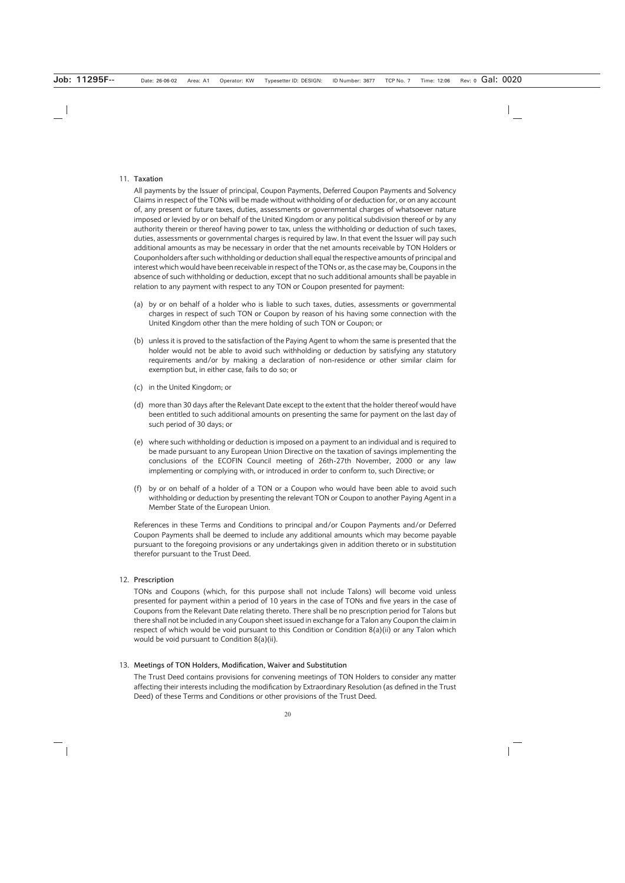## 11. Taxation

All payments by the Issuer of principal, Coupon Payments, Deferred Coupon Payments and Solvency Claims in respect of the TONs will be made without withholding of or deduction for, or on any account of, any present or future taxes, duties, assessments or governmental charges of whatsoever nature imposed or levied by or on behalf of the United Kingdom or any political subdivision thereof or by any authority therein or thereof having power to tax, unless the withholding or deduction of such taxes, duties, assessments or governmental charges is required by law. In that event the Issuer will pay such additional amounts as may be necessary in order that the net amounts receivable by TON Holders or Couponholders after such withholding or deduction shall equal the respective amounts of principal and interest which would have been receivable in respect of the TONs or, as the case may be, Coupons in the absence of such withholding or deduction, except that no such additional amounts shall be payable in relation to any payment with respect to any TON or Coupon presented for payment:

(a) by or on behalf of a holder who is liable to such taxes, duties, assessments or governmental charges in respect of such TON or Coupon by reason of his having some connection with the United Kingdom other than the mere holding of such TON or Coupon; or

(b) unless it is proved to the satisfaction of the Paying Agent to whom the same is presented that the holder would not be able to avoid such withholding or deduction by satisfying any statutory requirements and/or by making a declaration of non-residence or other similar claim for exemption but, in either case, fails to do so; or

(c) in the United Kingdom; or

(d) more than 30 days after the Relevant Date except to the extent that the holder thereof would have been entitled to such additional amounts on presenting the same for payment on the last day of such period of 30 days; or

(e) where such withholding or deduction is imposed on a payment to an individual and is required to be made pursuant to any European Union Directive on the taxation of savings implementing the conclusions of the ECOFIN Council meeting of 26th-27th November, 2000 or any law implementing or complying with, or introduced in order to conform to, such Directive; or

(f) by or on behalf of a holder of a TON or a Coupon who would have been able to avoid such withholding or deduction by presenting the relevant TON or Coupon to another Paying Agent in a Member State of the European Union.

References in these Terms and Conditions to principal and/or Coupon Payments and/or Deferred Coupon Payments shall be deemed to include any additional amounts which may become payable pursuant to the foregoing provisions or any undertakings given in addition thereto or in substitution therefor pursuant to the Trust Deed.

## 12. Prescription

TONs and Coupons (which, for this purpose shall not include Talons) will become void unless presented for payment within a period of 10 years in the case of TONs and five years in the case of Coupons from the Relevant Date relating thereto. There shall be no prescription period for Talons but there shall not be included in any Coupon sheet issued in exchange for a Talon any Coupon the claim in respect of which would be void pursuant to this Condition or Condition 8(a)(ii) or any Talon which would be void pursuant to Condition 8(a)(ii).

## 13. Meetings of TON Holders, Modification, Waiver and Substitution

The Trust Deed contains provisions for convening meetings of TON Holders to consider any matter affecting their interests including the modification by Extraordinary Resolution (as defined in the Trust Deed) of these Terms and Conditions or other provisions of the Trust Deed.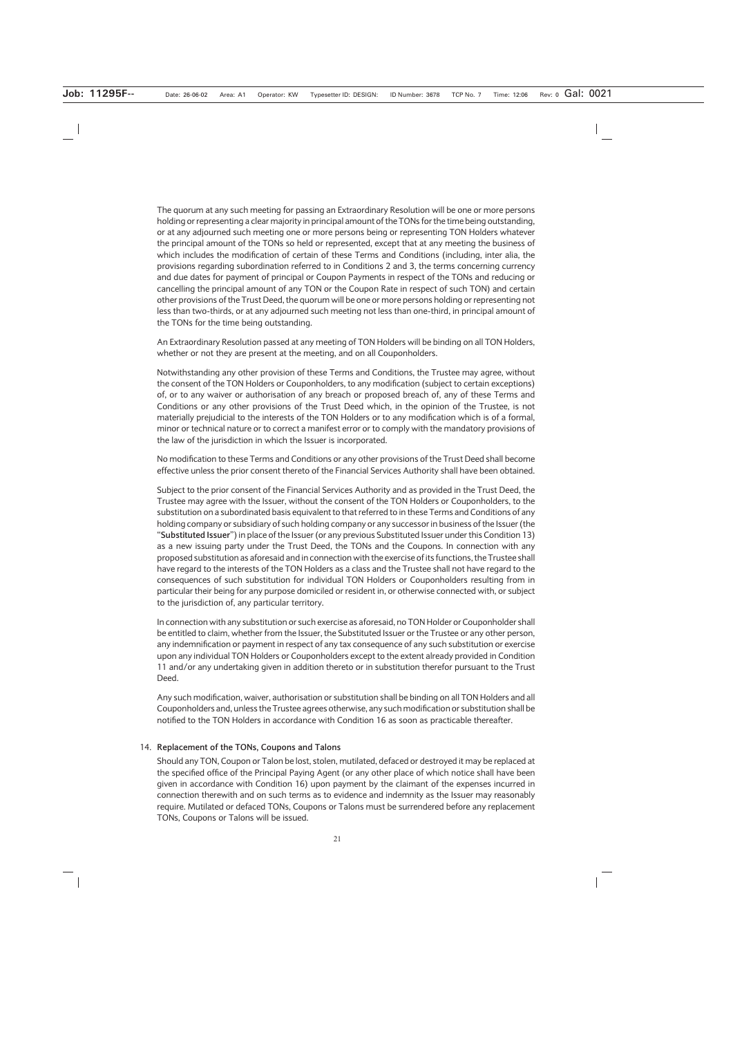The quorum at any such meeting for passing an Extraordinary Resolution will be one or more persons holding or representing a clear majority in principal amount of the TONs for the time being outstanding, or at any adjourned such meeting one or more persons being or representing TON Holders whatever the principal amount of the TONs so held or represented, except that at any meeting the business of which includes the modification of certain of these Terms and Conditions (including, inter alia, the provisions regarding subordination referred to in Conditions 2 and 3, the terms concerning currency and due dates for payment of principal or Coupon Payments in respect of the TONs and reducing or cancelling the principal amount of any TON or the Coupon Rate in respect of such TON) and certain other provisions of the Trust Deed, the quorum will be one or more persons holding or representing not less than two-thirds, or at any adjourned such meeting not less than one-third, in principal amount of the TONs for the time being outstanding.

An Extraordinary Resolution passed at any meeting of TON Holders will be binding on all TON Holders, whether or not they are present at the meeting, and on all Couponholders.

Notwithstanding any other provision of these Terms and Conditions, the Trustee may agree, without the consent of the TON Holders or Couponholders, to any modification (subject to certain exceptions) of, or to any waiver or authorisation of any breach or proposed breach of, any of these Terms and Conditions or any other provisions of the Trust Deed which, in the opinion of the Trustee, is not materially prejudicial to the interests of the TON Holders or to any modification which is of a formal, minor or technical nature or to correct a manifest error or to comply with the mandatory provisions of the law of the jurisdiction in which the Issuer is incorporated.

No modification to these Terms and Conditions or any other provisions of the Trust Deed shall become effective unless the prior consent thereto of the Financial Services Authority shall have been obtained.

Subject to the prior consent of the Financial Services Authority and as provided in the Trust Deed, the Trustee may agree with the Issuer, without the consent of the TON Holders or Couponholders, to the substitution on a subordinated basis equivalent to that referred to in these Terms and Conditions of any holding company or subsidiary of such holding company or any successor in business of the Issuer (the "**Substituted Issuer**") in place of the Issuer (or any previous Substituted Issuer under this Condition 13) as a new issuing party under the Trust Deed, the TONs and the Coupons. In connection with any proposed substitution as aforesaid and in connection with the exercise of its functions, the Trustee shall have regard to the interests of the TON Holders as a class and the Trustee shall not have regard to the consequences of such substitution for individual TON Holders or Couponholders resulting from in particular their being for any purpose domiciled or resident in, or otherwise connected with, or subject to the jurisdiction of, any particular territory.

In connection with any substitution or such exercise as aforesaid, no TON Holder or Couponholder shall be entitled to claim, whether from the Issuer, the Substituted Issuer or the Trustee or any other person, any indemnification or payment in respect of any tax consequence of any such substitution or exercise upon any individual TON Holders or Couponholders except to the extent already provided in Condition 11 and/or any undertaking given in addition thereto or in substitution therefor pursuant to the Trust Deed.

Any such modification, waiver, authorisation or substitution shall be binding on all TON Holders and all Couponholders and, unless the Trustee agrees otherwise, any such modification or substitution shall be notified to the TON Holders in accordance with Condition 16 as soon as practicable thereafter.

## 14. Replacement of the TONs, Coupons and Talons

Should any TON, Coupon or Talon be lost, stolen, mutilated, defaced or destroyed it may be replaced at the specified office of the Principal Paying Agent (or any other place of which notice shall have been given in accordance with Condition 16) upon payment by the claimant of the expenses incurred in connection therewith and on such terms as to evidence and indemnity as the Issuer may reasonably require. Mutilated or defaced TONs, Coupons or Talons must be surrendered before any replacement TONs, Coupons or Talons will be issued.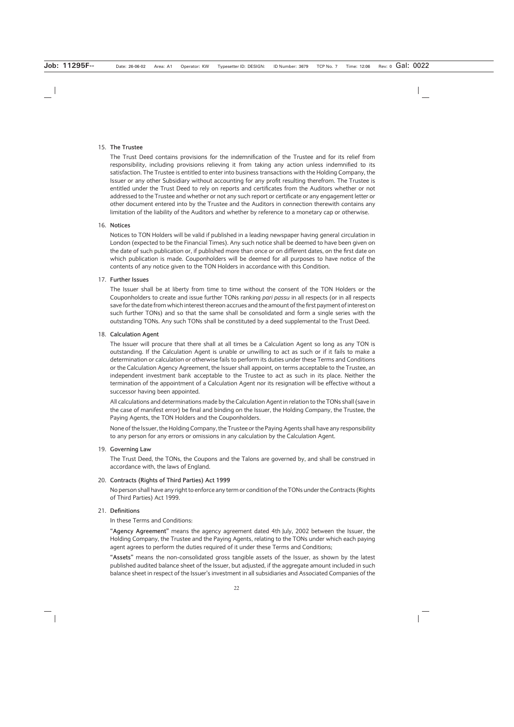## 15. The Trustee

The Trust Deed contains provisions for the indemnification of the Trustee and for its relief from responsibility, including provisions relieving it from taking any action unless indemnified to its satisfaction. The Trustee is entitled to enter into business transactions with the Holding Company, the Issuer or any other Subsidiary without accounting for any profit resulting therefrom. The Trustee is entitled under the Trust Deed to rely on reports and certificates from the Auditors whether or not addressed to the Trustee and whether or not any such report or certificate or any engagement letter or other document entered into by the Trustee and the Auditors in connection therewith contains any limitation of the liability of the Auditors and whether by reference to a monetary cap or otherwise.

## 16. Notices

Notices to TON Holders will be valid if published in a leading newspaper having general circulation in London (expected to be the Financial Times). Any such notice shall be deemed to have been given on the date of such publication or, if published more than once or on different dates, on the first date on which publication is made. Couponholders will be deemed for all purposes to have notice of the contents of any notice given to the TON Holders in accordance with this Condition.

## 17. Further Issues

The Issuer shall be at liberty from time to time without the consent of the TON Holders or the Couponholders to create and issue further TONs ranking *pari passu* in all respects (or in all respects save for the date from which interest thereon accrues and the amount of the first payment of interest on such further TONs) and so that the same shall be consolidated and form a single series with the outstanding TONs. Any such TONs shall be constituted by a deed supplemental to the Trust Deed.

## 18. Calculation Agent

The Issuer will procure that there shall at all times be a Calculation Agent so long as any TON is outstanding. If the Calculation Agent is unable or unwilling to act as such or if it fails to make a determination or calculation or otherwise fails to perform its duties under these Terms and Conditions or the Calculation Agency Agreement, the Issuer shall appoint, on terms acceptable to the Trustee, an independent investment bank acceptable to the Trustee to act as such in its place. Neither the termination of the appointment of a Calculation Agent nor its resignation will be effective without a successor having been appointed.

All calculations and determinations made by the Calculation Agent in relation to the TONs shall (save in the case of manifest error) be final and binding on the Issuer, the Holding Company, the Trustee, the Paying Agents, the TON Holders and the Couponholders.

None of the Issuer, the Holding Company, the Trustee or the Paying Agents shall have any responsibility to any person for any errors or omissions in any calculation by the Calculation Agent.

## 19. Governing Law

The Trust Deed, the TONs, the Coupons and the Talons are governed by, and shall be construed in accordance with, the laws of England.

## 20. Contracts (Rights of Third Parties) Act 1999

No person shall have any right to enforce any term or condition of the TONs under the Contracts (Rights of Third Parties) Act 1999.

## 21. Definitions

In these Terms and Conditions:

"**Agency Agreement**" means the agency agreement dated 4th July, 2002 between the Issuer, the Holding Company, the Trustee and the Paying Agents, relating to the TONs under which each paying agent agrees to perform the duties required of it under these Terms and Conditions;

"**Assets**" means the non-consolidated gross tangible assets of the Issuer, as shown by the latest published audited balance sheet of the Issuer, but adjusted, if the aggregate amount included in such balance sheet in respect of the Issuer's investment in all subsidiaries and Associated Companies of the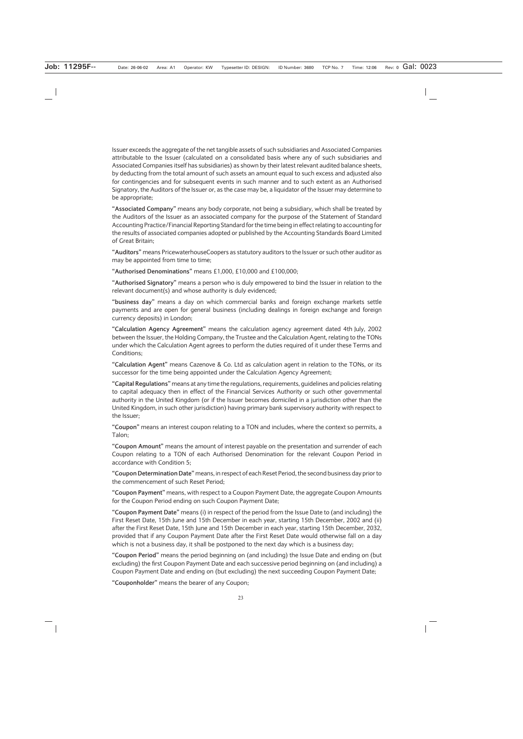Issuer exceeds the aggregate of the net tangible assets of such subsidiaries and Associated Companies attributable to the Issuer (calculated on a consolidated basis where any of such subsidiaries and Associated Companies itself has subsidiaries) as shown by their latest relevant audited balance sheets, by deducting from the total amount of such assets an amount equal to such excess and adjusted also for contingencies and for subsequent events in such manner and to such extent as an Authorised Signatory, the Auditors of the Issuer or, as the case may be, a liquidator of the Issuer may determine to be appropriate;

**"Associated Company"** means any body corporate, not being a subsidiary, which shall be treated by the Auditors of the Issuer as an associated company for the purpose of the Statement of Standard Accounting Practice/Financial Reporting Standard for the time being in effect relating to accounting for the results of associated companies adopted or published by the Accounting Standards Board Limited of Great Britain;

**"Auditors"** means PricewaterhouseCoopers as statutory auditors to the Issuer or such other auditor as may be appointed from time to time;

**"Authorised Denominations"** means £1,000, £10,000 and £100,000;

**"Authorised Signatory"** means a person who is duly empowered to bind the Issuer in relation to the relevant document(s) and whose authority is duly evidenced;

**"business day"** means a day on which commercial banks and foreign exchange markets settle payments and are open for general business (including dealings in foreign exchange and foreign currency deposits) in London;

**"Calculation Agency Agreement"** means the calculation agency agreement dated 4th July, 2002 between the Issuer, the Holding Company, the Trustee and the Calculation Agent, relating to the TONs under which the Calculation Agent agrees to perform the duties required of it under these Terms and Conditions;

**"Calculation Agent"** means Cazenove & Co. Ltd as calculation agent in relation to the TONs, or its successor for the time being appointed under the Calculation Agency Agreement;

**"Capital Regulations"** means at any time the regulations, requirements, guidelines and policies relating to capital adequacy then in effect of the Financial Services Authority or such other governmental authority in the United Kingdom (or if the Issuer becomes domiciled in a jurisdiction other than the United Kingdom, in such other jurisdiction) having primary bank supervisory authority with respect to the Issuer;

**"Coupon"** means an interest coupon relating to a TON and includes, where the context so permits, a Talon;

**"Coupon Amount"** means the amount of interest payable on the presentation and surrender of each Coupon relating to a TON of each Authorised Denomination for the relevant Coupon Period in accordance with Condition 5;

**"Coupon Determination Date"** means, in respect of each Reset Period, the second business day prior to the commencement of such Reset Period;

**"Coupon Payment"** means, with respect to a Coupon Payment Date, the aggregate Coupon Amounts for the Coupon Period ending on such Coupon Payment Date;

**"Coupon Payment Date"** means (i) in respect of the period from the Issue Date to (and including) the First Reset Date, 15th June and 15th December in each year, starting 15th December, 2002 and (ii) after the First Reset Date, 15th June and 15th December in each year, starting 15th December, 2032, provided that if any Coupon Payment Date after the First Reset Date would otherwise fall on a day which is not a business day, it shall be postponed to the next day which is a business day;

**"Coupon Period"** means the period beginning on (and including) the Issue Date and ending on (but excluding) the first Coupon Payment Date and each successive period beginning on (and including) a Coupon Payment Date and ending on (but excluding) the next succeeding Coupon Payment Date;

**"Couponholder"** means the bearer of any Coupon;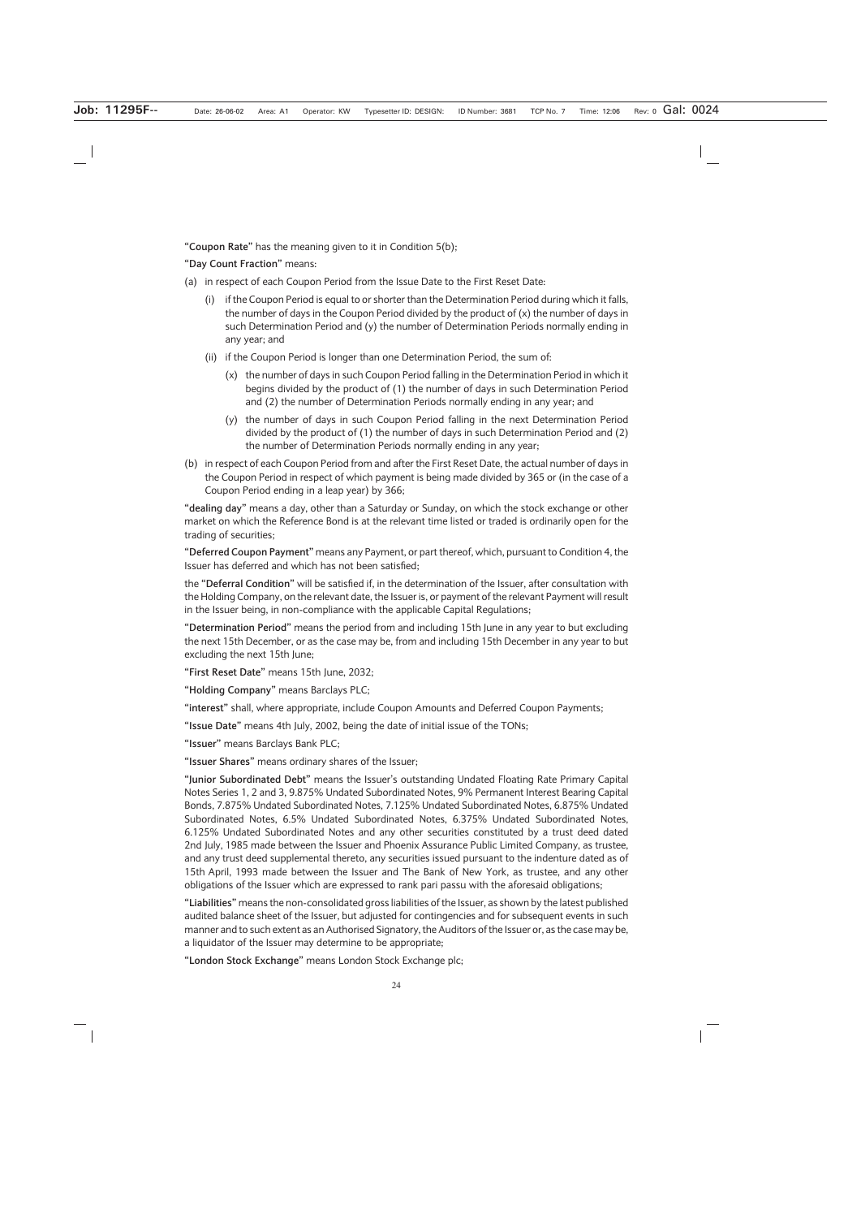"**Coupon Rate**" has the meaning given to it in Condition 5(b);

"**Day Count Fraction**" means:

(a) in respect of each Coupon Period from the Issue Date to the First Reset Date:

  (i) if the Coupon Period is equal to or shorter than the Determination Period during which it falls, the number of days in the Coupon Period divided by the product of (x) the number of days in such Determination Period and (y) the number of Determination Periods normally ending in any year; and

  (ii) if the Coupon Period is longer than one Determination Period, the sum of:

    (x) the number of days in such Coupon Period falling in the Determination Period in which it begins divided by the product of (1) the number of days in such Determination Period and (2) the number of Determination Periods normally ending in any year; and

    (y) the number of days in such Coupon Period falling in the next Determination Period divided by the product of (1) the number of days in such Determination Period and (2) the number of Determination Periods normally ending in any year;

(b) in respect of each Coupon Period from and after the First Reset Date, the actual number of days in the Coupon Period in respect of which payment is being made divided by 365 or (in the case of a Coupon Period ending in a leap year) by 366;

"**dealing day**" means a day, other than a Saturday or Sunday, on which the stock exchange or other market on which the Reference Bond is at the relevant time listed or traded is ordinarily open for the trading of securities;

"**Deferred Coupon Payment**" means any Payment, or part thereof, which, pursuant to Condition 4, the Issuer has deferred and which has not been satisfied;

the "**Deferral Condition**" will be satisfied if, in the determination of the Issuer, after consultation with the Holding Company, on the relevant date, the Issuer is, or payment of the relevant Payment will result in the Issuer being, in non-compliance with the applicable Capital Regulations;

"**Determination Period**" means the period from and including 15th June in any year to but excluding the next 15th December, or as the case may be, from and including 15th December in any year to but excluding the next 15th June;

"**First Reset Date**" means 15th June, 2032;

"**Holding Company**" means Barclays PLC;

"**interest**" shall, where appropriate, include Coupon Amounts and Deferred Coupon Payments;

"**Issue Date**" means 4th July, 2002, being the date of initial issue of the TONs;

"**Issuer**" means Barclays Bank PLC;

"**Issuer Shares**" means ordinary shares of the Issuer;

"**Junior Subordinated Debt**" means the Issuer's outstanding Undated Floating Rate Primary Capital Notes Series 1, 2 and 3, 9.875% Undated Subordinated Notes, 9% Permanent Interest Bearing Capital Bonds, 7.875% Undated Subordinated Notes, 7.125% Undated Subordinated Notes, 6.875% Undated Subordinated Notes, 6.5% Undated Subordinated Notes, 6.375% Undated Subordinated Notes, 6.125% Undated Subordinated Notes and any other securities constituted by a trust deed dated 2nd July, 1985 made between the Issuer and Phoenix Assurance Public Limited Company, as trustee, and any trust deed supplemental thereto, any securities issued pursuant to the indenture dated as of 15th April, 1993 made between the Issuer and The Bank of New York, as trustee, and any other obligations of the Issuer which are expressed to rank pari passu with the aforesaid obligations;

"**Liabilities**" means the non-consolidated gross liabilities of the Issuer, as shown by the latest published audited balance sheet of the Issuer, but adjusted for contingencies and for subsequent events in such manner and to such extent as an Authorised Signatory, the Auditors of the Issuer or, as the case may be, a liquidator of the Issuer may determine to be appropriate;

"**London Stock Exchange**" means London Stock Exchange plc;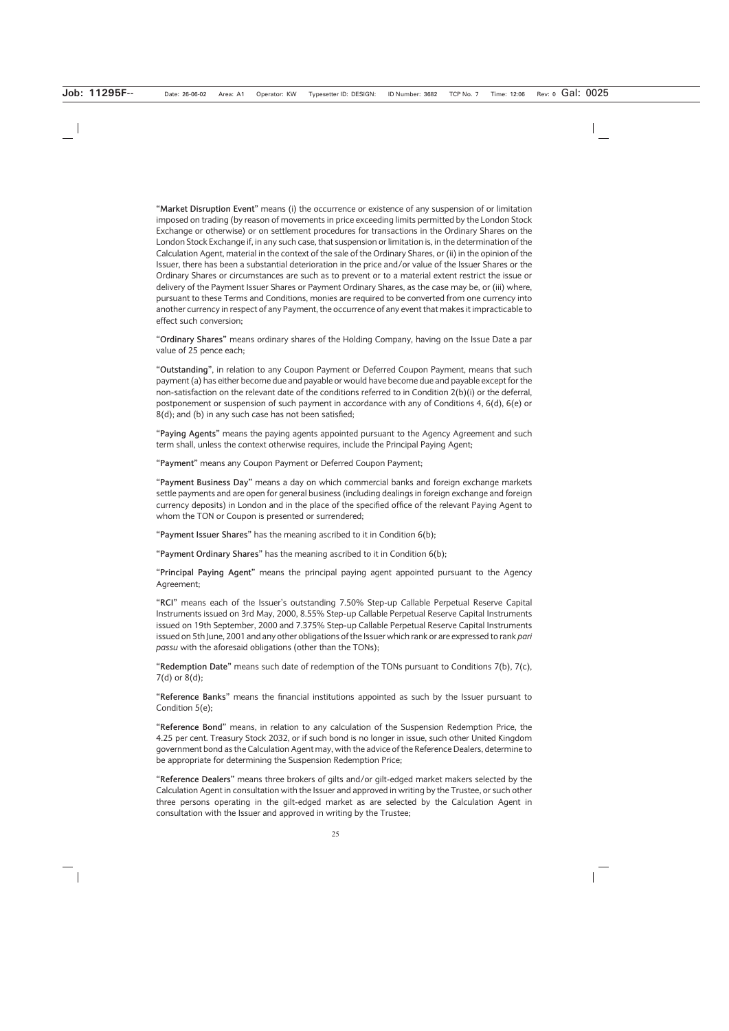"**Market Disruption Event**" means (i) the occurrence or existence of any suspension of or limitation imposed on trading (by reason of movements in price exceeding limits permitted by the London Stock Exchange or otherwise) or on settlement procedures for transactions in the Ordinary Shares on the London Stock Exchange if, in any such case, that suspension or limitation is, in the determination of the Calculation Agent, material in the context of the sale of the Ordinary Shares, or (ii) in the opinion of the Issuer, there has been a substantial deterioration in the price and/or value of the Issuer Shares or the Ordinary Shares or circumstances are such as to prevent or to a material extent restrict the issue or delivery of the Payment Issuer Shares or Payment Ordinary Shares, as the case may be, or (iii) where, pursuant to these Terms and Conditions, monies are required to be converted from one currency into another currency in respect of any Payment, the occurrence of any event that makes it impracticable to effect such conversion;

"**Ordinary Shares**" means ordinary shares of the Holding Company, having on the Issue Date a par value of 25 pence each;

"**Outstanding**", in relation to any Coupon Payment or Deferred Coupon Payment, means that such payment (a) has either become due and payable or would have become due and payable except for the non-satisfaction on the relevant date of the conditions referred to in Condition 2(b)(i) or the deferral, postponement or suspension of such payment in accordance with any of Conditions 4, 6(d), 6(e) or 8(d); and (b) in any such case has not been satisfied;

"**Paying Agents**" means the paying agents appointed pursuant to the Agency Agreement and such term shall, unless the context otherwise requires, include the Principal Paying Agent;

"**Payment**" means any Coupon Payment or Deferred Coupon Payment;

"**Payment Business Day**" means a day on which commercial banks and foreign exchange markets settle payments and are open for general business (including dealings in foreign exchange and foreign currency deposits) in London and in the place of the specified office of the relevant Paying Agent to whom the TON or Coupon is presented or surrendered;

"**Payment Issuer Shares**" has the meaning ascribed to it in Condition 6(b);

"**Payment Ordinary Shares**" has the meaning ascribed to it in Condition 6(b);

"**Principal Paying Agent**" means the principal paying agent appointed pursuant to the Agency Agreement;

"**RCI**" means each of the Issuer's outstanding 7.50% Step-up Callable Perpetual Reserve Capital Instruments issued on 3rd May, 2000, 8.55% Step-up Callable Perpetual Reserve Capital Instruments issued on 19th September, 2000 and 7.375% Step-up Callable Perpetual Reserve Capital Instruments issued on 5th June, 2001 and any other obligations of the Issuer which rank or are expressed to rank *pari passu* with the aforesaid obligations (other than the TONs);

"**Redemption Date**" means such date of redemption of the TONs pursuant to Conditions 7(b), 7(c), 7(d) or 8(d);

"**Reference Banks**" means the financial institutions appointed as such by the Issuer pursuant to Condition 5(e);

"**Reference Bond**" means, in relation to any calculation of the Suspension Redemption Price, the 4.25 per cent. Treasury Stock 2032, or if such bond is no longer in issue, such other United Kingdom government bond as the Calculation Agent may, with the advice of the Reference Dealers, determine to be appropriate for determining the Suspension Redemption Price;

"**Reference Dealers**" means three brokers of gilts and/or gilt-edged market makers selected by the Calculation Agent in consultation with the Issuer and approved in writing by the Trustee, or such other three persons operating in the gilt-edged market as are selected by the Calculation Agent in consultation with the Issuer and approved in writing by the Trustee;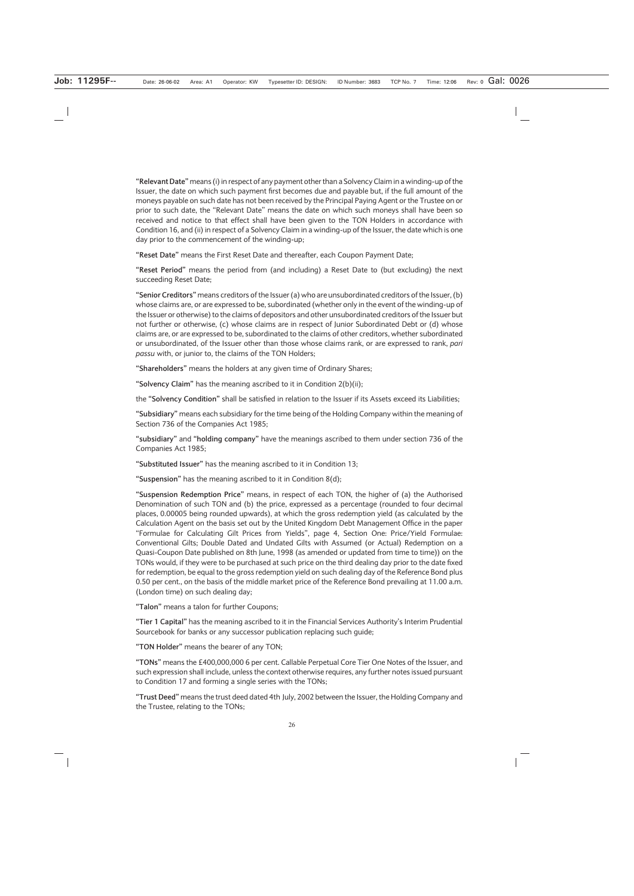"**Relevant Date**" means (i) in respect of any payment other than a Solvency Claim in a winding-up of the Issuer, the date on which such payment first becomes due and payable but, if the full amount of the moneys payable on such date has not been received by the Principal Paying Agent or the Trustee on or prior to such date, the "Relevant Date" means the date on which such moneys shall have been so received and notice to that effect shall have been given to the TON Holders in accordance with Condition 16, and (ii) in respect of a Solvency Claim in a winding-up of the Issuer, the date which is one day prior to the commencement of the winding-up;

"**Reset Date**" means the First Reset Date and thereafter, each Coupon Payment Date;

"**Reset Period**" means the period from (and including) a Reset Date to (but excluding) the next succeeding Reset Date;

"**Senior Creditors**" means creditors of the Issuer (a) who are unsubordinated creditors of the Issuer, (b) whose claims are, or are expressed to be, subordinated (whether only in the event of the winding-up of the Issuer or otherwise) to the claims of depositors and other unsubordinated creditors of the Issuer but not further or otherwise, (c) whose claims are in respect of Junior Subordinated Debt or (d) whose claims are, or are expressed to be, subordinated to the claims of other creditors, whether subordinated or unsubordinated, of the Issuer other than those whose claims rank, or are expressed to rank, *pari passu* with, or junior to, the claims of the TON Holders;

"**Shareholders**" means the holders at any given time of Ordinary Shares;

"**Solvency Claim**" has the meaning ascribed to it in Condition 2(b)(ii);

the "**Solvency Condition**" shall be satisfied in relation to the Issuer if its Assets exceed its Liabilities;

"**Subsidiary**" means each subsidiary for the time being of the Holding Company within the meaning of Section 736 of the Companies Act 1985;

"**subsidiary**" and "**holding company**" have the meanings ascribed to them under section 736 of the Companies Act 1985;

"**Substituted Issuer**" has the meaning ascribed to it in Condition 13;

"**Suspension**" has the meaning ascribed to it in Condition 8(d);

"**Suspension Redemption Price**" means, in respect of each TON, the higher of (a) the Authorised Denomination of such TON and (b) the price, expressed as a percentage (rounded to four decimal places, 0.00005 being rounded upwards), at which the gross redemption yield (as calculated by the Calculation Agent on the basis set out by the United Kingdom Debt Management Office in the paper "Formulae for Calculating Gilt Prices from Yields", page 4, Section One: Price/Yield Formulae: Conventional Gilts; Double Dated and Undated Gilts with Assumed (or Actual) Redemption on a Quasi-Coupon Date published on 8th June, 1998 (as amended or updated from time to time)) on the TONs would, if they were to be purchased at such price on the third dealing day prior to the date fixed for redemption, be equal to the gross redemption yield on such dealing day of the Reference Bond plus 0.50 per cent., on the basis of the middle market price of the Reference Bond prevailing at 11.00 a.m. (London time) on such dealing day;

"**Talon**" means a talon for further Coupons;

"**Tier 1 Capital**" has the meaning ascribed to it in the Financial Services Authority's Interim Prudential Sourcebook for banks or any successor publication replacing such guide;

"**TON Holder**" means the bearer of any TON;

"**TONs**" means the £400,000,000 6 per cent. Callable Perpetual Core Tier One Notes of the Issuer, and such expression shall include, unless the context otherwise requires, any further notes issued pursuant to Condition 17 and forming a single series with the TONs;

"**Trust Deed**" means the trust deed dated 4th July, 2002 between the Issuer, the Holding Company and the Trustee, relating to the TONs;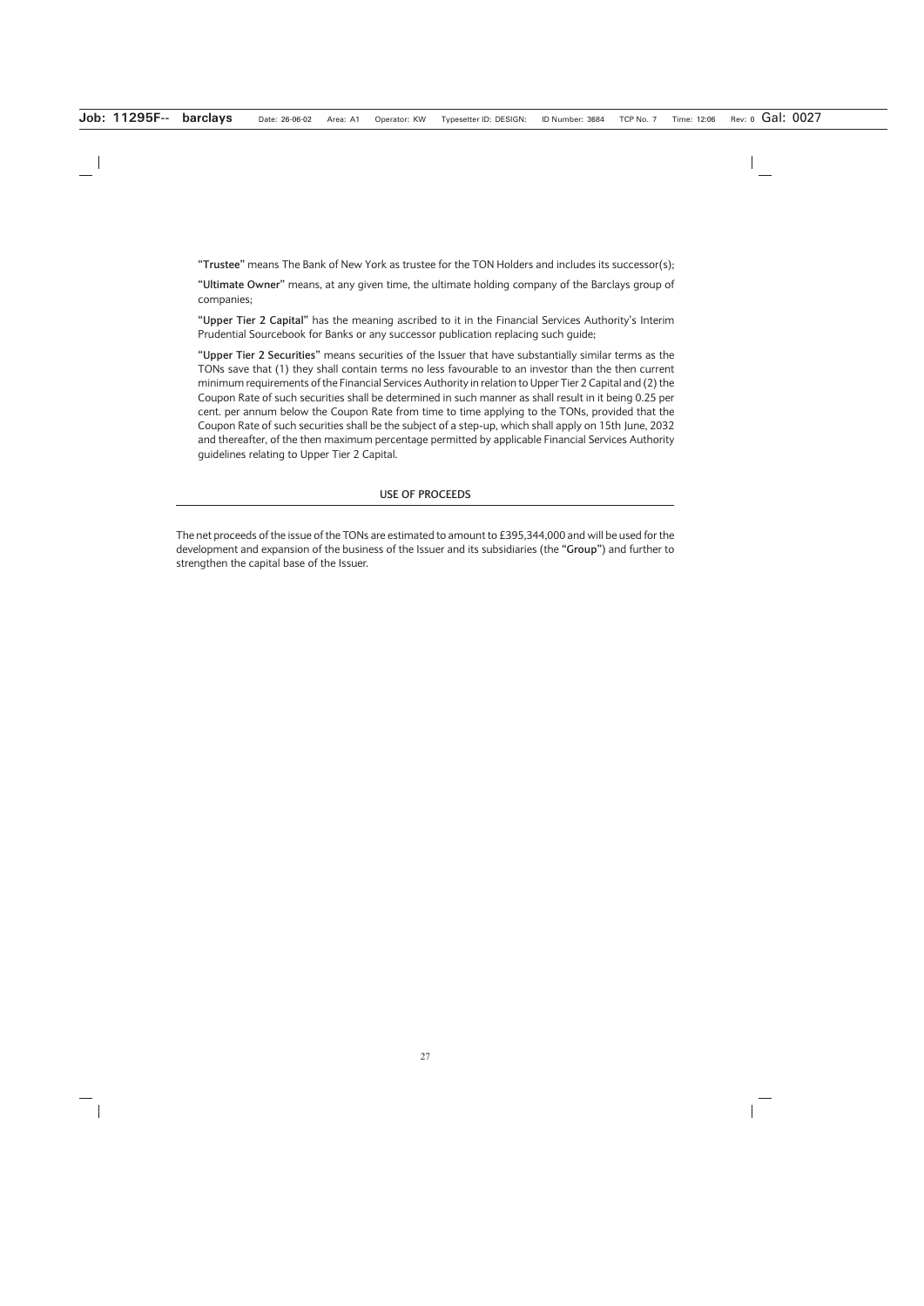"**Trustee**" means The Bank of New York as trustee for the TON Holders and includes its successor(s);

"**Ultimate Owner**" means, at any given time, the ultimate holding company of the Barclays group of companies;

"**Upper Tier 2 Capital**" has the meaning ascribed to it in the Financial Services Authority's Interim Prudential Sourcebook for Banks or any successor publication replacing such guide;

"**Upper Tier 2 Securities**" means securities of the Issuer that have substantially similar terms as the TONs save that (1) they shall contain terms no less favourable to an investor than the then current minimum requirements of the Financial Services Authority in relation to Upper Tier 2 Capital and (2) the Coupon Rate of such securities shall be determined in such manner as shall result in it being 0.25 per cent. per annum below the Coupon Rate from time to time applying to the TONs, provided that the Coupon Rate of such securities shall be the subject of a step-up, which shall apply on 15th June, 2032 and thereafter, of the then maximum percentage permitted by applicable Financial Services Authority guidelines relating to Upper Tier 2 Capital.

## USE OF PROCEEDS

The net proceeds of the issue of the TONs are estimated to amount to £395,344,000 and will be used for the development and expansion of the business of the Issuer and its subsidiaries (the "**Group**") and further to strengthen the capital base of the Issuer.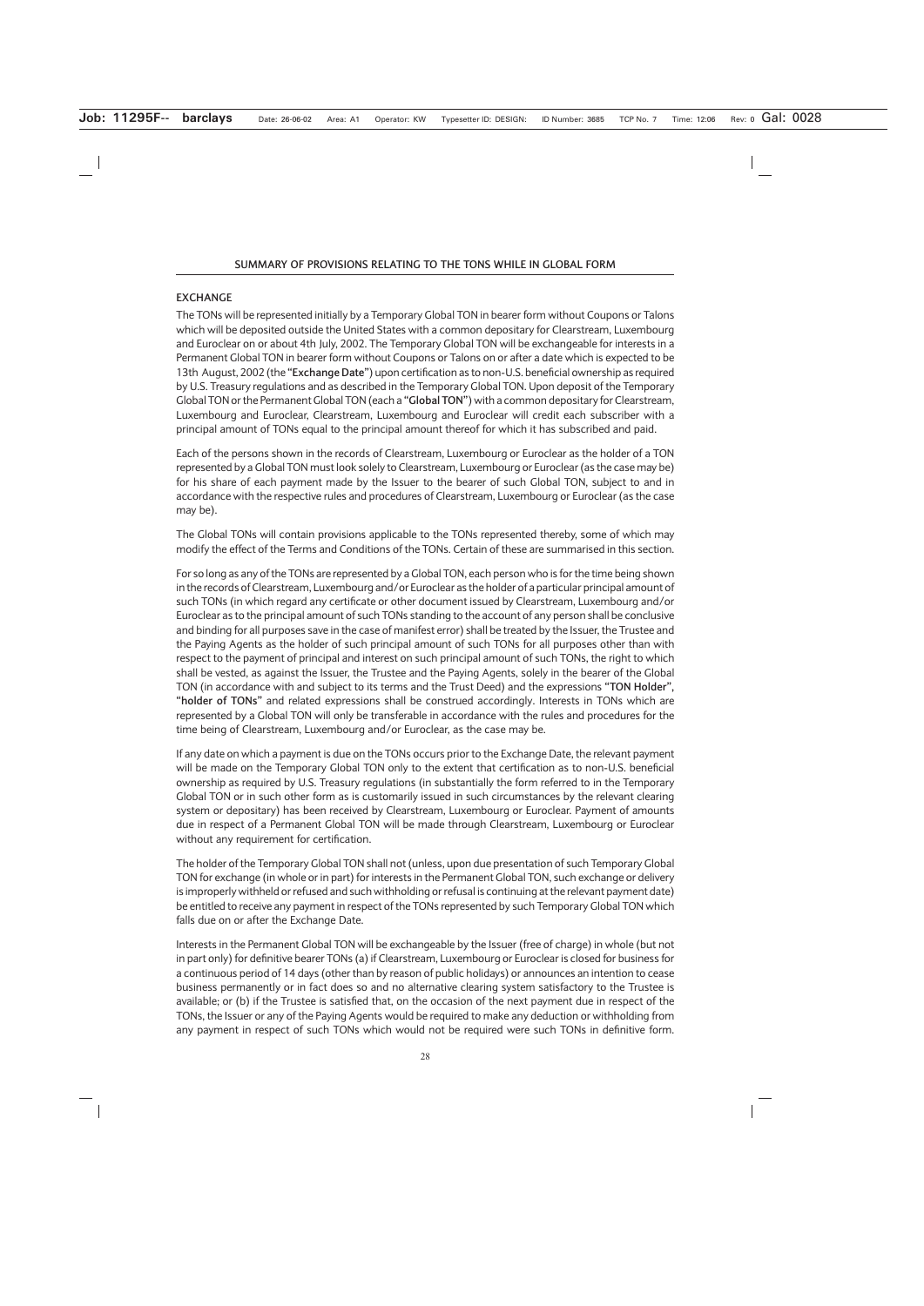## SUMMARY OF PROVISIONS RELATING TO THE TONS WHILE IN GLOBAL FORM

### EXCHANGE

The TONs will be represented initially by a Temporary Global TON in bearer form without Coupons or Talons which will be deposited outside the United States with a common depositary for Clearstream, Luxembourg and Euroclear on or about 4th July, 2002. The Temporary Global TON will be exchangeable for interests in a Permanent Global TON in bearer form without Coupons or Talons on or after a date which is expected to be 13th August, 2002 (the **"Exchange Date"**) upon certification as to non-U.S. beneficial ownership as required by U.S. Treasury regulations and as described in the Temporary Global TON. Upon deposit of the Temporary Global TON or the Permanent Global TON (each a **"Global TON"**) with a common depositary for Clearstream, Luxembourg and Euroclear, Clearstream, Luxembourg and Euroclear will credit each subscriber with a principal amount of TONs equal to the principal amount thereof for which it has subscribed and paid.

Each of the persons shown in the records of Clearstream, Luxembourg or Euroclear as the holder of a TON represented by a Global TON must look solely to Clearstream, Luxembourg or Euroclear (as the case may be) for his share of each payment made by the Issuer to the bearer of such Global TON, subject to and in accordance with the respective rules and procedures of Clearstream, Luxembourg or Euroclear (as the case may be).

The Global TONs will contain provisions applicable to the TONs represented thereby, some of which may modify the effect of the Terms and Conditions of the TONs. Certain of these are summarised in this section.

For so long as any of the TONs are represented by a Global TON, each person who is for the time being shown in the records of Clearstream, Luxembourg and/or Euroclear as the holder of a particular principal amount of such TONs (in which regard any certificate or other document issued by Clearstream, Luxembourg and/or Euroclear as to the principal amount of such TONs standing to the account of any person shall be conclusive and binding for all purposes save in the case of manifest error) shall be treated by the Issuer, the Trustee and the Paying Agents as the holder of such principal amount of such TONs for all purposes other than with respect to the payment of principal and interest on such principal amount of such TONs, the right to which shall be vested, as against the Issuer, the Trustee and the Paying Agents, solely in the bearer of the Global TON (in accordance with and subject to its terms and the Trust Deed) and the expressions **"TON Holder"**, **"holder of TONs"** and related expressions shall be construed accordingly. Interests in TONs which are represented by a Global TON will only be transferable in accordance with the rules and procedures for the time being of Clearstream, Luxembourg and/or Euroclear, as the case may be.

If any date on which a payment is due on the TONs occurs prior to the Exchange Date, the relevant payment will be made on the Temporary Global TON only to the extent that certification as to non-U.S. beneficial ownership as required by U.S. Treasury regulations (in substantially the form referred to in the Temporary Global TON or in such other form as is customarily issued in such circumstances by the relevant clearing system or depositary) has been received by Clearstream, Luxembourg or Euroclear. Payment of amounts due in respect of a Permanent Global TON will be made through Clearstream, Luxembourg or Euroclear without any requirement for certification.

The holder of the Temporary Global TON shall not (unless, upon due presentation of such Temporary Global TON for exchange (in whole or in part) for interests in the Permanent Global TON, such exchange or delivery is improperly withheld or refused and such withholding or refusal is continuing at the relevant payment date) be entitled to receive any payment in respect of the TONs represented by such Temporary Global TON which falls due on or after the Exchange Date.

Interests in the Permanent Global TON will be exchangeable by the Issuer (free of charge) in whole (but not in part only) for definitive bearer TONs (a) if Clearstream, Luxembourg or Euroclear is closed for business for a continuous period of 14 days (other than by reason of public holidays) or announces an intention to cease business permanently or in fact does so and no alternative clearing system satisfactory to the Trustee is available; or (b) if the Trustee is satisfied that, on the occasion of the next payment due in respect of the TONs, the Issuer or any of the Paying Agents would be required to make any deduction or withholding from any payment in respect of such TONs which would not be required were such TONs in definitive form.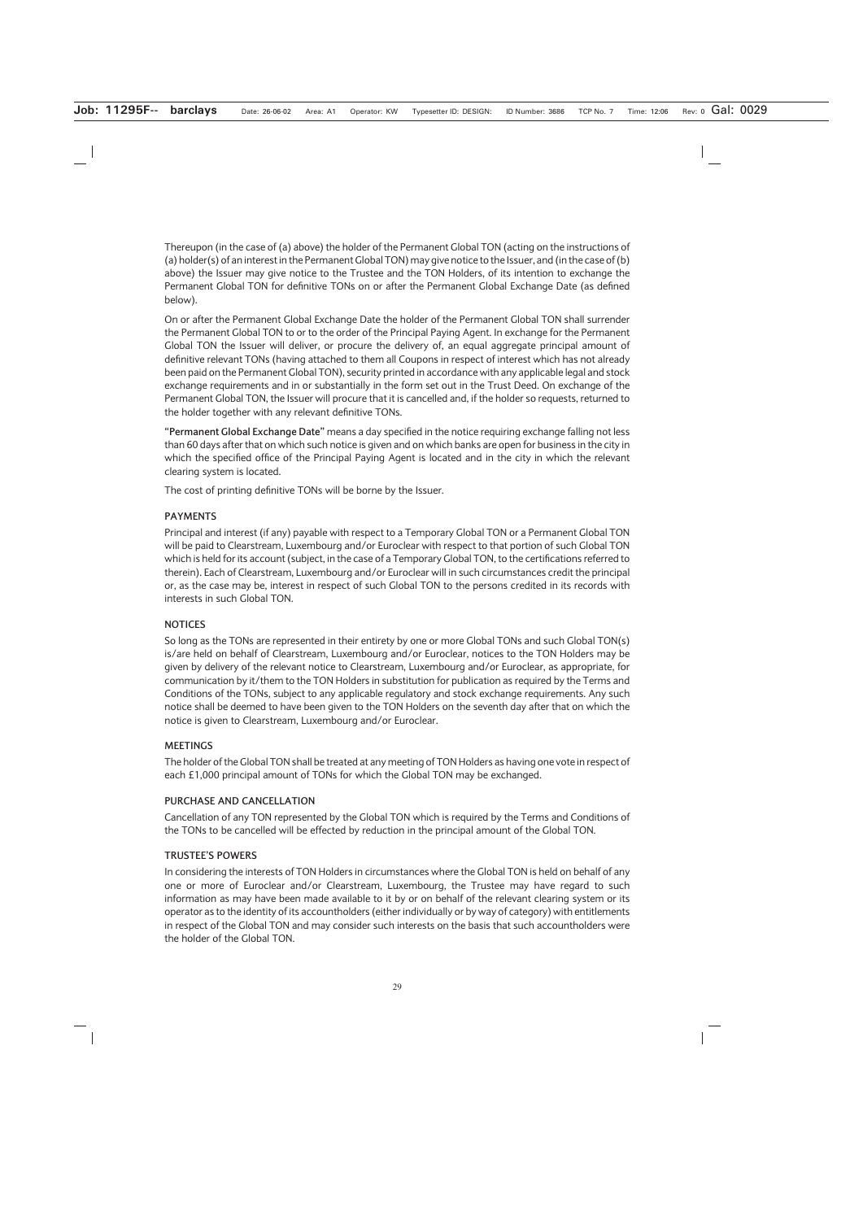Thereupon (in the case of (a) above) the holder of the Permanent Global TON (acting on the instructions of (a) holder(s) of an interest in the Permanent Global TON) may give notice to the Issuer, and (in the case of (b) above) the Issuer may give notice to the Trustee and the TON Holders, of its intention to exchange the Permanent Global TON for definitive TONs on or after the Permanent Global Exchange Date (as defined below).

On or after the Permanent Global Exchange Date the holder of the Permanent Global TON shall surrender the Permanent Global TON to or to the order of the Principal Paying Agent. In exchange for the Permanent Global TON the Issuer will deliver, or procure the delivery of, an equal aggregate principal amount of definitive relevant TONs (having attached to them all Coupons in respect of interest which has not already been paid on the Permanent Global TON), security printed in accordance with any applicable legal and stock exchange requirements and in or substantially in the form set out in the Trust Deed. On exchange of the Permanent Global TON, the Issuer will procure that it is cancelled and, if the holder so requests, returned to the holder together with any relevant definitive TONs.

**"Permanent Global Exchange Date"** means a day specified in the notice requiring exchange falling not less than 60 days after that on which such notice is given and on which banks are open for business in the city in which the specified office of the Principal Paying Agent is located and in the city in which the relevant clearing system is located.

The cost of printing definitive TONs will be borne by the Issuer.

### PAYMENTS

Principal and interest (if any) payable with respect to a Temporary Global TON or a Permanent Global TON will be paid to Clearstream, Luxembourg and/or Euroclear with respect to that portion of such Global TON which is held for its account (subject, in the case of a Temporary Global TON, to the certifications referred to therein). Each of Clearstream, Luxembourg and/or Euroclear will in such circumstances credit the principal or, as the case may be, interest in respect of such Global TON to the persons credited in its records with interests in such Global TON.

### NOTICES

So long as the TONs are represented in their entirety by one or more Global TONs and such Global TON(s) is/are held on behalf of Clearstream, Luxembourg and/or Euroclear, notices to the TON Holders may be given by delivery of the relevant notice to Clearstream, Luxembourg and/or Euroclear, as appropriate, for communication by it/them to the TON Holders in substitution for publication as required by the Terms and Conditions of the TONs, subject to any applicable regulatory and stock exchange requirements. Any such notice shall be deemed to have been given to the TON Holders on the seventh day after that on which the notice is given to Clearstream, Luxembourg and/or Euroclear.

### MEETINGS

The holder of the Global TON shall be treated at any meeting of TON Holders as having one vote in respect of each £1,000 principal amount of TONs for which the Global TON may be exchanged.

### PURCHASE AND CANCELLATION

Cancellation of any TON represented by the Global TON which is required by the Terms and Conditions of the TONs to be cancelled will be effected by reduction in the principal amount of the Global TON.

### TRUSTEE'S POWERS

In considering the interests of TON Holders in circumstances where the Global TON is held on behalf of any one or more of Euroclear and/or Clearstream, Luxembourg, the Trustee may have regard to such information as may have been made available to it by or on behalf of the relevant clearing system or its operator as to the identity of its accountholders (either individually or by way of category) with entitlements in respect of the Global TON and may consider such interests on the basis that such accountholders were the holder of the Global TON.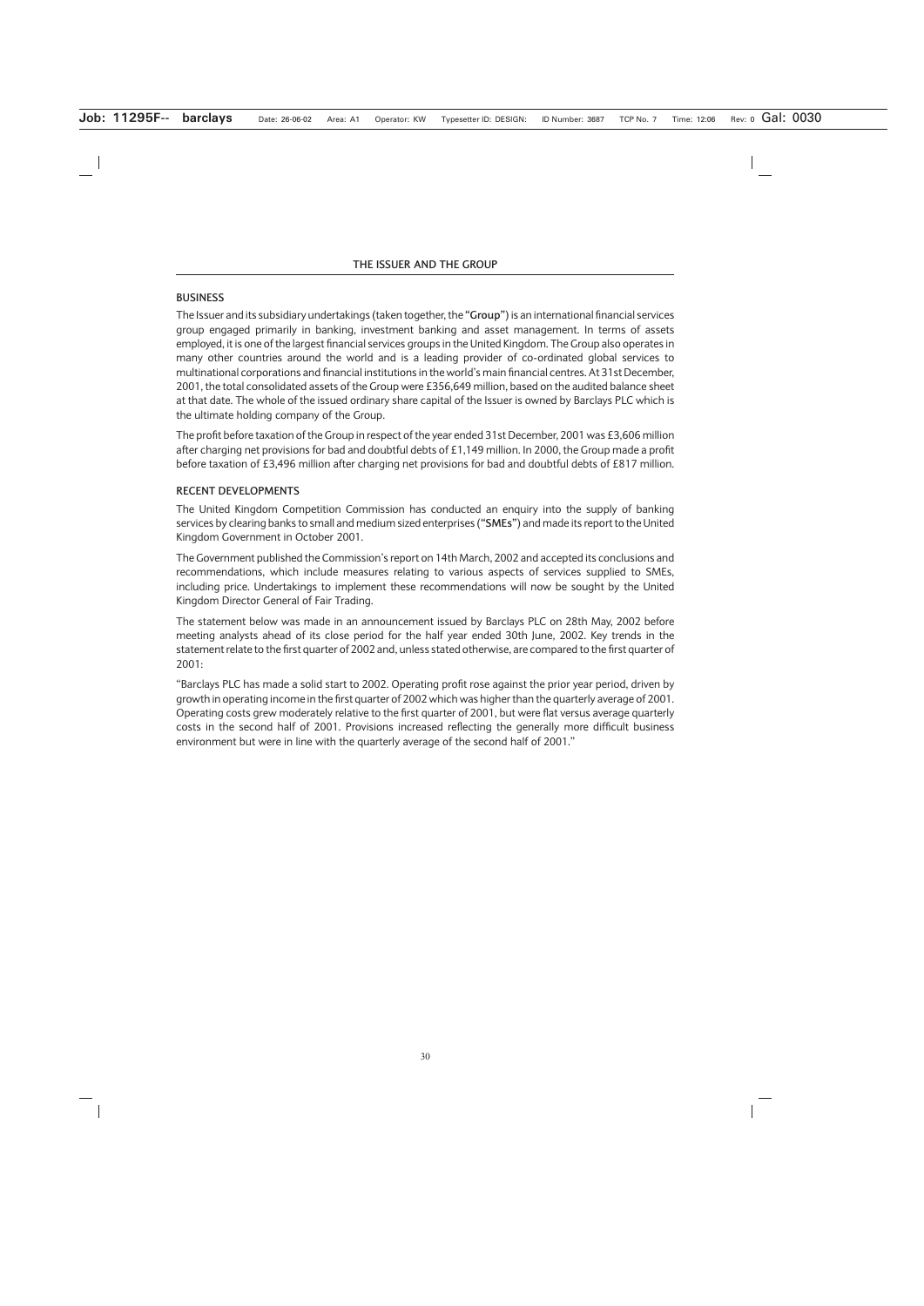# THE ISSUER AND THE GROUP

## BUSINESS

The Issuer and its subsidiary undertakings (taken together, the **"Group"**) is an international financial services group engaged primarily in banking, investment banking and asset management. In terms of assets employed, it is one of the largest financial services groups in the United Kingdom. The Group also operates in many other countries around the world and is a leading provider of co-ordinated global services to multinational corporations and financial institutions in the world's main financial centres. At 31st December, 2001, the total consolidated assets of the Group were £356,649 million, based on the audited balance sheet at that date. The whole of the issued ordinary share capital of the Issuer is owned by Barclays PLC which is the ultimate holding company of the Group.

The profit before taxation of the Group in respect of the year ended 31st December, 2001 was £3,606 million after charging net provisions for bad and doubtful debts of £1,149 million. In 2000, the Group made a profit before taxation of £3,496 million after charging net provisions for bad and doubtful debts of £817 million.

## RECENT DEVELOPMENTS

The United Kingdom Competition Commission has conducted an enquiry into the supply of banking services by clearing banks to small and medium sized enterprises (**"SMEs"**) and made its report to the United Kingdom Government in October 2001.

The Government published the Commission's report on 14th March, 2002 and accepted its conclusions and recommendations, which include measures relating to various aspects of services supplied to SMEs, including price. Undertakings to implement these recommendations will now be sought by the United Kingdom Director General of Fair Trading.

The statement below was made in an announcement issued by Barclays PLC on 28th May, 2002 before meeting analysts ahead of its close period for the half year ended 30th June, 2002. Key trends in the statement relate to the first quarter of 2002 and, unless stated otherwise, are compared to the first quarter of 2001:

"Barclays PLC has made a solid start to 2002. Operating profit rose against the prior year period, driven by growth in operating income in the first quarter of 2002 which was higher than the quarterly average of 2001. Operating costs grew moderately relative to the first quarter of 2001, but were flat versus average quarterly costs in the second half of 2001. Provisions increased reflecting the generally more difficult business environment but were in line with the quarterly average of the second half of 2001."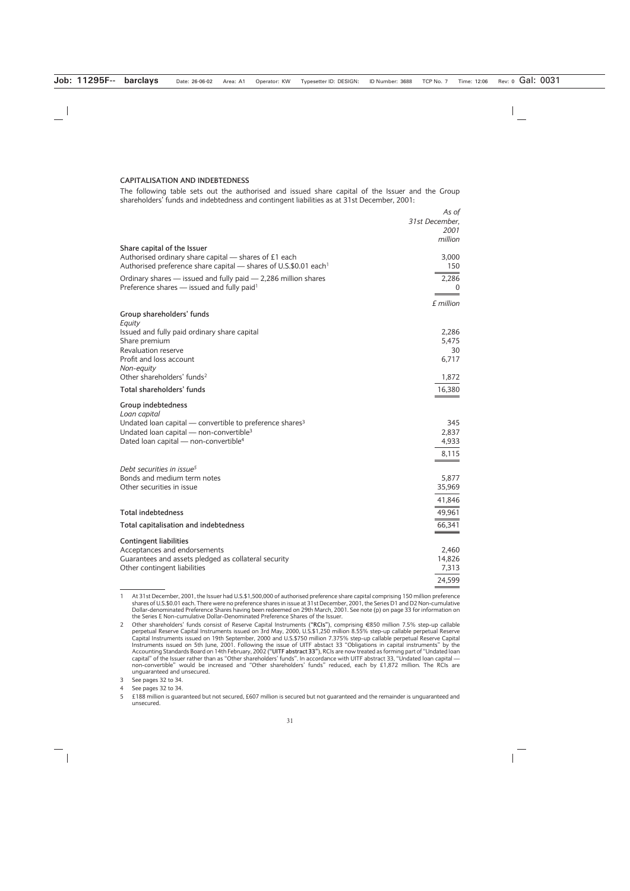## CAPITALISATION AND INDEBTEDNESS

The following table sets out the authorised and issued share capital of the Issuer and the Group shareholders' funds and indebtedness and contingent liabilities as at 31st December, 2001:

| | *As of 31st December, 2001* |
|---|---|
| | *million* |
| **Share capital of the Issuer** | |
| Authorised ordinary share capital — shares of £1 each | 3,000 |
| Authorised preference share capital — shares of U.S.$0.01 each[1] | 150 |
| Ordinary shares — issued and fully paid — 2,286 million shares | 2,286 |
| Preference shares — issued and fully paid[1] | 0 |
| | *£ million* |
| **Group shareholders' funds** | |
| *Equity* | |
| Issued and fully paid ordinary share capital | 2,286 |
| Share premium | 5,475 |
| Revaluation reserve | 30 |
| Profit and loss account | 6,717 |
| *Non-equity* | |
| Other shareholders' funds[2] | 1,872 |
| **Total shareholders' funds** | 16,380 |
| **Group indebtedness** | |
| *Loan capital* | |
| Undated loan capital — convertible to preference shares[3] | 345 |
| Undated loan capital — non-convertible[3] | 2,837 |
| Dated loan capital — non-convertible[4] | 4,933 |
| | 8,115 |
| *Debt securities in issue[5]* | |
| Bonds and medium term notes | 5,877 |
| Other securities in issue | 35,969 |
| | 41,846 |
| **Total indebtedness** | 49,961 |
| **Total capitalisation and indebtedness** | 66,341 |
| **Contingent liabilities** | |
| Acceptances and endorsements | 2,460 |
| Guarantees and assets pledged as collateral security | 14,826 |
| Other contingent liabilities | 7,313 |
| | 24,599 |

1 At 31st December, 2001, the Issuer had U.S.$1,500,000 of authorised preference share capital comprising 150 million preference shares of U.S.$0.01 each. There were no preference shares in issue at 31st December, 2001, the Series D1 and D2 Non-cumulative Dollar-denominated Preference Shares having been redeemed on 29th March, 2001. See note (p) on page 33 for information on the Series E Non-cumulative Dollar-Denominated Preference Shares of the Issuer.

2 Other shareholders' funds consist of Reserve Capital Instruments (**"RCIs"**), comprising €850 million 7.5% step-up callable perpetual Reserve Capital Instruments issued on 3rd May, 2000, U.S.$1,250 million 8.55% step-up callable perpetual Reserve Capital Instruments issued on 19th September, 2000 and U.S.$750 million 7.375% step-up callable perpetual Reserve Capital Instruments issued on 5th June, 2001. Following the issue of UITF abstact 33 "Obligations in capital instruments" by the Accounting Standards Board on 14th February, 2002 (**"UITF abstract 33"**), RCIs are now treated as forming part of "Undated loan capital" of the Issuer rather than as "Other shareholders' funds". In accordance with UITF abstract 33, "Undated loan capital — non-convertible" would be increased and "Other shareholders' funds" reduced, each by £1,872 million. The RCIs are unguaranteed and unsecured.

3 See pages 32 to 34.

4 See pages 32 to 34.

5 £188 million is guaranteed but not secured, £607 million is secured but not guaranteed and the remainder is unguaranteed and unsecured.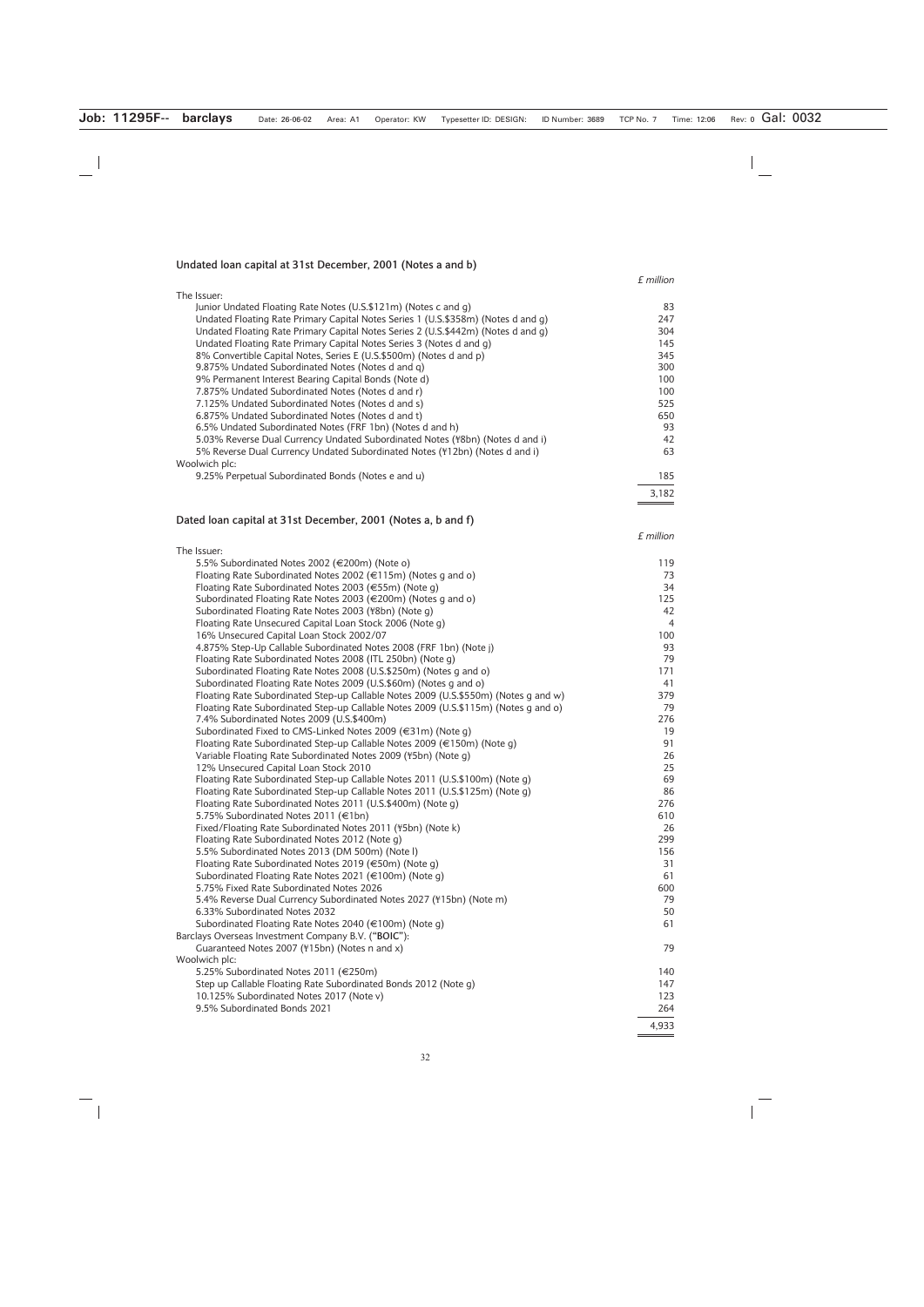### Undated loan capital at 31st December, 2001 (Notes a and b)

| | £ million |
|---|---|
| The Issuer: | |
| Junior Undated Floating Rate Notes (U.S.$121m) (Notes c and g) | 83 |
| Undated Floating Rate Primary Capital Notes Series 1 (U.S.$358m) (Notes d and g) | 247 |
| Undated Floating Rate Primary Capital Notes Series 2 (U.S.$442m) (Notes d and g) | 304 |
| Undated Floating Rate Primary Capital Notes Series 3 (Notes d and g) | 145 |
| 8% Convertible Capital Notes, Series E (U.S.$500m) (Notes d and p) | 345 |
| 9.875% Undated Subordinated Notes (Notes d and q) | 300 |
| 9% Permanent Interest Bearing Capital Bonds (Note d) | 100 |
| 7.875% Undated Subordinated Notes (Notes d and r) | 100 |
| 7.125% Undated Subordinated Notes (Notes d and s) | 525 |
| 6.875% Undated Subordinated Notes (Notes d and t) | 650 |
| 6.5% Undated Subordinated Notes (FRF 1bn) (Notes d and h) | 93 |
| 5.03% Reverse Dual Currency Undated Subordinated Notes (¥8bn) (Notes d and i) | 42 |
| 5% Reverse Dual Currency Undated Subordinated Notes (¥12bn) (Notes d and i) | 63 |
| Woolwich plc: | |
| 9.25% Perpetual Subordinated Bonds (Notes e and u) | 185 |
| | 3,182 |

### Dated loan capital at 31st December, 2001 (Notes a, b and f)

| | £ million |
|---|---|
| The Issuer: | |
| 5.5% Subordinated Notes 2002 (€200m) (Note o) | 119 |
| Floating Rate Subordinated Notes 2002 (€115m) (Notes g and o) | 73 |
| Floating Rate Subordinated Notes 2003 (€55m) (Note g) | 34 |
| Subordinated Floating Rate Notes 2003 (€200m) (Notes g and o) | 125 |
| Subordinated Floating Rate Notes 2003 (¥8bn) (Note g) | 42 |
| Floating Rate Unsecured Capital Loan Stock 2006 (Note g) | 4 |
| 16% Unsecured Capital Loan Stock 2002/07 | 100 |
| 4.875% Step-Up Callable Subordinated Notes 2008 (FRF 1bn) (Note j) | 93 |
| Floating Rate Subordinated Notes 2008 (ITL 250bn) (Note g) | 79 |
| Subordinated Floating Rate Notes 2008 (U.S.$250m) (Notes g and o) | 171 |
| Subordinated Floating Rate Notes 2009 (U.S.$60m) (Notes g and o) | 41 |
| Floating Rate Subordinated Step-up Callable Notes 2009 (U.S.$550m) (Notes g and w) | 379 |
| Floating Rate Subordinated Step-up Callable Notes 2009 (U.S.$115m) (Notes g and o) | 79 |
| 7.4% Subordinated Notes 2009 (U.S.$400m) | 276 |
| Subordinated Fixed to CMS-Linked Notes 2009 (€31m) (Note g) | 19 |
| Floating Rate Subordinated Step-up Callable Notes 2009 (€150m) (Note g) | 91 |
| Variable Floating Rate Subordinated Notes 2009 (¥5bn) (Note g) | 26 |
| 12% Unsecured Capital Loan Stock 2010 | 25 |
| Floating Rate Subordinated Step-up Callable Notes 2011 (U.S.$100m) (Note g) | 69 |
| Floating Rate Subordinated Step-up Callable Notes 2011 (U.S.$125m) (Note g) | 86 |
| Floating Rate Subordinated Notes 2011 (U.S.$400m) (Note g) | 276 |
| 5.75% Subordinated Notes 2011 (€1bn) | 610 |
| Fixed/Floating Rate Subordinated Notes 2011 (¥5bn) (Note k) | 26 |
| Floating Rate Subordinated Notes 2012 (Note g) | 299 |
| 5.5% Subordinated Notes 2013 (DM 500m) (Note l) | 156 |
| Floating Rate Subordinated Notes 2019 (€50m) (Note g) | 31 |
| Subordinated Floating Rate Notes 2021 (€100m) (Note g) | 61 |
| 5.75% Fixed Rate Subordinated Notes 2026 | 600 |
| 5.4% Reverse Dual Currency Subordinated Notes 2027 (¥15bn) (Note m) | 79 |
| 6.33% Subordinated Notes 2032 | 50 |
| Subordinated Floating Rate Notes 2040 (€100m) (Note g) | 61 |
| Barclays Overseas Investment Company B.V. ("**BOIC**"): | |
| Guaranteed Notes 2007 (¥15bn) (Notes n and x) | 79 |
| Woolwich plc: | |
| 5.25% Subordinated Notes 2011 (€250m) | 140 |
| Step up Callable Floating Rate Subordinated Bonds 2012 (Note g) | 147 |
| 10.125% Subordinated Notes 2017 (Note v) | 123 |
| 9.5% Subordinated Bonds 2021 | 264 |
| | 4,933 |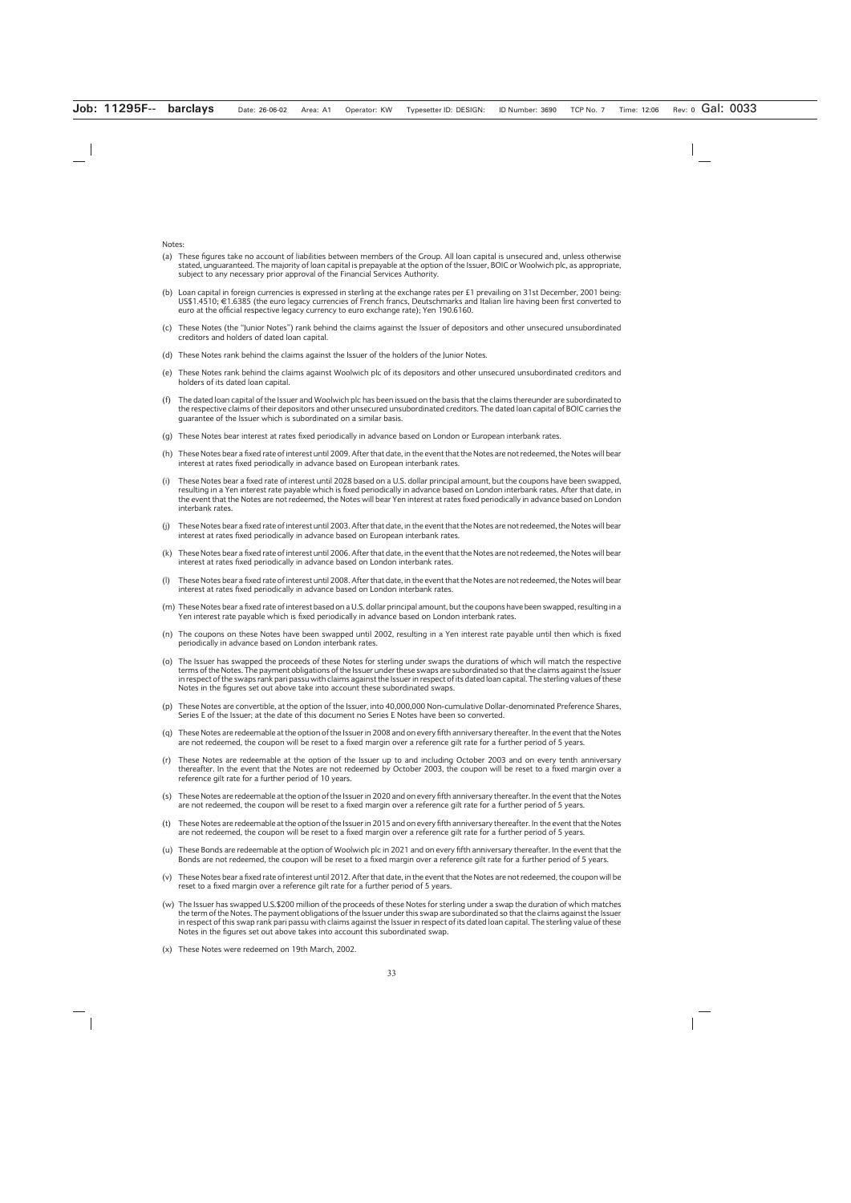Notes:

(a) These figures take no account of liabilities between members of the Group. All loan capital is unsecured and, unless otherwise stated, unguaranteed. The majority of loan capital is prepayable at the option of the Issuer, BOIC or Woolwich plc, as appropriate, subject to any necessary prior approval of the Financial Services Authority.

(b) Loan capital in foreign currencies is expressed in sterling at the exchange rates per £1 prevailing on 31st December, 2001 being: US$1.4510; €1.6385 (the euro legacy currencies of French francs, Deutschmarks and Italian lire having been first converted to euro at the official respective legacy currency to euro exchange rate); Yen 190.6160.

(c) These Notes (the "Junior Notes") rank behind the claims against the Issuer of depositors and other unsecured unsubordinated creditors and holders of dated loan capital.

(d) These Notes rank behind the claims against the Issuer of the holders of the Junior Notes.

(e) These Notes rank behind the claims against Woolwich plc of its depositors and other unsecured unsubordinated creditors and holders of its dated loan capital.

(f) The dated loan capital of the Issuer and Woolwich plc has been issued on the basis that the claims thereunder are subordinated to the respective claims of their depositors and other unsecured unsubordinated creditors. The dated loan capital of BOIC carries the guarantee of the Issuer which is subordinated on a similar basis.

(g) These Notes bear interest at rates fixed periodically in advance based on London or European interbank rates.

(h) These Notes bear a fixed rate of interest until 2009. After that date, in the event that the Notes are not redeemed, the Notes will bear interest at rates fixed periodically in advance based on European interbank rates.

(i) These Notes bear a fixed rate of interest until 2028 based on a U.S. dollar principal amount, but the coupons have been swapped, resulting in a Yen interest rate payable which is fixed periodically in advance based on London interbank rates. After that date, in the event that the Notes are not redeemed, the Notes will bear Yen interest at rates fixed periodically in advance based on London interbank rates.

(j) These Notes bear a fixed rate of interest until 2003. After that date, in the event that the Notes are not redeemed, the Notes will bear interest at rates fixed periodically in advance based on European interbank rates.

(k) These Notes bear a fixed rate of interest until 2006. After that date, in the event that the Notes are not redeemed, the Notes will bear interest at rates fixed periodically in advance based on London interbank rates.

(l) These Notes bear a fixed rate of interest until 2008. After that date, in the event that the Notes are not redeemed, the Notes will bear interest at rates fixed periodically in advance based on London interbank rates.

(m) These Notes bear a fixed rate of interest based on a U.S. dollar principal amount, but the coupons have been swapped, resulting in a Yen interest rate payable which is fixed periodically in advance based on London interbank rates.

(n) The coupons on these Notes have been swapped until 2002, resulting in a Yen interest rate payable until then which is fixed periodically in advance based on London interbank rates.

(o) The Issuer has swapped the proceeds of these Notes for sterling under swaps the durations of which will match the respective terms of the Notes. The payment obligations of the Issuer under these swaps are subordinated so that the claims against the Issuer in respect of the swaps rank pari passu with claims against the Issuer in respect of its dated loan capital. The sterling values of these Notes in the figures set out above take into account these subordinated swaps.

(p) These Notes are convertible, at the option of the Issuer, into 40,000,000 Non-cumulative Dollar-denominated Preference Shares, Series E of the Issuer; at the date of this document no Series E Notes have been so converted.

(q) These Notes are redeemable at the option of the Issuer in 2008 and on every fifth anniversary thereafter. In the event that the Notes are not redeemed, the coupon will be reset to a fixed margin over a reference gilt rate for a further period of 5 years.

(r) These Notes are redeemable at the option of the Issuer up to and including October 2003 and on every tenth anniversary thereafter. In the event that the Notes are not redeemed by October 2003, the coupon will be reset to a fixed margin over a reference gilt rate for a further period of 10 years.

(s) These Notes are redeemable at the option of the Issuer in 2020 and on every fifth anniversary thereafter. In the event that the Notes are not redeemed, the coupon will be reset to a fixed margin over a reference gilt rate for a further period of 5 years.

(t) These Notes are redeemable at the option of the Issuer in 2015 and on every fifth anniversary thereafter. In the event that the Notes are not redeemed, the coupon will be reset to a fixed margin over a reference gilt rate for a further period of 5 years.

(u) These Bonds are redeemable at the option of Woolwich plc in 2021 and on every fifth anniversary thereafter. In the event that the Bonds are not redeemed, the coupon will be reset to a fixed margin over a reference gilt rate for a further period of 5 years.

(v) These Notes bear a fixed rate of interest until 2012. After that date, in the event that the Notes are not redeemed, the coupon will be reset to a fixed margin over a reference gilt rate for a further period of 5 years.

(w) The Issuer has swapped U.S.$200 million of the proceeds of these Notes for sterling under a swap the duration of which matches the term of the Notes. The payment obligations of the Issuer under this swap are subordinated so that the claims against the Issuer in respect of this swap rank pari passu with claims against the Issuer in respect of its dated loan capital. The sterling value of these Notes in the figures set out above takes into account this subordinated swap.

(x) These Notes were redeemed on 19th March, 2002.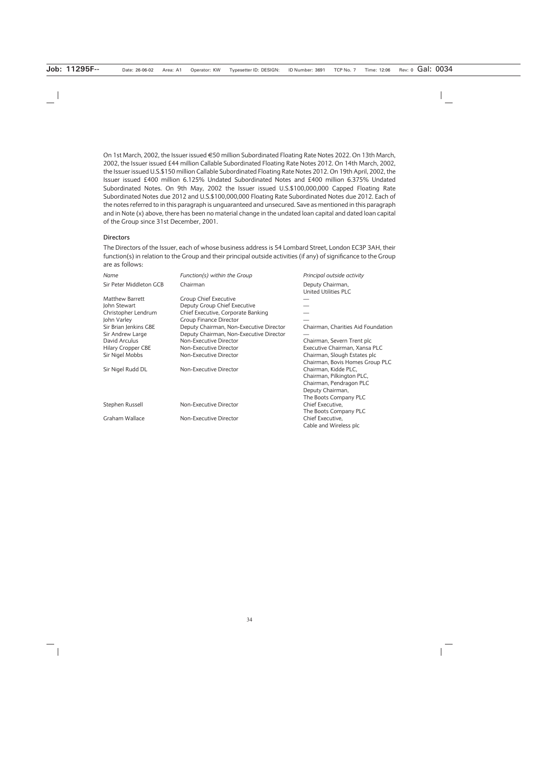On 1st March, 2002, the Issuer issued €50 million Subordinated Floating Rate Notes 2022. On 13th March, 2002, the Issuer issued £44 million Callable Subordinated Floating Rate Notes 2012. On 14th March, 2002, the Issuer issued U.S.$150 million Callable Subordinated Floating Rate Notes 2012. On 19th April, 2002, the Issuer issued £400 million 6.125% Undated Subordinated Notes and £400 million 6.375% Undated Subordinated Notes. On 9th May, 2002 the Issuer issued U.S.$100,000,000 Capped Floating Rate Subordinated Notes due 2012 and U.S.$100,000,000 Floating Rate Subordinated Notes due 2012. Each of the notes referred to in this paragraph is unguaranteed and unsecured. Save as mentioned in this paragraph and in Note (x) above, there has been no material change in the undated loan capital and dated loan capital of the Group since 31st December, 2001.

### Directors

The Directors of the Issuer, each of whose business address is 54 Lombard Street, London EC3P 3AH, their function(s) in relation to the Group and their principal outside activities (if any) of significance to the Group are as follows:

| *Name* | *Function(s) within the Group* | *Principal outside activity* |
|---|---|---|
| Sir Peter Middleton GCB | Chairman | Deputy Chairman, United Utilities PLC |
| Matthew Barrett | Group Chief Executive | — |
| John Stewart | Deputy Group Chief Executive | — |
| Christopher Lendrum | Chief Executive, Corporate Banking | — |
| John Varley | Group Finance Director | — |
| Sir Brian Jenkins GBE | Deputy Chairman, Non-Executive Director | Chairman, Charities Aid Foundation |
| Sir Andrew Large | Deputy Chairman, Non-Executive Director | — |
| David Arculus | Non-Executive Director | Chairman, Severn Trent plc |
| Hilary Cropper CBE | Non-Executive Director | Executive Chairman, Xansa PLC |
| Sir Nigel Mobbs | Non-Executive Director | Chairman, Slough Estates plc<br>Chairman, Bovis Homes Group PLC |
| Sir Nigel Rudd DL | Non-Executive Director | Chairman, Kidde PLC,<br>Chairman, Pilkington PLC,<br>Chairman, Pendragon PLC<br>Deputy Chairman, The Boots Company PLC |
| Stephen Russell | Non-Executive Director | Chief Executive, The Boots Company PLC |
| Graham Wallace | Non-Executive Director | Chief Executive, Cable and Wireless plc |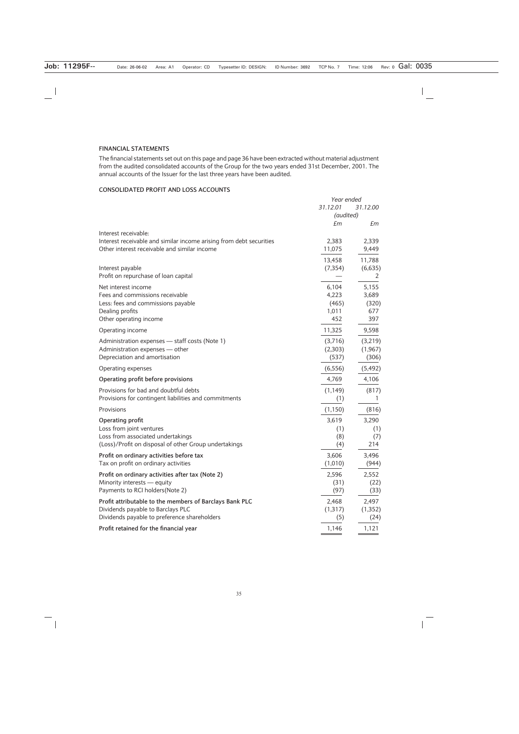## FINANCIAL STATEMENTS

The financial statements set out on this page and page 36 have been extracted without material adjustment from the audited consolidated accounts of the Group for the two years ended 31st December, 2001. The annual accounts of the Issuer for the last three years have been audited.

### CONSOLIDATED PROFIT AND LOSS ACCOUNTS

| | *Year ended* | |
|---|---|---|
| | *31.12.01* | *31.12.00* |
| | *(audited)* | |
| | *£m* | *£m* |
| Interest receivable: | | |
| Interest receivable and similar income arising from debt securities | 2,383 | 2,339 |
| Other interest receivable and similar income | 11,075 | 9,449 |
| | 13,458 | 11,788 |
| Interest payable | (7,354) | (6,635) |
| Profit on repurchase of loan capital | — | 2 |
| Net interest income | 6,104 | 5,155 |
| Fees and commissions receivable | 4,223 | 3,689 |
| Less: fees and commissions payable | (465) | (320) |
| Dealing profits | 1,011 | 677 |
| Other operating income | 452 | 397 |
| Operating income | 11,325 | 9,598 |
| Administration expenses — staff costs (Note 1) | (3,716) | (3,219) |
| Administration expenses — other | (2,303) | (1,967) |
| Depreciation and amortisation | (537) | (306) |
| Operating expenses | (6,556) | (5,492) |
| **Operating profit before provisions** | 4,769 | 4,106 |
| Provisions for bad and doubtful debts | (1,149) | (817) |
| Provisions for contingent liabilities and commitments | (1) | 1 |
| Provisions | (1,150) | (816) |
| **Operating profit** | 3,619 | 3,290 |
| Loss from joint ventures | (1) | (1) |
| Loss from associated undertakings | (8) | (7) |
| (Loss)/Profit on disposal of other Group undertakings | (4) | 214 |
| **Profit on ordinary activities before tax** | 3,606 | 3,496 |
| Tax on profit on ordinary activities | (1,010) | (944) |
| **Profit on ordinary activities after tax (Note 2)** | 2,596 | 2,552 |
| Minority interests — equity | (31) | (22) |
| Payments to RCI holders(Note 2) | (97) | (33) |
| **Profit attributable to the members of Barclays Bank PLC** | 2,468 | 2,497 |
| Dividends payable to Barclays PLC | (1,317) | (1,352) |
| Dividends payable to preference shareholders | (5) | (24) |
| **Profit retained for the financial year** | 1,146 | 1,121 |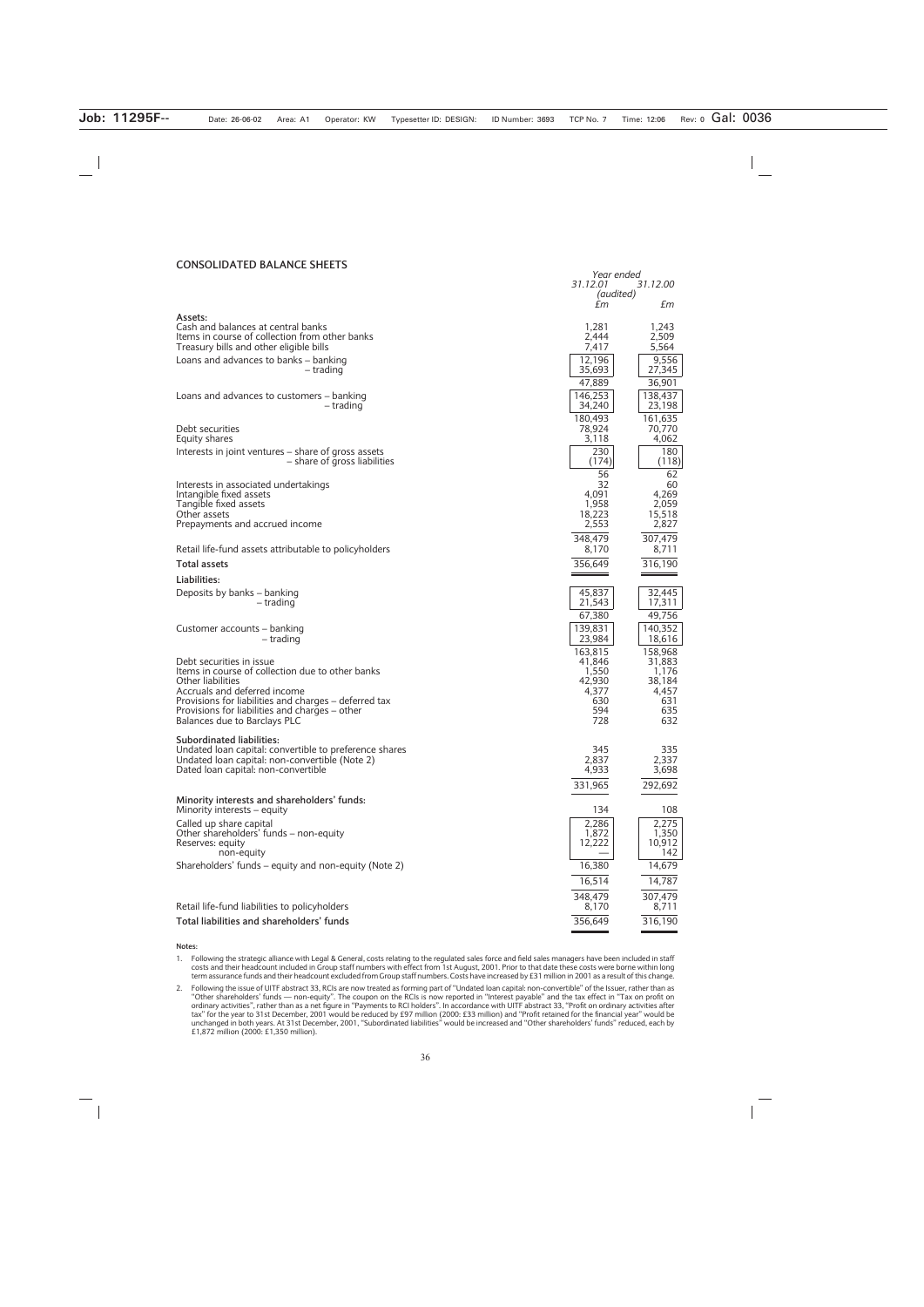## CONSOLIDATED BALANCE SHEETS

| | Year ended 31.12.01 (audited) £m | 31.12.00 £m |
|---|---|---|
| **Assets:** | | |
| Cash and balances at central banks | 1,281 | 1,243 |
| Items in course of collection from other banks | 2,444 | 2,509 |
| Treasury bills and other eligible bills | 7,417 | 5,564 |
| Loans and advances to banks – banking | 12,196 | 9,556 |
| – trading | 35,693 | 27,345 |
| | 47,889 | 36,901 |
| Loans and advances to customers – banking | 146,253 | 138,437 |
| – trading | 34,240 | 23,198 |
| | 180,493 | 161,635 |
| Debt securities | 78,924 | 70,770 |
| Equity shares | 3,118 | 4,062 |
| Interests in joint ventures – share of gross assets | 230 | 180 |
| – share of gross liabilities | (174) | (118) |
| | 56 | 62 |
| Interests in associated undertakings | 32 | 60 |
| Intangible fixed assets | 4,091 | 4,269 |
| Tangible fixed assets | 1,958 | 2,059 |
| Other assets | 18,223 | 15,518 |
| Prepayments and accrued income | 2,553 | 2,827 |
| | 348,479 | 307,479 |
| Retail life-fund assets attributable to policyholders | 8,170 | 8,711 |
| **Total assets** | 356,649 | 316,190 |
| **Liabilities:** | | |
| Deposits by banks – banking | 45,837 | 32,445 |
| – trading | 21,543 | 17,311 |
| | 67,380 | 49,756 |
| Customer accounts – banking | 139,831 | 140,352 |
| – trading | 23,984 | 18,616 |
| | 163,815 | 158,968 |
| Debt securities in issue | 41,846 | 31,883 |
| Items in course of collection due to other banks | 1,550 | 1,176 |
| Other liabilities | 42,930 | 38,184 |
| Accruals and deferred income | 4,377 | 4,457 |
| Provisions for liabilities and charges – deferred tax | 630 | 631 |
| Provisions for liabilities and charges – other | 594 | 635 |
| Balances due to Barclays PLC | 728 | 632 |
| **Subordinated liabilities:** | | |
| Undated loan capital: convertible to preference shares | 345 | 335 |
| Undated loan capital: non-convertible (Note 2) | 2,837 | 2,337 |
| Dated loan capital: non-convertible | 4,933 | 3,698 |
| | 331,965 | 292,692 |
| **Minority interests and shareholders' funds:** | | |
| Minority interests – equity | 134 | 108 |
| Called up share capital | 2,286 | 2,275 |
| Other shareholders' funds – non-equity | 1,872 | 1,350 |
| Reserves: equity | 12,222 | 10,912 |
| non-equity | — | 142 |
| Shareholders' funds – equity and non-equity (Note 2) | 16,380 | 14,679 |
| | 16,514 | 14,787 |
| | 348,479 | 307,479 |
| Retail life-fund liabilities to policyholders | 8,170 | 8,711 |
| **Total liabilities and shareholders' funds** | 356,649 | 316,190 |

**Notes:**

1. Following the strategic alliance with Legal & General, costs relating to the regulated sales force and field sales managers have been included in staff costs and their headcount included in Group staff numbers with effect from 1st August, 2001. Prior to that date these costs were borne within long term assurance funds and their headcount excluded from Group staff numbers. Costs have increased by £31 million in 2001 as a result of this change.

2. Following the issue of UITF abstract 33, RCIs are now treated as forming part of "Undated loan capital: non-convertible" of the Issuer, rather than as "Other shareholders' funds — non-equity". The coupon on the RCIs is now reported in "Interest payable" and the tax effect in "Tax on profit on ordinary activities", rather than as a net figure in "Payments to RCI holders". In accordance with UITF abstract 33, "Profit on ordinary activities after tax" for the year to 31st December, 2001 would be reduced by £97 million (2000: £33 million) and "Profit retained for the financial year" would be unchanged in both years. At 31st December, 2001, "Subordinated liabilities" would be increased and "Other shareholders' funds" reduced, each by £1,872 million (2000: £1,350 million).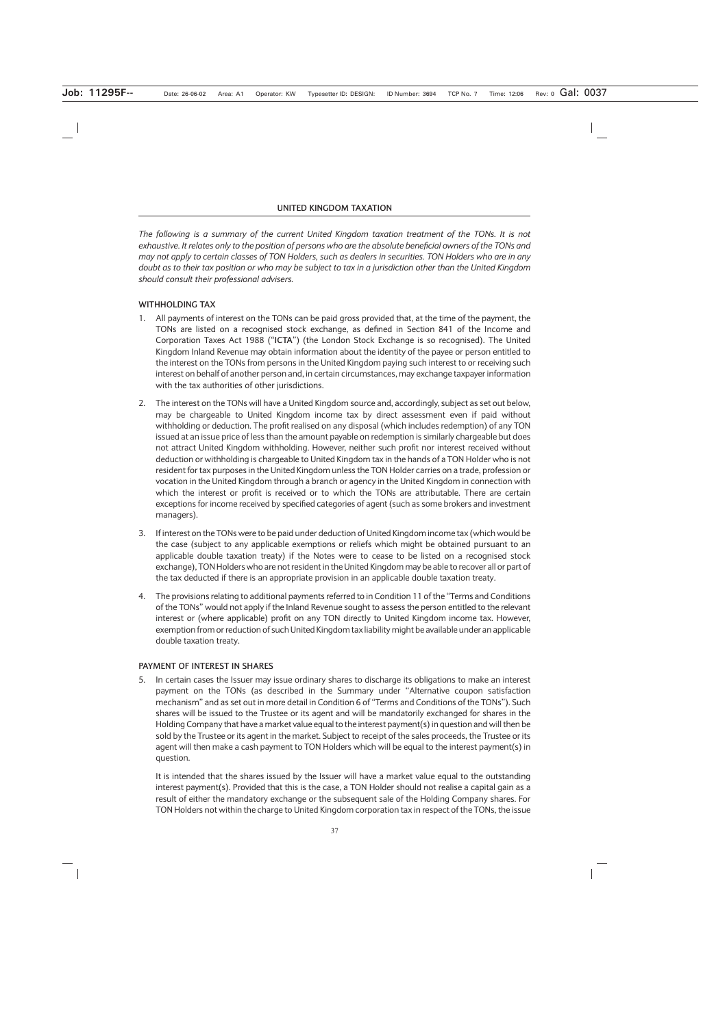## UNITED KINGDOM TAXATION

*The following is a summary of the current United Kingdom taxation treatment of the TONs. It is not exhaustive. It relates only to the position of persons who are the absolute beneficial owners of the TONs and may not apply to certain classes of TON Holders, such as dealers in securities. TON Holders who are in any doubt as to their tax position or who may be subject to tax in a jurisdiction other than the United Kingdom should consult their professional advisers.*

### WITHHOLDING TAX

1. All payments of interest on the TONs can be paid gross provided that, at the time of the payment, the TONs are listed on a recognised stock exchange, as defined in Section 841 of the Income and Corporation Taxes Act 1988 ("**ICTA**") (the London Stock Exchange is so recognised). The United Kingdom Inland Revenue may obtain information about the identity of the payee or person entitled to the interest on the TONs from persons in the United Kingdom paying such interest to or receiving such interest on behalf of another person and, in certain circumstances, may exchange taxpayer information with the tax authorities of other jurisdictions.

2. The interest on the TONs will have a United Kingdom source and, accordingly, subject as set out below, may be chargeable to United Kingdom income tax by direct assessment even if paid without withholding or deduction. The profit realised on any disposal (which includes redemption) of any TON issued at an issue price of less than the amount payable on redemption is similarly chargeable but does not attract United Kingdom withholding. However, neither such profit nor interest received without deduction or withholding is chargeable to United Kingdom tax in the hands of a TON Holder who is not resident for tax purposes in the United Kingdom unless the TON Holder carries on a trade, profession or vocation in the United Kingdom through a branch or agency in the United Kingdom in connection with which the interest or profit is received or to which the TONs are attributable. There are certain exceptions for income received by specified categories of agent (such as some brokers and investment managers).

3. If interest on the TONs were to be paid under deduction of United Kingdom income tax (which would be the case (subject to any applicable exemptions or reliefs which might be obtained pursuant to an applicable double taxation treaty) if the Notes were to cease to be listed on a recognised stock exchange), TON Holders who are not resident in the United Kingdom may be able to recover all or part of the tax deducted if there is an appropriate provision in an applicable double taxation treaty.

4. The provisions relating to additional payments referred to in Condition 11 of the "Terms and Conditions of the TONs" would not apply if the Inland Revenue sought to assess the person entitled to the relevant interest or (where applicable) profit on any TON directly to United Kingdom income tax. However, exemption from or reduction of such United Kingdom tax liability might be available under an applicable double taxation treaty.

### PAYMENT OF INTEREST IN SHARES

5. In certain cases the Issuer may issue ordinary shares to discharge its obligations to make an interest payment on the TONs (as described in the Summary under "Alternative coupon satisfaction mechanism" and as set out in more detail in Condition 6 of "Terms and Conditions of the TONs"). Such shares will be issued to the Trustee or its agent and will be mandatorily exchanged for shares in the Holding Company that have a market value equal to the interest payment(s) in question and will then be sold by the Trustee or its agent in the market. Subject to receipt of the sales proceeds, the Trustee or its agent will then make a cash payment to TON Holders which will be equal to the interest payment(s) in question.

   It is intended that the shares issued by the Issuer will have a market value equal to the outstanding interest payment(s). Provided that this is the case, a TON Holder should not realise a capital gain as a result of either the mandatory exchange or the subsequent sale of the Holding Company shares. For TON Holders not within the charge to United Kingdom corporation tax in respect of the TONs, the issue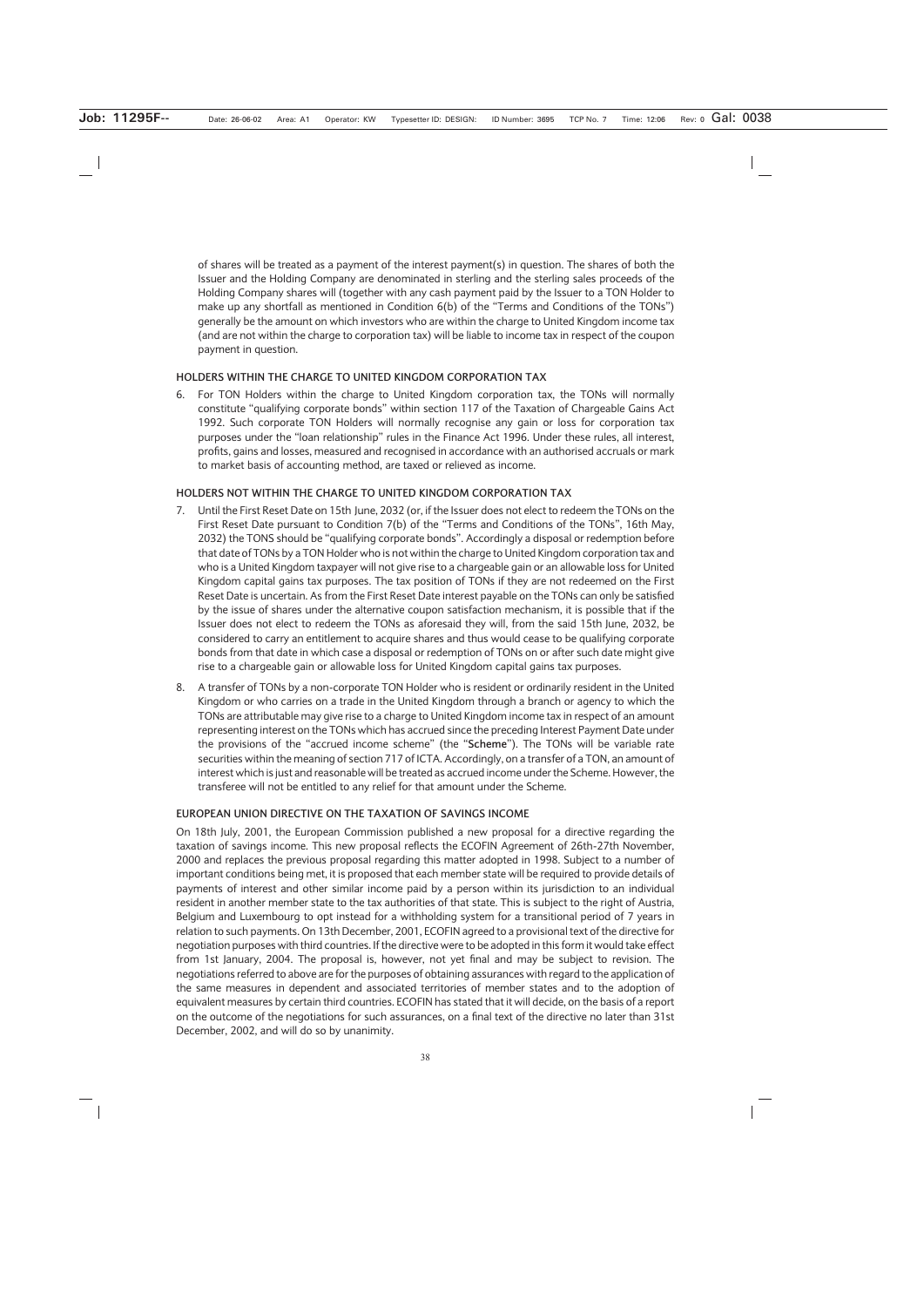of shares will be treated as a payment of the interest payment(s) in question. The shares of both the Issuer and the Holding Company are denominated in sterling and the sterling sales proceeds of the Holding Company shares will (together with any cash payment paid by the Issuer to a TON Holder to make up any shortfall as mentioned in Condition 6(b) of the "Terms and Conditions of the TONs") generally be the amount on which investors who are within the charge to United Kingdom income tax (and are not within the charge to corporation tax) will be liable to income tax in respect of the coupon payment in question.

## HOLDERS WITHIN THE CHARGE TO UNITED KINGDOM CORPORATION TAX

6. For TON Holders within the charge to United Kingdom corporation tax, the TONs will normally constitute "qualifying corporate bonds" within section 117 of the Taxation of Chargeable Gains Act 1992. Such corporate TON Holders will normally recognise any gain or loss for corporation tax purposes under the "loan relationship" rules in the Finance Act 1996. Under these rules, all interest, profits, gains and losses, measured and recognised in accordance with an authorised accruals or mark to market basis of accounting method, are taxed or relieved as income.

## HOLDERS NOT WITHIN THE CHARGE TO UNITED KINGDOM CORPORATION TAX

7. Until the First Reset Date on 15th June, 2032 (or, if the Issuer does not elect to redeem the TONs on the First Reset Date pursuant to Condition 7(b) of the "Terms and Conditions of the TONs", 16th May, 2032) the TONS should be "qualifying corporate bonds". Accordingly a disposal or redemption before that date of TONs by a TON Holder who is not within the charge to United Kingdom corporation tax and who is a United Kingdom taxpayer will not give rise to a chargeable gain or an allowable loss for United Kingdom capital gains tax purposes. The tax position of TONs if they are not redeemed on the First Reset Date is uncertain. As from the First Reset Date interest payable on the TONs can only be satisfied by the issue of shares under the alternative coupon satisfaction mechanism, it is possible that if the Issuer does not elect to redeem the TONs as aforesaid they will, from the said 15th June, 2032, be considered to carry an entitlement to acquire shares and thus would cease to be qualifying corporate bonds from that date in which case a disposal or redemption of TONs on or after such date might give rise to a chargeable gain or allowable loss for United Kingdom capital gains tax purposes.

8. A transfer of TONs by a non-corporate TON Holder who is resident or ordinarily resident in the United Kingdom or who carries on a trade in the United Kingdom through a branch or agency to which the TONs are attributable may give rise to a charge to United Kingdom income tax in respect of an amount representing interest on the TONs which has accrued since the preceding Interest Payment Date under the provisions of the "accrued income scheme" (the "**Scheme**"). The TONs will be variable rate securities within the meaning of section 717 of ICTA. Accordingly, on a transfer of a TON, an amount of interest which is just and reasonable will be treated as accrued income under the Scheme. However, the transferee will not be entitled to any relief for that amount under the Scheme.

## EUROPEAN UNION DIRECTIVE ON THE TAXATION OF SAVINGS INCOME

On 18th July, 2001, the European Commission published a new proposal for a directive regarding the taxation of savings income. This new proposal reflects the ECOFIN Agreement of 26th-27th November, 2000 and replaces the previous proposal regarding this matter adopted in 1998. Subject to a number of important conditions being met, it is proposed that each member state will be required to provide details of payments of interest and other similar income paid by a person within its jurisdiction to an individual resident in another member state to the tax authorities of that state. This is subject to the right of Austria, Belgium and Luxembourg to opt instead for a withholding system for a transitional period of 7 years in relation to such payments. On 13th December, 2001, ECOFIN agreed to a provisional text of the directive for negotiation purposes with third countries. If the directive were to be adopted in this form it would take effect from 1st January, 2004. The proposal is, however, not yet final and may be subject to revision. The negotiations referred to above are for the purposes of obtaining assurances with regard to the application of the same measures in dependent and associated territories of member states and to the adoption of equivalent measures by certain third countries. ECOFIN has stated that it will decide, on the basis of a report on the outcome of the negotiations for such assurances, on a final text of the directive no later than 31st December, 2002, and will do so by unanimity.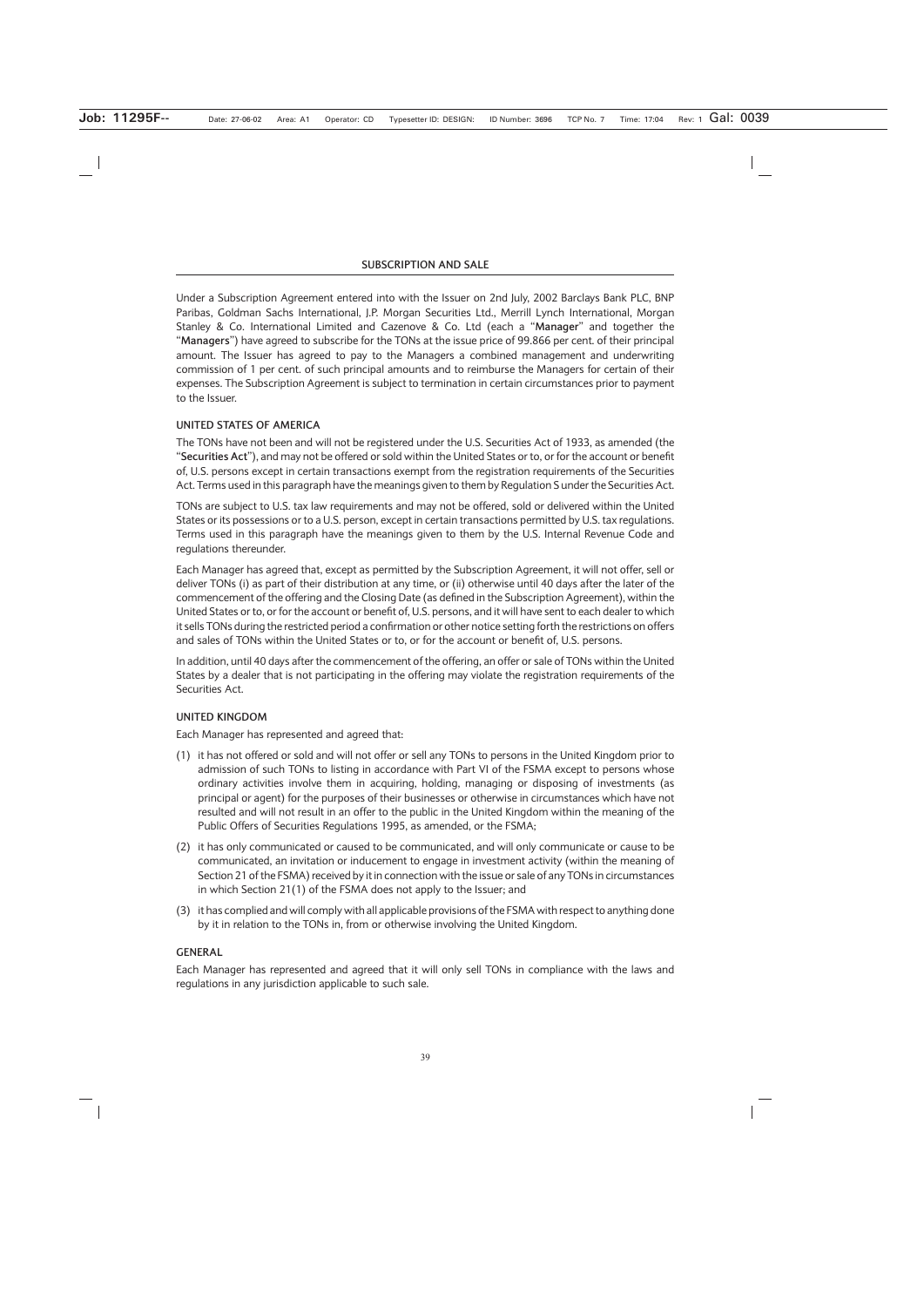## SUBSCRIPTION AND SALE

Under a Subscription Agreement entered into with the Issuer on 2nd July, 2002 Barclays Bank PLC, BNP Paribas, Goldman Sachs International, J.P. Morgan Securities Ltd., Merrill Lynch International, Morgan Stanley & Co. International Limited and Cazenove & Co. Ltd (each a "**Manager**" and together the "**Managers**") have agreed to subscribe for the TONs at the issue price of 99.866 per cent. of their principal amount. The Issuer has agreed to pay to the Managers a combined management and underwriting commission of 1 per cent. of such principal amounts and to reimburse the Managers for certain of their expenses. The Subscription Agreement is subject to termination in certain circumstances prior to payment to the Issuer.

### UNITED STATES OF AMERICA

The TONs have not been and will not be registered under the U.S. Securities Act of 1933, as amended (the "**Securities Act**"), and may not be offered or sold within the United States or to, or for the account or benefit of, U.S. persons except in certain transactions exempt from the registration requirements of the Securities Act. Terms used in this paragraph have the meanings given to them by Regulation S under the Securities Act.

TONs are subject to U.S. tax law requirements and may not be offered, sold or delivered within the United States or its possessions or to a U.S. person, except in certain transactions permitted by U.S. tax regulations. Terms used in this paragraph have the meanings given to them by the U.S. Internal Revenue Code and regulations thereunder.

Each Manager has agreed that, except as permitted by the Subscription Agreement, it will not offer, sell or deliver TONs (i) as part of their distribution at any time, or (ii) otherwise until 40 days after the later of the commencement of the offering and the Closing Date (as defined in the Subscription Agreement), within the United States or to, or for the account or benefit of, U.S. persons, and it will have sent to each dealer to which it sells TONs during the restricted period a confirmation or other notice setting forth the restrictions on offers and sales of TONs within the United States or to, or for the account or benefit of, U.S. persons.

In addition, until 40 days after the commencement of the offering, an offer or sale of TONs within the United States by a dealer that is not participating in the offering may violate the registration requirements of the Securities Act.

### UNITED KINGDOM

Each Manager has represented and agreed that:

(1) it has not offered or sold and will not offer or sell any TONs to persons in the United Kingdom prior to admission of such TONs to listing in accordance with Part VI of the FSMA except to persons whose ordinary activities involve them in acquiring, holding, managing or disposing of investments (as principal or agent) for the purposes of their businesses or otherwise in circumstances which have not resulted and will not result in an offer to the public in the United Kingdom within the meaning of the Public Offers of Securities Regulations 1995, as amended, or the FSMA;

(2) it has only communicated or caused to be communicated, and will only communicate or cause to be communicated, an invitation or inducement to engage in investment activity (within the meaning of Section 21 of the FSMA) received by it in connection with the issue or sale of any TONs in circumstances in which Section 21(1) of the FSMA does not apply to the Issuer; and

(3) it has complied and will comply with all applicable provisions of the FSMA with respect to anything done by it in relation to the TONs in, from or otherwise involving the United Kingdom.

### GENERAL

Each Manager has represented and agreed that it will only sell TONs in compliance with the laws and regulations in any jurisdiction applicable to such sale.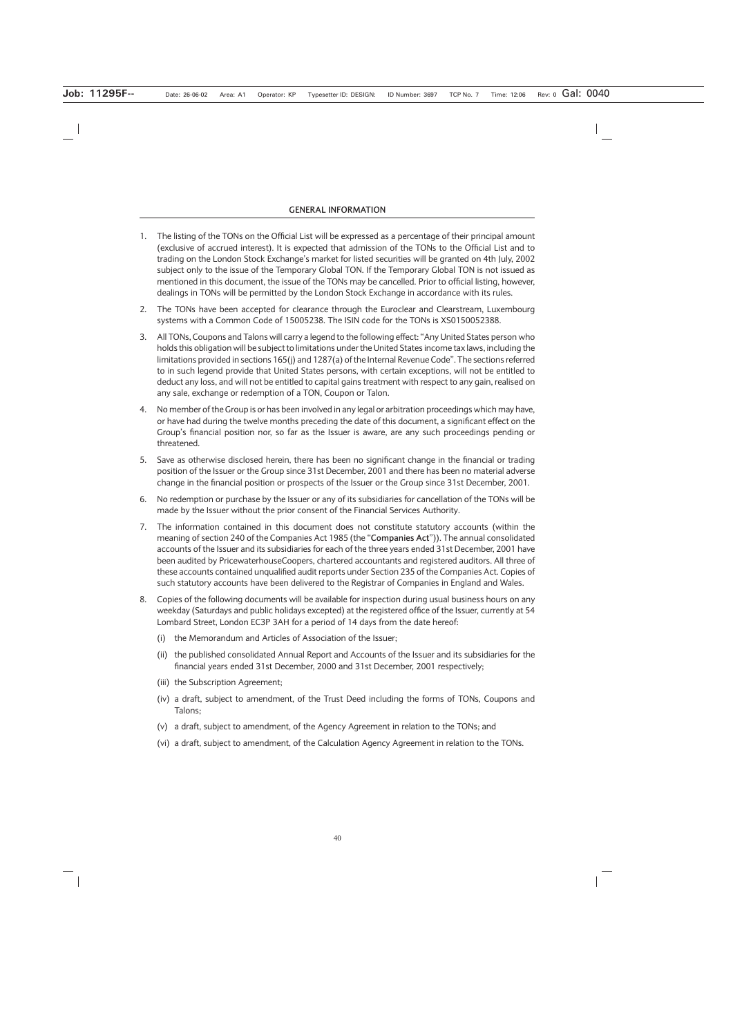## GENERAL INFORMATION

1. The listing of the TONs on the Official List will be expressed as a percentage of their principal amount (exclusive of accrued interest). It is expected that admission of the TONs to the Official List and to trading on the London Stock Exchange's market for listed securities will be granted on 4th July, 2002 subject only to the issue of the Temporary Global TON. If the Temporary Global TON is not issued as mentioned in this document, the issue of the TONs may be cancelled. Prior to official listing, however, dealings in TONs will be permitted by the London Stock Exchange in accordance with its rules.

2. The TONs have been accepted for clearance through the Euroclear and Clearstream, Luxembourg systems with a Common Code of 15005238. The ISIN code for the TONs is XS0150052388.

3. All TONs, Coupons and Talons will carry a legend to the following effect: "Any United States person who holds this obligation will be subject to limitations under the United States income tax laws, including the limitations provided in sections 165(j) and 1287(a) of the Internal Revenue Code". The sections referred to in such legend provide that United States persons, with certain exceptions, will not be entitled to deduct any loss, and will not be entitled to capital gains treatment with respect to any gain, realised on any sale, exchange or redemption of a TON, Coupon or Talon.

4. No member of the Group is or has been involved in any legal or arbitration proceedings which may have, or have had during the twelve months preceding the date of this document, a significant effect on the Group's financial position nor, so far as the Issuer is aware, are any such proceedings pending or threatened.

5. Save as otherwise disclosed herein, there has been no significant change in the financial or trading position of the Issuer or the Group since 31st December, 2001 and there has been no material adverse change in the financial position or prospects of the Issuer or the Group since 31st December, 2001.

6. No redemption or purchase by the Issuer or any of its subsidiaries for cancellation of the TONs will be made by the Issuer without the prior consent of the Financial Services Authority.

7. The information contained in this document does not constitute statutory accounts (within the meaning of section 240 of the Companies Act 1985 (the "**Companies Act**")). The annual consolidated accounts of the Issuer and its subsidiaries for each of the three years ended 31st December, 2001 have been audited by PricewaterhouseCoopers, chartered accountants and registered auditors. All three of these accounts contained unqualified audit reports under Section 235 of the Companies Act. Copies of such statutory accounts have been delivered to the Registrar of Companies in England and Wales.

8. Copies of the following documents will be available for inspection during usual business hours on any weekday (Saturdays and public holidays excepted) at the registered office of the Issuer, currently at 54 Lombard Street, London EC3P 3AH for a period of 14 days from the date hereof:

   (i) the Memorandum and Articles of Association of the Issuer;

   (ii) the published consolidated Annual Report and Accounts of the Issuer and its subsidiaries for the financial years ended 31st December, 2000 and 31st December, 2001 respectively;

   (iii) the Subscription Agreement;

   (iv) a draft, subject to amendment, of the Trust Deed including the forms of TONs, Coupons and Talons;

   (v) a draft, subject to amendment, of the Agency Agreement in relation to the TONs; and

   (vi) a draft, subject to amendment, of the Calculation Agency Agreement in relation to the TONs.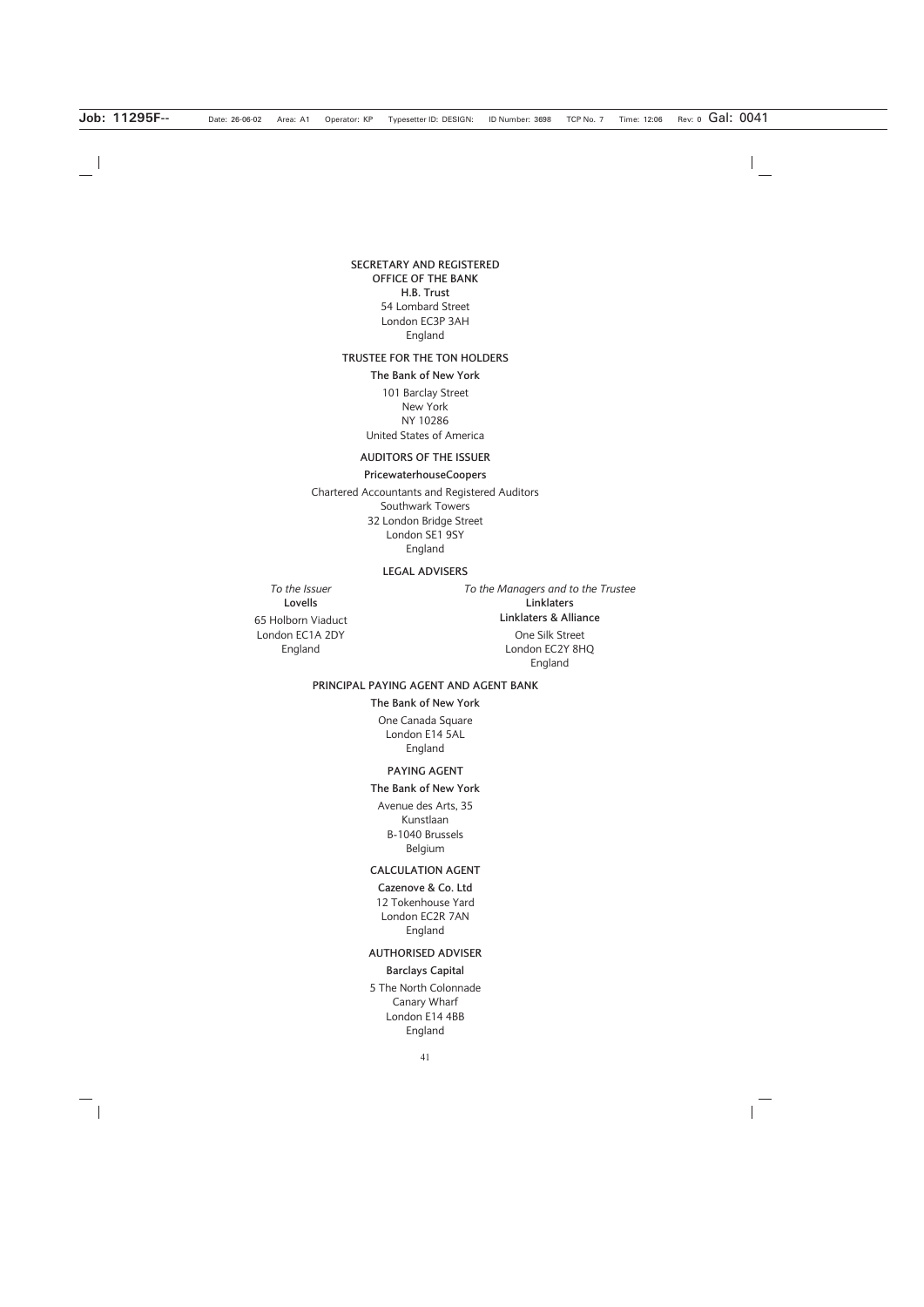## SECRETARY AND REGISTERED OFFICE OF THE BANK

**H.B. Trust**
54 Lombard Street
London EC3P 3AH
England

## TRUSTEE FOR THE TON HOLDERS

**The Bank of New York**
101 Barclay Street
New York
NY 10286
United States of America

## AUDITORS OF THE ISSUER

**PricewaterhouseCoopers**
Chartered Accountants and Registered Auditors
Southwark Towers
32 London Bridge Street
London SE1 9SY
England

## LEGAL ADVISERS

*To the Issuer*
**Lovells**
65 Holborn Viaduct
London EC1A 2DY
England

*To the Managers and to the Trustee*
**Linklaters**
**Linklaters & Alliance**
One Silk Street
London EC2Y 8HQ
England

## PRINCIPAL PAYING AGENT AND AGENT BANK

**The Bank of New York**
One Canada Square
London E14 5AL
England

## PAYING AGENT

**The Bank of New York**
Avenue des Arts, 35
Kunstlaan
B-1040 Brussels
Belgium

## CALCULATION AGENT

**Cazenove & Co. Ltd**
12 Tokenhouse Yard
London EC2R 7AN
England

## AUTHORISED ADVISER

**Barclays Capital**
5 The North Colonnade
Canary Wharf
London E14 4BB
England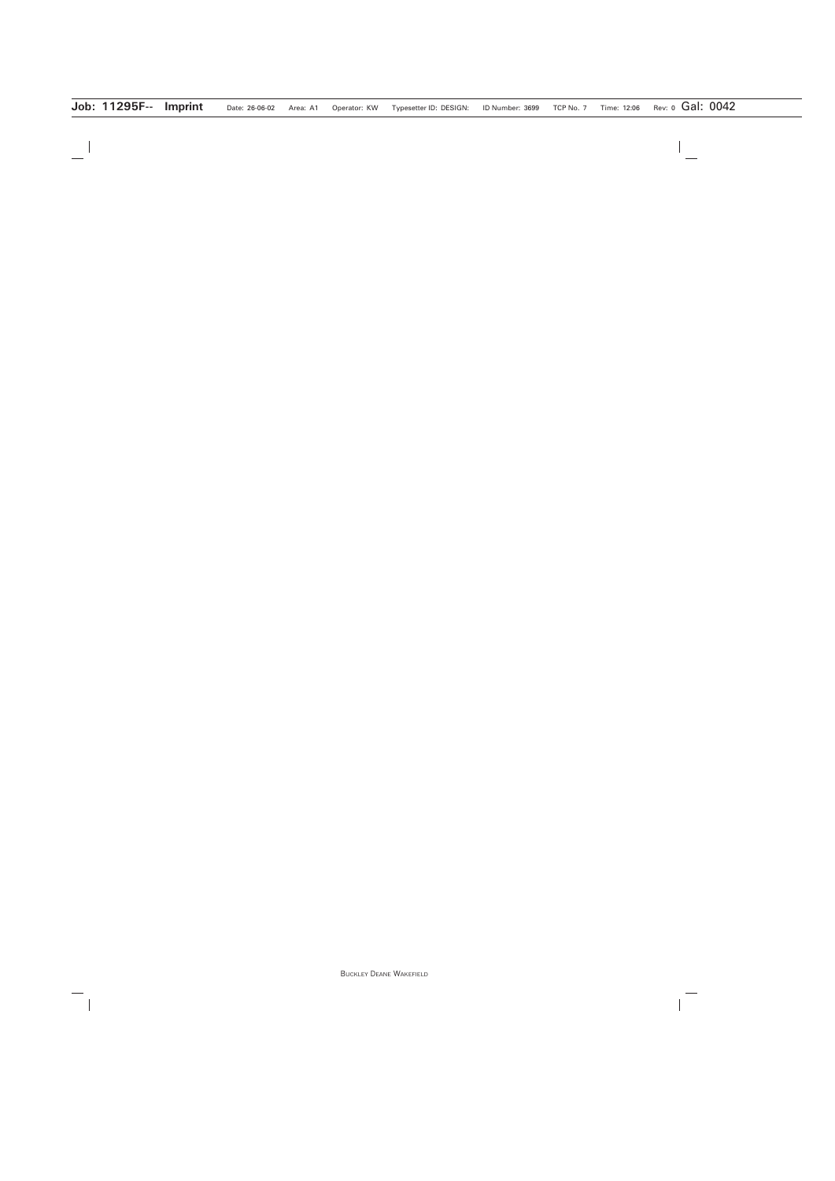BUCKLEY DEANE WAKEFIELD